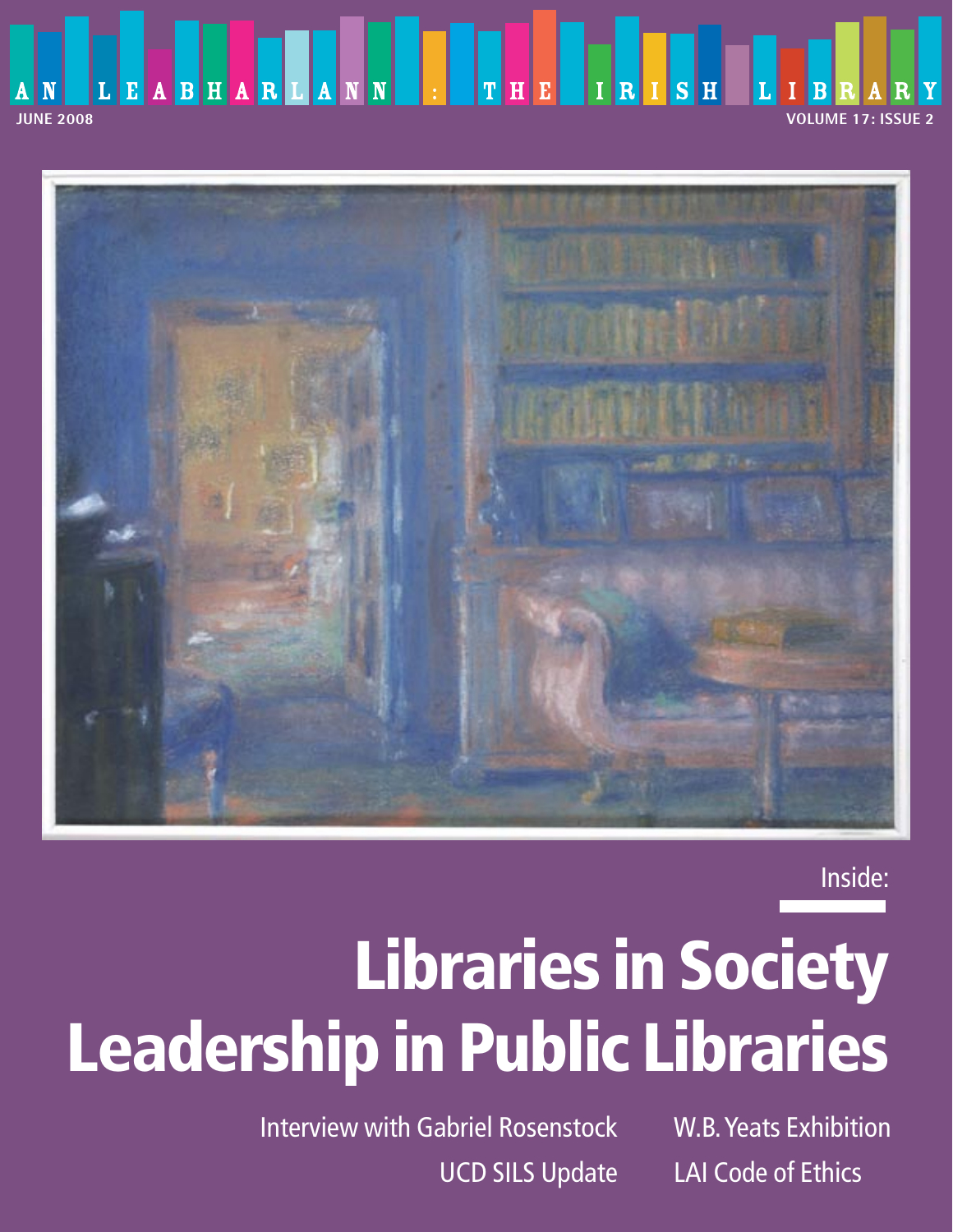# AN LEABHARLANN : THE IRISH LIBRARY

JUNE 2008

VOLUME 17: ISSUE 2

Inside:

## Libraries in Society
## Leadership in Public Libraries

Interview with Gabriel Rosenstock

UCD SILS Update

W.B. Yeats Exhibition

LAI Code of Ethics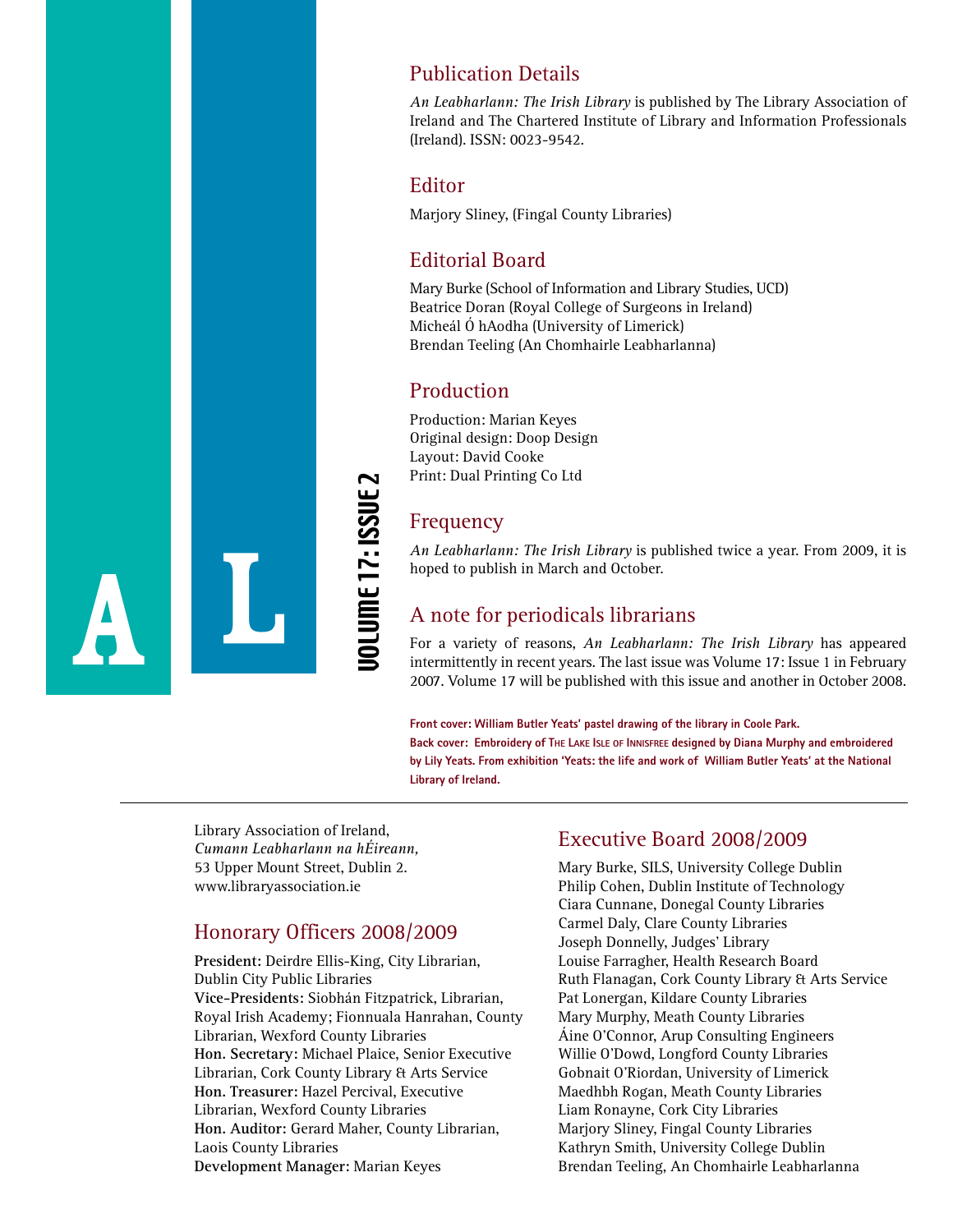VOLUME 17: ISSUE 2

## Publication Details

*An Leabharlann: The Irish Library* is published by The Library Association of Ireland and The Chartered Institute of Library and Information Professionals (Ireland). ISSN: 0023-9542.

## Editor

Marjory Sliney, (Fingal County Libraries)

## Editorial Board

Mary Burke (School of Information and Library Studies, UCD)
Beatrice Doran (Royal College of Surgeons in Ireland)
Micheál Ó hAodha (University of Limerick)
Brendan Teeling (An Chomhairle Leabharlanna)

## Production

Production: Marian Keyes
Original design: Doop Design
Layout: David Cooke
Print: Dual Printing Co Ltd

## Frequency

*An Leabharlann: The Irish Library* is published twice a year. From 2009, it is hoped to publish in March and October.

## A note for periodicals librarians

For a variety of reasons, *An Leabharlann: The Irish Library* has appeared intermittently in recent years. The last issue was Volume 17: Issue 1 in February 2007. Volume 17 will be published with this issue and another in October 2008.

**Front cover: William Butler Yeats' pastel drawing of the library in Coole Park.**
**Back cover: Embroidery of The Lake Isle of Innisfree designed by Diana Murphy and embroidered by Lily Yeats. From exhibition 'Yeats: the life and work of William Butler Yeats' at the National Library of Ireland.**

---

Library Association of Ireland,
*Cumann Leabharlann na hÉireann,*
53 Upper Mount Street, Dublin 2.
www.libraryassociation.ie

## Honorary Officers 2008/2009

**President:** Deirdre Ellis-King, City Librarian, Dublin City Public Libraries
**Vice-Presidents:** Siobhán Fitzpatrick, Librarian, Royal Irish Academy; Fionnuala Hanrahan, County Librarian, Wexford County Libraries
**Hon. Secretary:** Michael Plaice, Senior Executive Librarian, Cork County Library & Arts Service
**Hon. Treasurer:** Hazel Percival, Executive Librarian, Wexford County Libraries
**Hon. Auditor:** Gerard Maher, County Librarian, Laois County Libraries
**Development Manager:** Marian Keyes

## Executive Board 2008/2009

Mary Burke, SILS, University College Dublin
Philip Cohen, Dublin Institute of Technology
Ciara Cunnane, Donegal County Libraries
Carmel Daly, Clare County Libraries
Joseph Donnelly, Judges' Library
Louise Farragher, Health Research Board
Ruth Flanagan, Cork County Library & Arts Service
Pat Lonergan, Kildare County Libraries
Mary Murphy, Meath County Libraries
Áine O'Connor, Arup Consulting Engineers
Willie O'Dowd, Longford County Libraries
Gobnait O'Riordan, University of Limerick
Maedhbh Rogan, Meath County Libraries
Liam Ronayne, Cork City Libraries
Marjory Sliney, Fingal County Libraries
Kathryn Smith, University College Dublin
Brendan Teeling, An Chomhairle Leabharlanna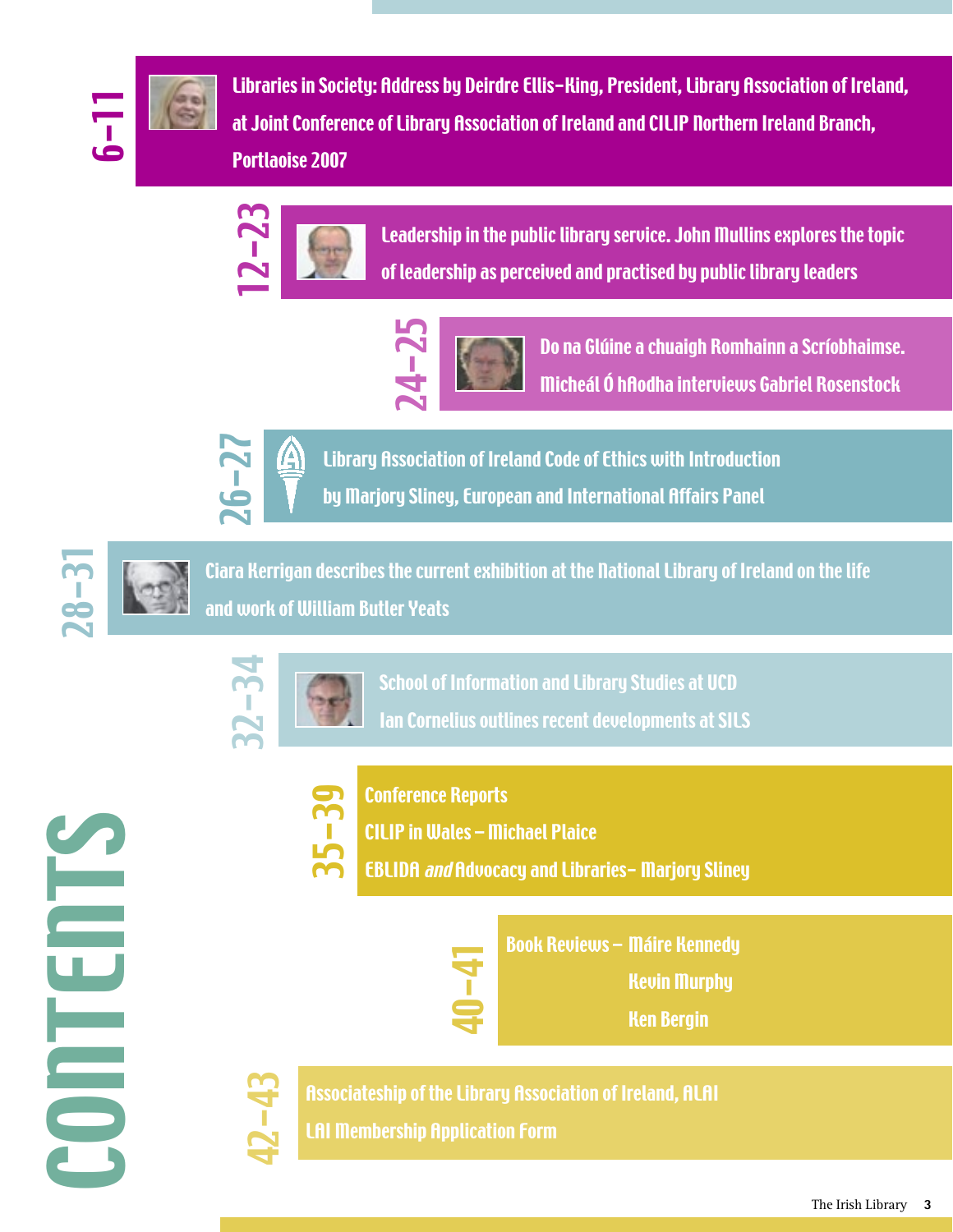# CONTENTS

**6–11** Libraries in Society: Address by Deirdre Ellis-King, President, Library Association of Ireland, at Joint Conference of Library Association of Ireland and CILIP Northern Ireland Branch, Portlaoise 2007

**12–23** Leadership in the public library service. John Mullins explores the topic of leadership as perceived and practised by public library leaders

**24–25** Do na Glúine a chuaigh Romhainn a Scríobhaimse. Micheál Ó hAodha interviews Gabriel Rosenstock

**26–27** Library Association of Ireland Code of Ethics with Introduction by Marjory Sliney, European and International Affairs Panel

**28–31** Ciara Kerrigan describes the current exhibition at the National Library of Ireland on the life and work of William Butler Yeats

**32–34** School of Information and Library Studies at UCD
Ian Cornelius outlines recent developments at SILS

**35–39** Conference Reports
CILIP in Wales – Michael Plaice
EBLIDA *and* Advocacy and Libraries– Marjory Sliney

**40–41** Book Reviews – Máire Kennedy
Kevin Murphy
Ken Bergin

**42–43** Associateship of the Library Association of Ireland, ALAI
LAI Membership Application Form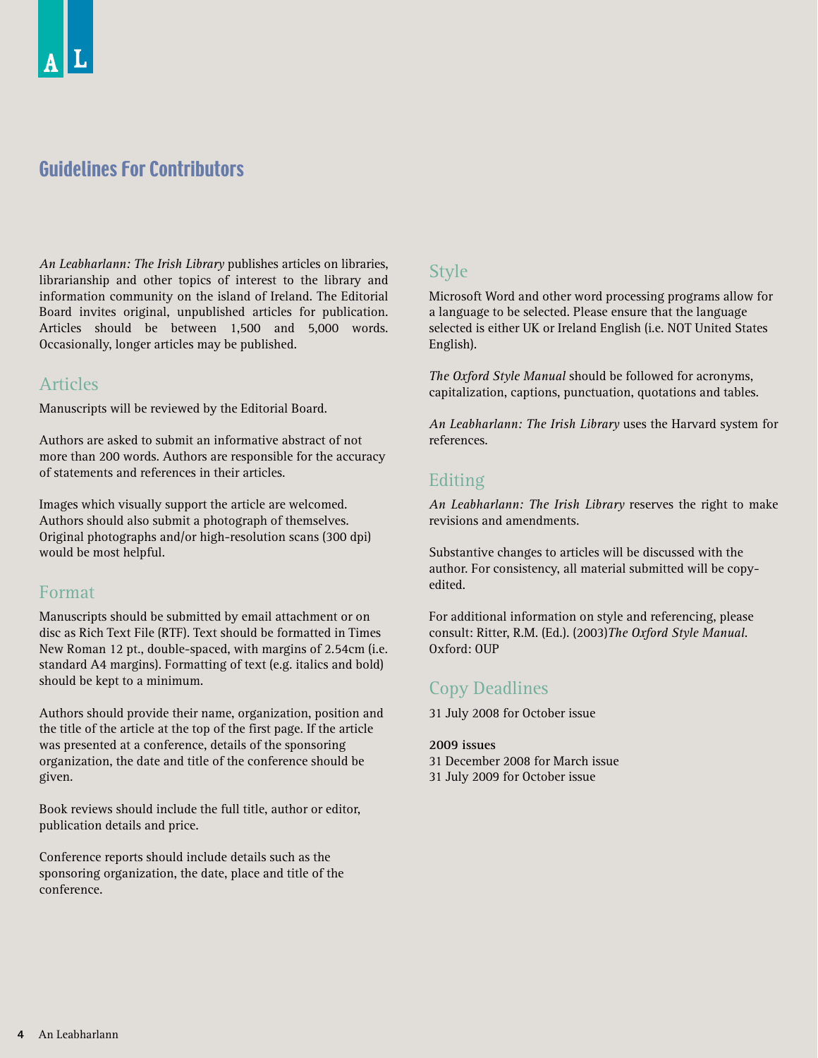# Guidelines For Contributors

*An Leabharlann: The Irish Library* publishes articles on libraries, librarianship and other topics of interest to the library and information community on the island of Ireland. The Editorial Board invites original, unpublished articles for publication. Articles should be between 1,500 and 5,000 words. Occasionally, longer articles may be published.

## Articles

Manuscripts will be reviewed by the Editorial Board.

Authors are asked to submit an informative abstract of not more than 200 words. Authors are responsible for the accuracy of statements and references in their articles.

Images which visually support the article are welcomed. Authors should also submit a photograph of themselves. Original photographs and/or high-resolution scans (300 dpi) would be most helpful.

## Format

Manuscripts should be submitted by email attachment or on disc as Rich Text File (RTF). Text should be formatted in Times New Roman 12 pt., double-spaced, with margins of 2.54cm (i.e. standard A4 margins). Formatting of text (e.g. italics and bold) should be kept to a minimum.

Authors should provide their name, organization, position and the title of the article at the top of the first page. If the article was presented at a conference, details of the sponsoring organization, the date and title of the conference should be given.

Book reviews should include the full title, author or editor, publication details and price.

Conference reports should include details such as the sponsoring organization, the date, place and title of the conference.

## Style

Microsoft Word and other word processing programs allow for a language to be selected. Please ensure that the language selected is either UK or Ireland English (i.e. NOT United States English).

*The Oxford Style Manual* should be followed for acronyms, capitalization, captions, punctuation, quotations and tables.

*An Leabharlann: The Irish Library* uses the Harvard system for references.

## Editing

*An Leabharlann: The Irish Library* reserves the right to make revisions and amendments.

Substantive changes to articles will be discussed with the author. For consistency, all material submitted will be copy-edited.

For additional information on style and referencing, please consult: Ritter, R.M. (Ed.). (2003)*The Oxford Style Manual*. Oxford: OUP

## Copy Deadlines

31 July 2008 for October issue

**2009 issues**
31 December 2008 for March issue
31 July 2009 for October issue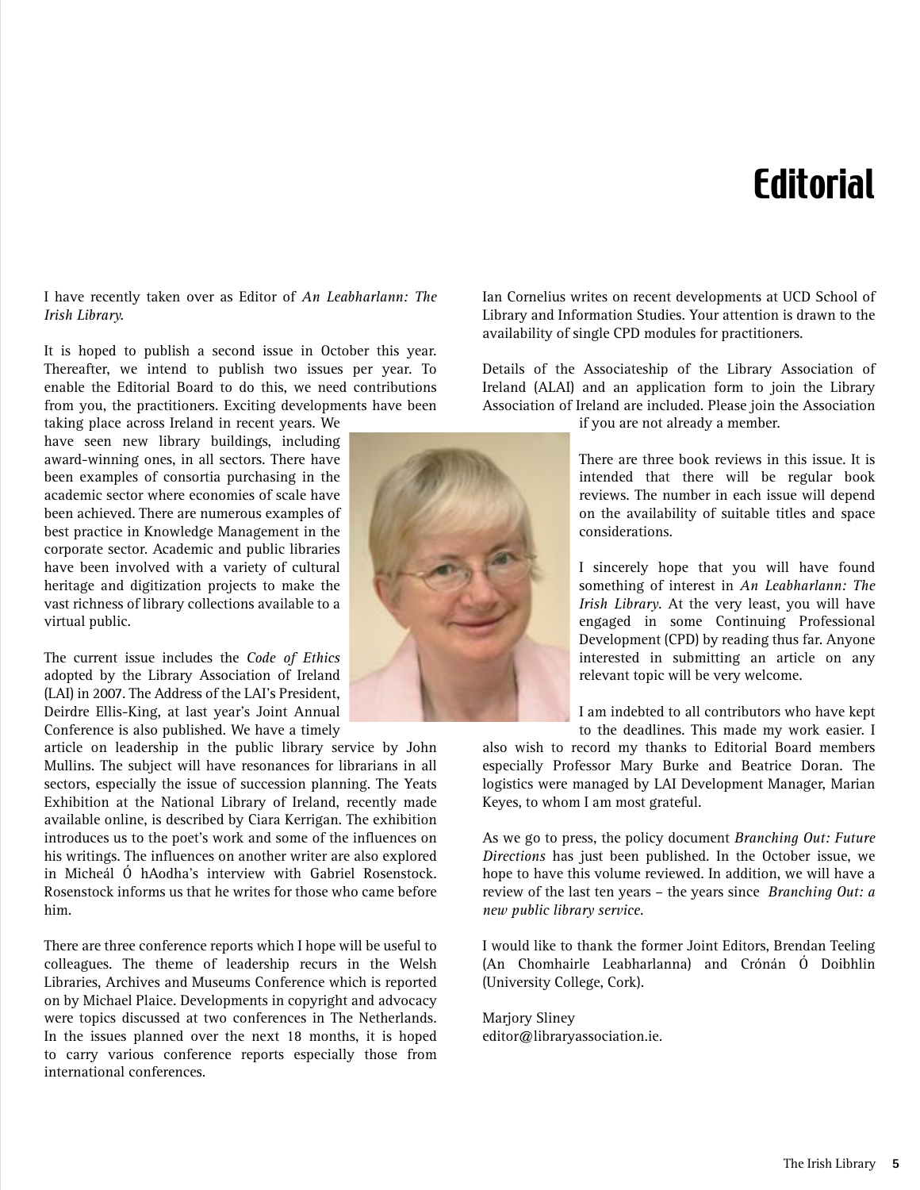# Editorial

I have recently taken over as Editor of *An Leabharlann: The Irish Library.*

It is hoped to publish a second issue in October this year. Thereafter, we intend to publish two issues per year. To enable the Editorial Board to do this, we need contributions from you, the practitioners. Exciting developments have been taking place across Ireland in recent years. We have seen new library buildings, including award-winning ones, in all sectors. There have been examples of consortia purchasing in the academic sector where economies of scale have been achieved. There are numerous examples of best practice in Knowledge Management in the corporate sector. Academic and public libraries have been involved with a variety of cultural heritage and digitization projects to make the vast richness of library collections available to a virtual public.

The current issue includes the *Code of Ethics* adopted by the Library Association of Ireland (LAI) in 2007. The Address of the LAI's President, Deirdre Ellis-King, at last year's Joint Annual Conference is also published. We have a timely article on leadership in the public library service by John Mullins. The subject will have resonances for librarians in all sectors, especially the issue of succession planning. The Yeats Exhibition at the National Library of Ireland, recently made available online, is described by Ciara Kerrigan. The exhibition introduces us to the poet's work and some of the influences on his writings. The influences on another writer are also explored in Micheál Ó hAodha's interview with Gabriel Rosenstock. Rosenstock informs us that he writes for those who came before him.

There are three conference reports which I hope will be useful to colleagues. The theme of leadership recurs in the Welsh Libraries, Archives and Museums Conference which is reported on by Michael Plaice. Developments in copyright and advocacy were topics discussed at two conferences in The Netherlands. In the issues planned over the next 18 months, it is hoped to carry various conference reports especially those from international conferences.

Ian Cornelius writes on recent developments at UCD School of Library and Information Studies. Your attention is drawn to the availability of single CPD modules for practitioners.

Details of the Associateship of the Library Association of Ireland (ALAI) and an application form to join the Library Association of Ireland are included. Please join the Association if you are not already a member.

There are three book reviews in this issue. It is intended that there will be regular book reviews. The number in each issue will depend on the availability of suitable titles and space considerations.

I sincerely hope that you will have found something of interest in *An Leabharlann: The Irish Library*. At the very least, you will have engaged in some Continuing Professional Development (CPD) by reading thus far. Anyone interested in submitting an article on any relevant topic will be very welcome.

I am indebted to all contributors who have kept to the deadlines. This made my work easier. I also wish to record my thanks to Editorial Board members especially Professor Mary Burke and Beatrice Doran. The logistics were managed by LAI Development Manager, Marian Keyes, to whom I am most grateful.

As we go to press, the policy document *Branching Out: Future Directions* has just been published. In the October issue, we hope to have this volume reviewed. In addition, we will have a review of the last ten years – the years since *Branching Out: a new public library service*.

I would like to thank the former Joint Editors, Brendan Teeling (An Chomhairle Leabharlanna) and Crónán Ó Doibhlin (University College, Cork).

Marjory Sliney
editor@libraryassociation.ie.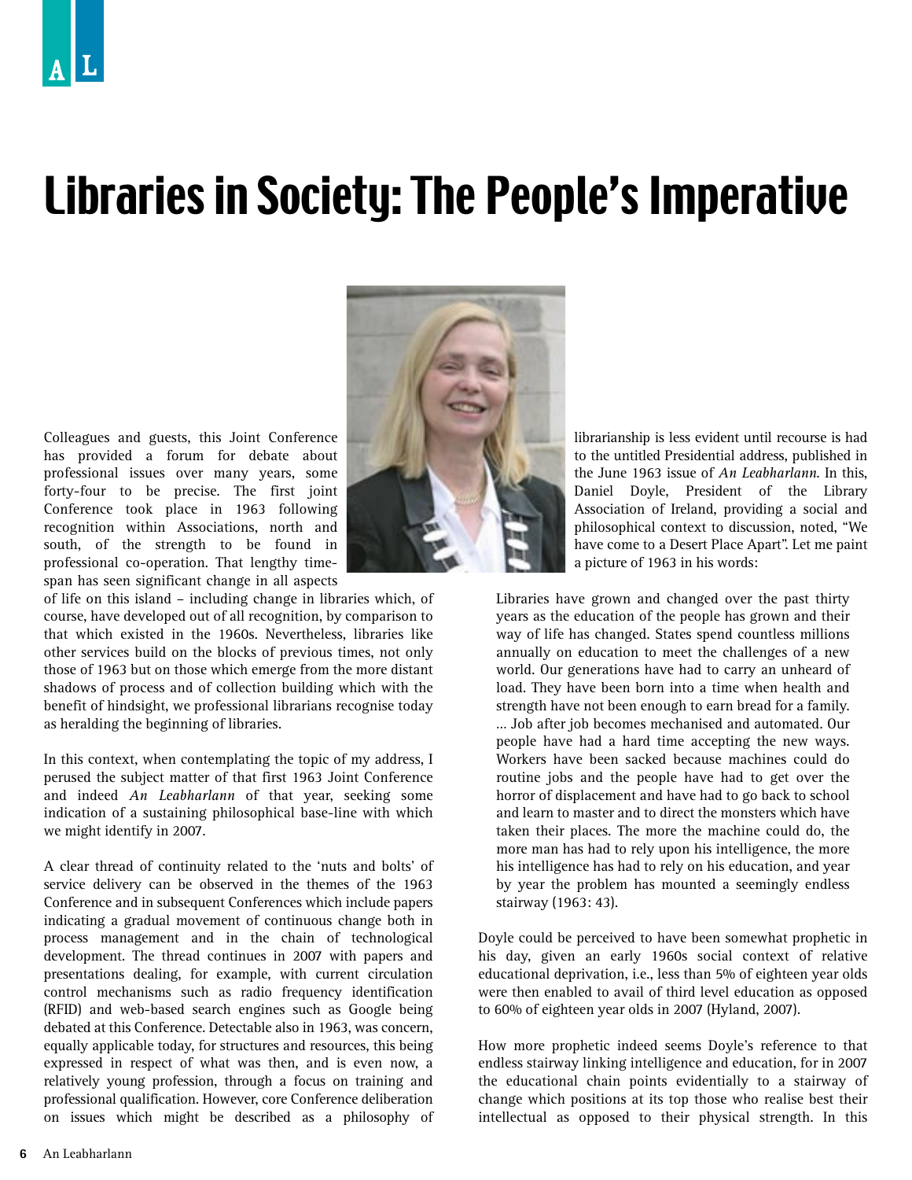# Libraries in Society: The People's Imperative

Colleagues and guests, this Joint Conference has provided a forum for debate about professional issues over many years, some forty-four to be precise. The first joint Conference took place in 1963 following recognition within Associations, north and south, of the strength to be found in professional co-operation. That lengthy time-span has seen significant change in all aspects of life on this island – including change in libraries which, of course, have developed out of all recognition, by comparison to that which existed in the 1960s. Nevertheless, libraries like other services build on the blocks of previous times, not only those of 1963 but on those which emerge from the more distant shadows of process and of collection building which with the benefit of hindsight, we professional librarians recognise today as heralding the beginning of libraries.

In this context, when contemplating the topic of my address, I perused the subject matter of that first 1963 Joint Conference and indeed *An Leabharlann* of that year, seeking some indication of a sustaining philosophical base-line with which we might identify in 2007.

A clear thread of continuity related to the 'nuts and bolts' of service delivery can be observed in the themes of the 1963 Conference and in subsequent Conferences which include papers indicating a gradual movement of continuous change both in process management and in the chain of technological development. The thread continues in 2007 with papers and presentations dealing, for example, with current circulation control mechanisms such as radio frequency identification (RFID) and web-based search engines such as Google being debated at this Conference. Detectable also in 1963, was concern, equally applicable today, for structures and resources, this being expressed in respect of what was then, and is even now, a relatively young profession, through a focus on training and professional qualification. However, core Conference deliberation on issues which might be described as a philosophy of librarianship is less evident until recourse is had to the untitled Presidential address, published in the June 1963 issue of *An Leabharlann*. In this, Daniel Doyle, President of the Library Association of Ireland, providing a social and philosophical context to discussion, noted, "We have come to a Desert Place Apart". Let me paint a picture of 1963 in his words:

> Libraries have grown and changed over the past thirty years as the education of the people has grown and their way of life has changed. States spend countless millions annually on education to meet the challenges of a new world. Our generations have had to carry an unheard of load. They have been born into a time when health and strength have not been enough to earn bread for a family. ... Job after job becomes mechanised and automated. Our people have had a hard time accepting the new ways. Workers have been sacked because machines could do routine jobs and the people have had to get over the horror of displacement and have had to go back to school and learn to master and to direct the monsters which have taken their places. The more the machine could do, the more man has had to rely upon his intelligence, the more his intelligence has had to rely on his education, and year by year the problem has mounted a seemingly endless stairway (1963: 43).

Doyle could be perceived to have been somewhat prophetic in his day, given an early 1960s social context of relative educational deprivation, i.e., less than 5% of eighteen year olds were then enabled to avail of third level education as opposed to 60% of eighteen year olds in 2007 (Hyland, 2007).

How more prophetic indeed seems Doyle's reference to that endless stairway linking intelligence and education, for in 2007 the educational chain points evidentially to a stairway of change which positions at its top those who realise best their intellectual as opposed to their physical strength. In this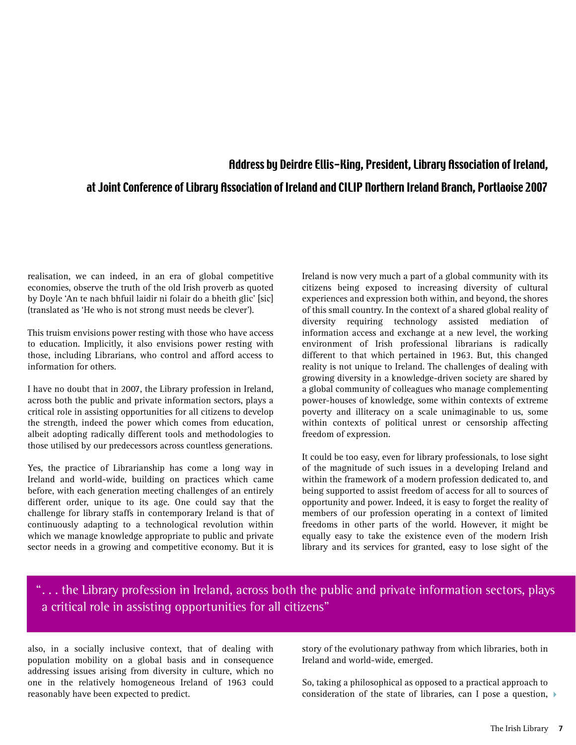## Address by Deirdre Ellis-King, President, Library Association of Ireland, at Joint Conference of Library Association of Ireland and CILIP Northern Ireland Branch, Portlaoise 2007

realisation, we can indeed, in an era of global competitive economies, observe the truth of the old Irish proverb as quoted by Doyle 'An te nach bhfuil laidir ni folair do a bheith glic' [sic] (translated as 'He who is not strong must needs be clever').

This truism envisions power resting with those who have access to education. Implicitly, it also envisions power resting with those, including Librarians, who control and afford access to information for others.

I have no doubt that in 2007, the Library profession in Ireland, across both the public and private information sectors, plays a critical role in assisting opportunities for all citizens to develop the strength, indeed the power which comes from education, albeit adopting radically different tools and methodologies to those utilised by our predecessors across countless generations.

Yes, the practice of Librarianship has come a long way in Ireland and world-wide, building on practices which came before, with each generation meeting challenges of an entirely different order, unique to its age. One could say that the challenge for library staffs in contemporary Ireland is that of continuously adapting to a technological revolution within which we manage knowledge appropriate to public and private sector needs in a growing and competitive economy. But it is also, in a socially inclusive context, that of dealing with population mobility on a global basis and in consequence addressing issues arising from diversity in culture, which no one in the relatively homogeneous Ireland of 1963 could reasonably have been expected to predict.

Ireland is now very much a part of a global community with its citizens being exposed to increasing diversity of cultural experiences and expression both within, and beyond, the shores of this small country. In the context of a shared global reality of diversity requiring technology assisted mediation of information access and exchange at a new level, the working environment of Irish professional librarians is radically different to that which pertained in 1963. But, this changed reality is not unique to Ireland. The challenges of dealing with growing diversity in a knowledge-driven society are shared by a global community of colleagues who manage complementing power-houses of knowledge, some within contexts of extreme poverty and illiteracy on a scale unimaginable to us, some within contexts of political unrest or censorship affecting freedom of expression.

It could be too easy, even for library professionals, to lose sight of the magnitude of such issues in a developing Ireland and within the framework of a modern profession dedicated to, and being supported to assist freedom of access for all to sources of opportunity and power. Indeed, it is easy to forget the reality of members of our profession operating in a context of limited freedoms in other parts of the world. However, it might be equally easy to take the existence even of the modern Irish library and its services for granted, easy to lose sight of the story of the evolutionary pathway from which libraries, both in Ireland and world-wide, emerged.

> "... the Library profession in Ireland, across both the public and private information sectors, plays a critical role in assisting opportunities for all citizens"

So, taking a philosophical as opposed to a practical approach to consideration of the state of libraries, can I pose a question,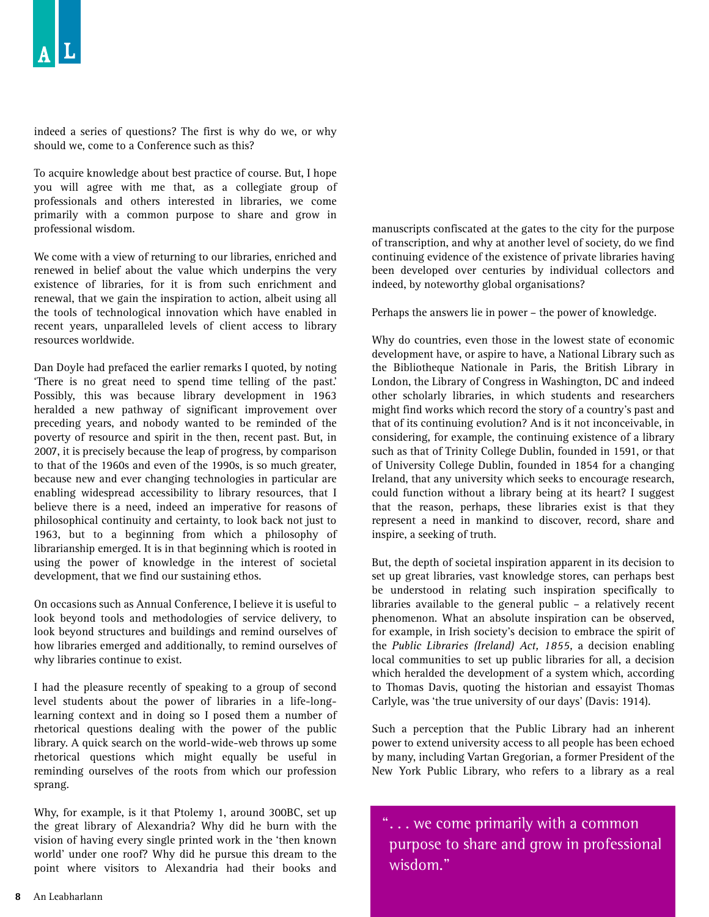indeed a series of questions? The first is why do we, or why should we, come to a Conference such as this?

To acquire knowledge about best practice of course. But, I hope you will agree with me that, as a collegiate group of professionals and others interested in libraries, we come primarily with a common purpose to share and grow in professional wisdom.

We come with a view of returning to our libraries, enriched and renewed in belief about the value which underpins the very existence of libraries, for it is from such enrichment and renewal, that we gain the inspiration to action, albeit using all the tools of technological innovation which have enabled in recent years, unparalleled levels of client access to library resources worldwide.

Dan Doyle had prefaced the earlier remarks I quoted, by noting 'There is no great need to spend time telling of the past.' Possibly, this was because library development in 1963 heralded a new pathway of significant improvement over preceding years, and nobody wanted to be reminded of the poverty of resource and spirit in the then, recent past. But, in 2007, it is precisely because the leap of progress, by comparison to that of the 1960s and even of the 1990s, is so much greater, because new and ever changing technologies in particular are enabling widespread accessibility to library resources, that I believe there is a need, indeed an imperative for reasons of philosophical continuity and certainty, to look back not just to 1963, but to a beginning from which a philosophy of librarianship emerged. It is in that beginning which is rooted in using the power of knowledge in the interest of societal development, that we find our sustaining ethos.

On occasions such as Annual Conference, I believe it is useful to look beyond tools and methodologies of service delivery, to look beyond structures and buildings and remind ourselves of how libraries emerged and additionally, to remind ourselves of why libraries continue to exist.

I had the pleasure recently of speaking to a group of second level students about the power of libraries in a life-long-learning context and in doing so I posed them a number of rhetorical questions dealing with the power of the public library. A quick search on the world-wide-web throws up some rhetorical questions which might equally be useful in reminding ourselves of the roots from which our profession sprang.

Why, for example, is it that Ptolemy 1, around 300BC, set up the great library of Alexandria? Why did he burn with the vision of having every single printed work in the 'then known world' under one roof? Why did he pursue this dream to the point where visitors to Alexandria had their books and manuscripts confiscated at the gates to the city for the purpose of transcription, and why at another level of society, do we find continuing evidence of the existence of private libraries having been developed over centuries by individual collectors and indeed, by noteworthy global organisations?

Perhaps the answers lie in power – the power of knowledge.

Why do countries, even those in the lowest state of economic development have, or aspire to have, a National Library such as the Bibliotheque Nationale in Paris, the British Library in London, the Library of Congress in Washington, DC and indeed other scholarly libraries, in which students and researchers might find works which record the story of a country's past and that of its continuing evolution? And is it not inconceivable, in considering, for example, the continuing existence of a library such as that of Trinity College Dublin, founded in 1591, or that of University College Dublin, founded in 1854 for a changing Ireland, that any university which seeks to encourage research, could function without a library being at its heart? I suggest that the reason, perhaps, these libraries exist is that they represent a need in mankind to discover, record, share and inspire, a seeking of truth.

But, the depth of societal inspiration apparent in its decision to set up great libraries, vast knowledge stores, can perhaps best be understood in relating such inspiration specifically to libraries available to the general public – a relatively recent phenomenon. What an absolute inspiration can be observed, for example, in Irish society's decision to embrace the spirit of the *Public Libraries (Ireland) Act, 1855,* a decision enabling local communities to set up public libraries for all, a decision which heralded the development of a system which, according to Thomas Davis, quoting the historian and essayist Thomas Carlyle, was 'the true university of our days' (Davis: 1914).

Such a perception that the Public Library had an inherent power to extend university access to all people has been echoed by many, including Vartan Gregorian, a former President of the New York Public Library, who refers to a library as a real

> "... we come primarily with a common purpose to share and grow in professional wisdom."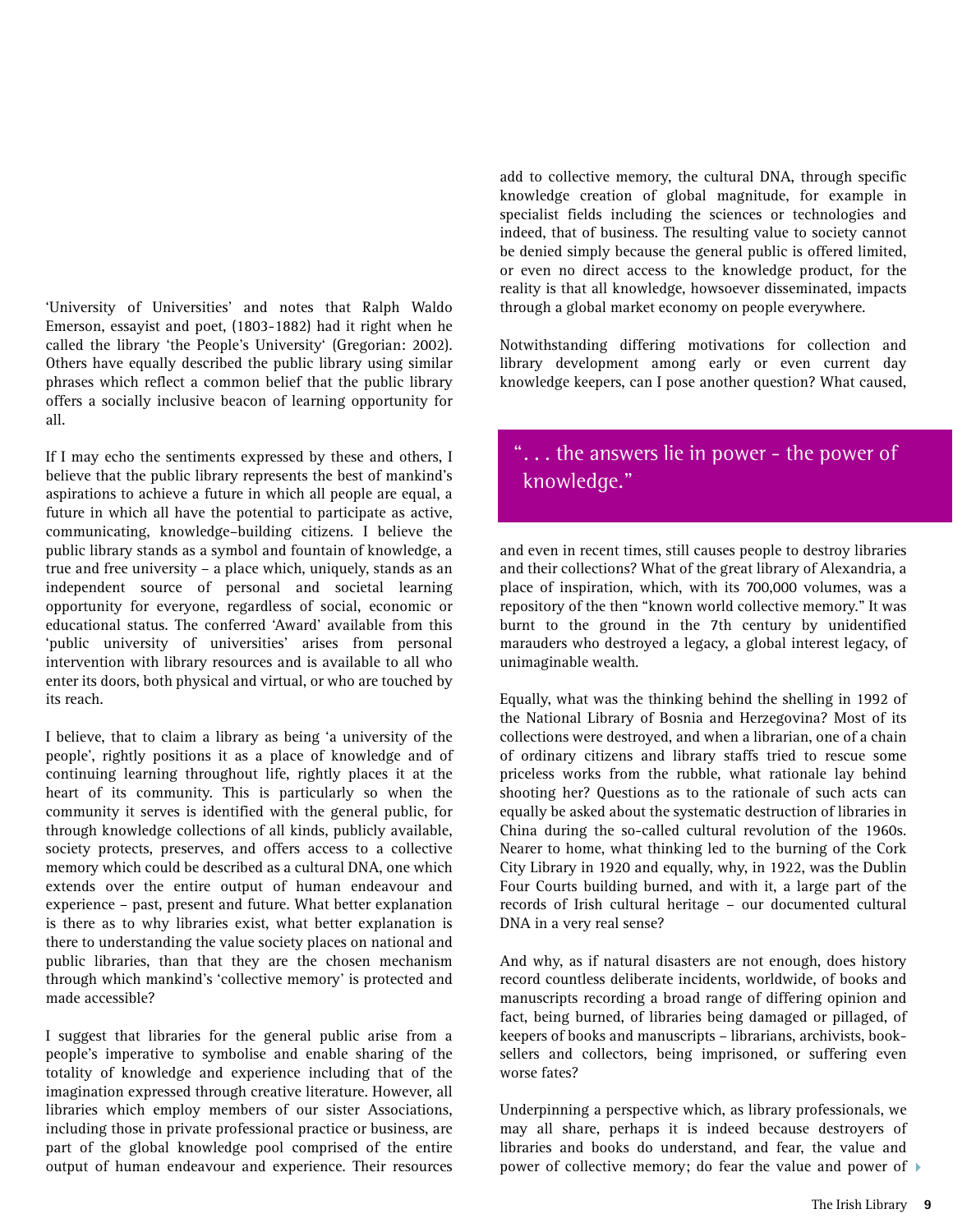'University of Universities' and notes that Ralph Waldo Emerson, essayist and poet, (1803-1882) had it right when he called the library 'the People's University' (Gregorian: 2002). Others have equally described the public library using similar phrases which reflect a common belief that the public library offers a socially inclusive beacon of learning opportunity for all.

If I may echo the sentiments expressed by these and others, I believe that the public library represents the best of mankind's aspirations to achieve a future in which all people are equal, a future in which all have the potential to participate as active, communicating, knowledge–building citizens. I believe the public library stands as a symbol and fountain of knowledge, a true and free university – a place which, uniquely, stands as an independent source of personal and societal learning opportunity for everyone, regardless of social, economic or educational status. The conferred 'Award' available from this 'public university of universities' arises from personal intervention with library resources and is available to all who enter its doors, both physical and virtual, or who are touched by its reach.

I believe, that to claim a library as being 'a university of the people', rightly positions it as a place of knowledge and of continuing learning throughout life, rightly places it at the heart of its community. This is particularly so when the community it serves is identified with the general public, for through knowledge collections of all kinds, publicly available, society protects, preserves, and offers access to a collective memory which could be described as a cultural DNA, one which extends over the entire output of human endeavour and experience – past, present and future. What better explanation is there as to why libraries exist, what better explanation is there to understanding the value society places on national and public libraries, than that they are the chosen mechanism through which mankind's 'collective memory' is protected and made accessible?

I suggest that libraries for the general public arise from a people's imperative to symbolise and enable sharing of the totality of knowledge and experience including that of the imagination expressed through creative literature. However, all libraries which employ members of our sister Associations, including those in private professional practice or business, are part of the global knowledge pool comprised of the entire output of human endeavour and experience. Their resources add to collective memory, the cultural DNA, through specific knowledge creation of global magnitude, for example in specialist fields including the sciences or technologies and indeed, that of business. The resulting value to society cannot be denied simply because the general public is offered limited, or even no direct access to the knowledge product, for the reality is that all knowledge, howsoever disseminated, impacts through a global market economy on people everywhere.

Notwithstanding differing motivations for collection and library development among early or even current day knowledge keepers, can I pose another question? What caused, and even in recent times, still causes people to destroy libraries and their collections? What of the great library of Alexandria, a place of inspiration, which, with its 700,000 volumes, was a repository of the then "known world collective memory." It was burnt to the ground in the 7th century by unidentified marauders who destroyed a legacy, a global interest legacy, of unimaginable wealth.

> ". . . the answers lie in power - the power of knowledge."

Equally, what was the thinking behind the shelling in 1992 of the National Library of Bosnia and Herzegovina? Most of its collections were destroyed, and when a librarian, one of a chain of ordinary citizens and library staffs tried to rescue some priceless works from the rubble, what rationale lay behind shooting her? Questions as to the rationale of such acts can equally be asked about the systematic destruction of libraries in China during the so-called cultural revolution of the 1960s. Nearer to home, what thinking led to the burning of the Cork City Library in 1920 and equally, why, in 1922, was the Dublin Four Courts building burned, and with it, a large part of the records of Irish cultural heritage – our documented cultural DNA in a very real sense?

And why, as if natural disasters are not enough, does history record countless deliberate incidents, worldwide, of books and manuscripts recording a broad range of differing opinion and fact, being burned, of libraries being damaged or pillaged, of keepers of books and manuscripts – librarians, archivists, book-sellers and collectors, being imprisoned, or suffering even worse fates?

Underpinning a perspective which, as library professionals, we may all share, perhaps it is indeed because destroyers of libraries and books do understand, and fear, the value and power of collective memory; do fear the value and power of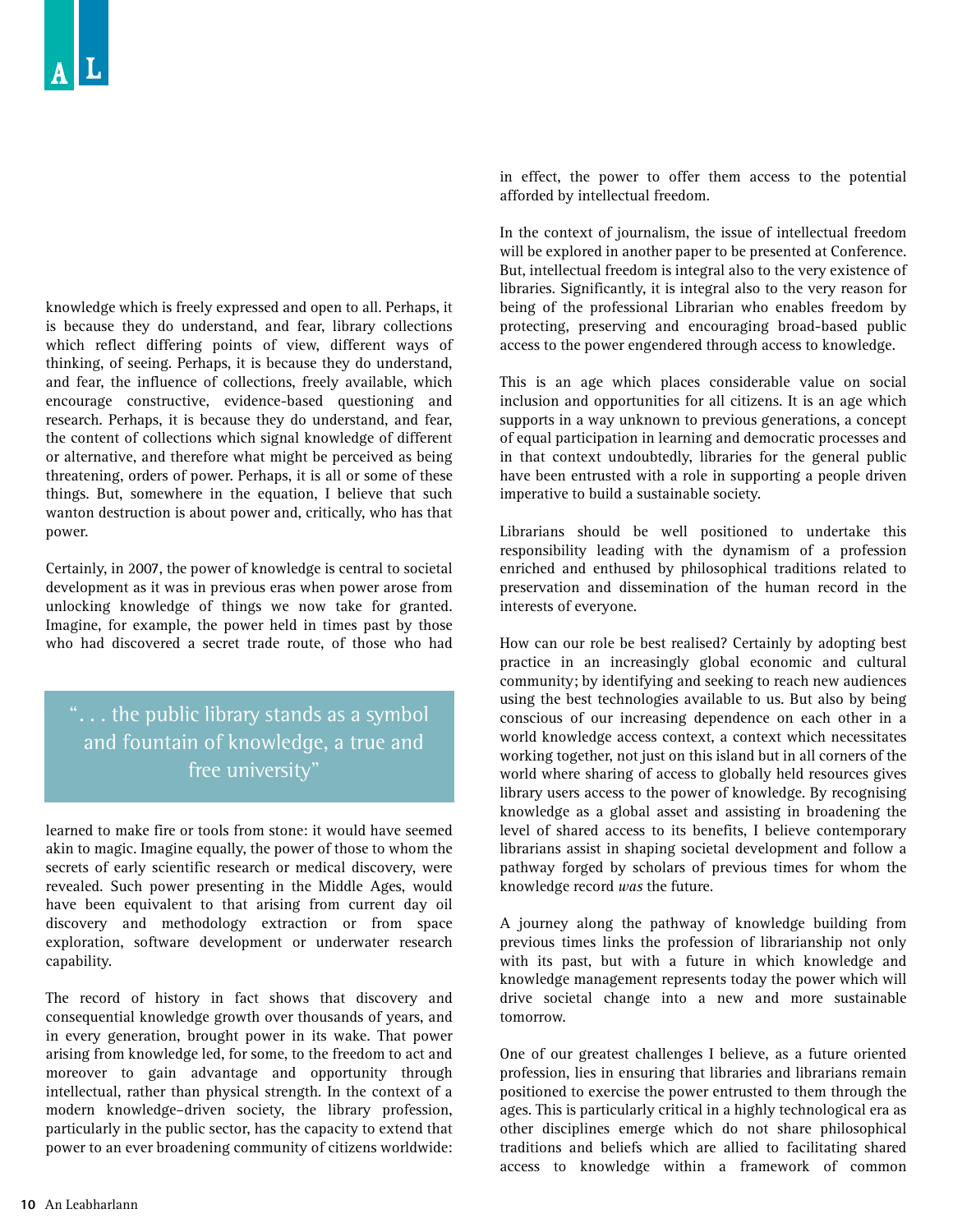knowledge which is freely expressed and open to all. Perhaps, it is because they do understand, and fear, library collections which reflect differing points of view, different ways of thinking, of seeing. Perhaps, it is because they do understand, and fear, the influence of collections, freely available, which encourage constructive, evidence-based questioning and research. Perhaps, it is because they do understand, and fear, the content of collections which signal knowledge of different or alternative, and therefore what might be perceived as being threatening, orders of power. Perhaps, it is all or some of these things. But, somewhere in the equation, I believe that such wanton destruction is about power and, critically, who has that power.

Certainly, in 2007, the power of knowledge is central to societal development as it was in previous eras when power arose from unlocking knowledge of things we now take for granted. Imagine, for example, the power held in times past by those who had discovered a secret trade route, of those who had learned to make fire or tools from stone: it would have seemed akin to magic. Imagine equally, the power of those to whom the secrets of early scientific research or medical discovery, were revealed. Such power presenting in the Middle Ages, would have been equivalent to that arising from current day oil discovery and methodology extraction or from space exploration, software development or underwater research capability.

> "… the public library stands as a symbol and fountain of knowledge, a true and free university"

The record of history in fact shows that discovery and consequential knowledge growth over thousands of years, and in every generation, brought power in its wake. That power arising from knowledge led, for some, to the freedom to act and moreover to gain advantage and opportunity through intellectual, rather than physical strength. In the context of a modern knowledge–driven society, the library profession, particularly in the public sector, has the capacity to extend that power to an ever broadening community of citizens worldwide: in effect, the power to offer them access to the potential afforded by intellectual freedom.

In the context of journalism, the issue of intellectual freedom will be explored in another paper to be presented at Conference. But, intellectual freedom is integral also to the very existence of libraries. Significantly, it is integral also to the very reason for being of the professional Librarian who enables freedom by protecting, preserving and encouraging broad-based public access to the power engendered through access to knowledge.

This is an age which places considerable value on social inclusion and opportunities for all citizens. It is an age which supports in a way unknown to previous generations, a concept of equal participation in learning and democratic processes and in that context undoubtedly, libraries for the general public have been entrusted with a role in supporting a people driven imperative to build a sustainable society.

Librarians should be well positioned to undertake this responsibility leading with the dynamism of a profession enriched and enthused by philosophical traditions related to preservation and dissemination of the human record in the interests of everyone.

How can our role be best realised? Certainly by adopting best practice in an increasingly global economic and cultural community; by identifying and seeking to reach new audiences using the best technologies available to us. But also by being conscious of our increasing dependence on each other in a world knowledge access context, a context which necessitates working together, not just on this island but in all corners of the world where sharing of access to globally held resources gives library users access to the power of knowledge. By recognising knowledge as a global asset and assisting in broadening the level of shared access to its benefits, I believe contemporary librarians assist in shaping societal development and follow a pathway forged by scholars of previous times for whom the knowledge record *was* the future.

A journey along the pathway of knowledge building from previous times links the profession of librarianship not only with its past, but with a future in which knowledge and knowledge management represents today the power which will drive societal change into a new and more sustainable tomorrow.

One of our greatest challenges I believe, as a future oriented profession, lies in ensuring that libraries and librarians remain positioned to exercise the power entrusted to them through the ages. This is particularly critical in a highly technological era as other disciplines emerge which do not share philosophical traditions and beliefs which are allied to facilitating shared access to knowledge within a framework of common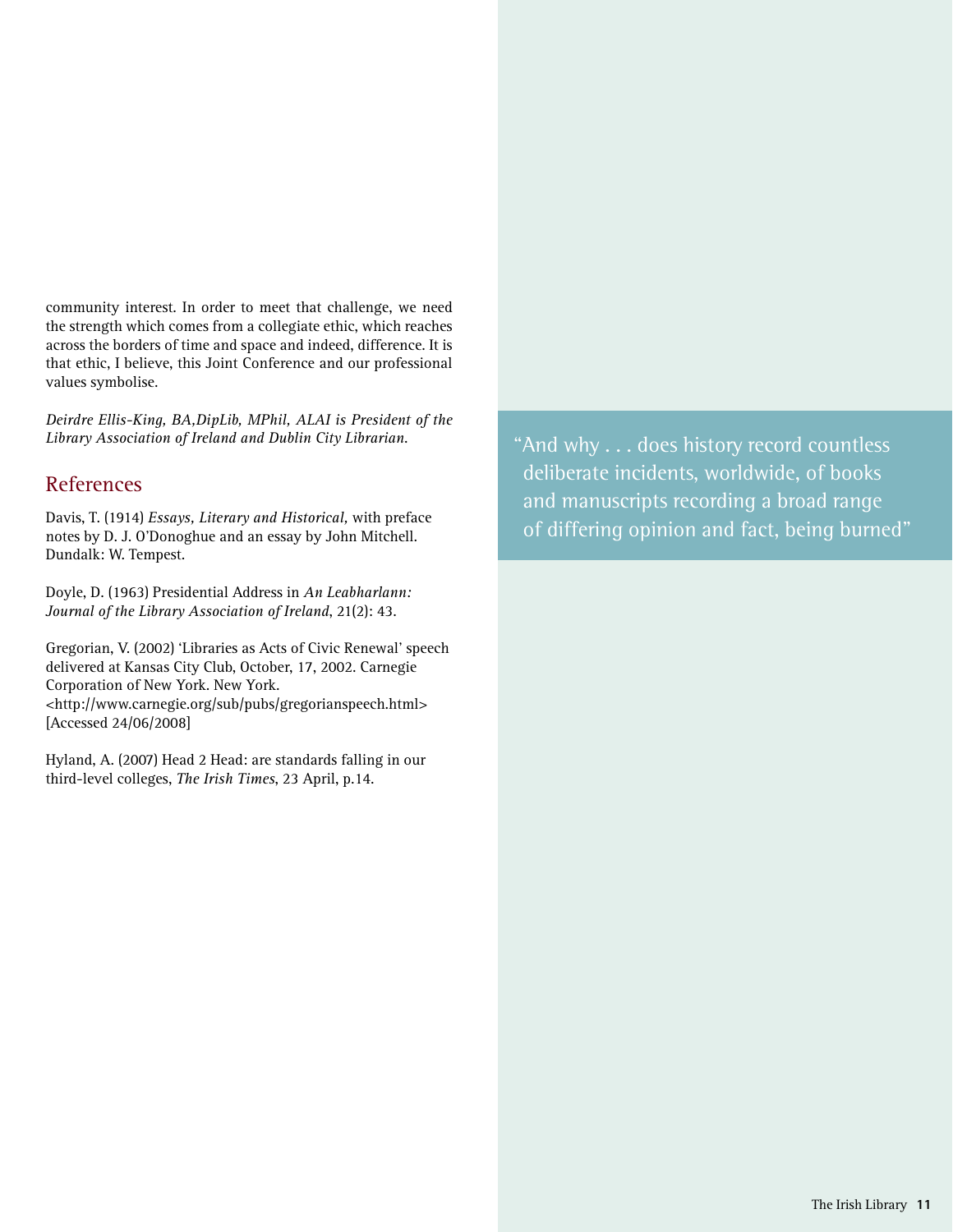community interest. In order to meet that challenge, we need the strength which comes from a collegiate ethic, which reaches across the borders of time and space and indeed, difference. It is that ethic, I believe, this Joint Conference and our professional values symbolise.

*Deirdre Ellis-King, BA,DipLib, MPhil, ALAI is President of the Library Association of Ireland and Dublin City Librarian.*

> "And why . . . does history record countless deliberate incidents, worldwide, of books and manuscripts recording a broad range of differing opinion and fact, being burned"

## References

Davis, T. (1914) *Essays, Literary and Historical,* with preface notes by D. J. O'Donoghue and an essay by John Mitchell. Dundalk: W. Tempest.

Doyle, D. (1963) Presidential Address in *An Leabharlann: Journal of the Library Association of Ireland*, 21(2): 43.

Gregorian, V. (2002) 'Libraries as Acts of Civic Renewal' speech delivered at Kansas City Club, October, 17, 2002. Carnegie Corporation of New York. New York. <http://www.carnegie.org/sub/pubs/gregorianspeech.html> [Accessed 24/06/2008]

Hyland, A. (2007) Head 2 Head: are standards falling in our third-level colleges, *The Irish Times*, 23 April, p.14.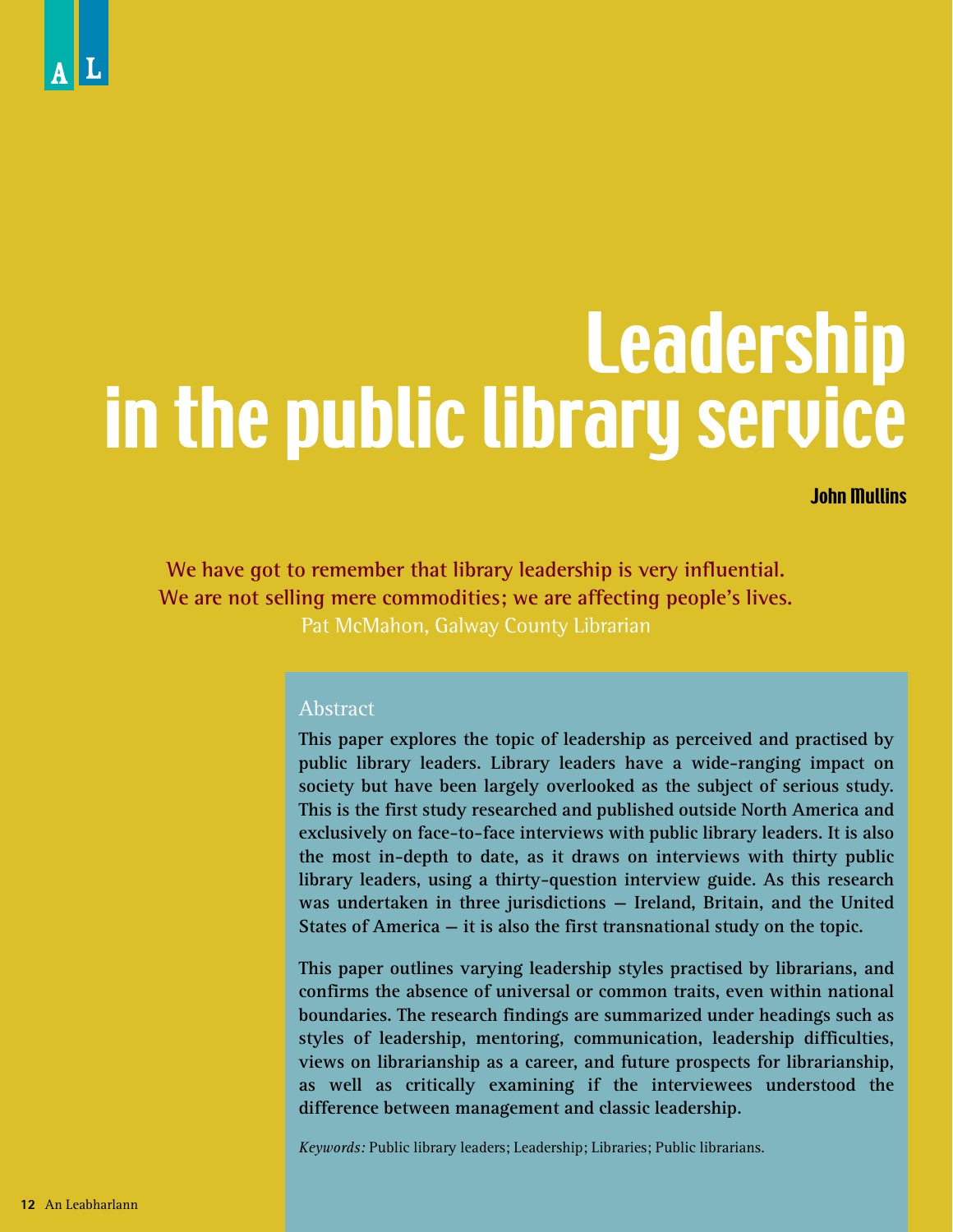# Leadership in the public library service

**John Mullins**

**We have got to remember that library leadership is very influential. We are not selling mere commodities; we are affecting people's lives.**
Pat McMahon, Galway County Librarian

## Abstract

**This paper explores the topic of leadership as perceived and practised by public library leaders. Library leaders have a wide-ranging impact on society but have been largely overlooked as the subject of serious study. This is the first study researched and published outside North America and exclusively on face-to-face interviews with public library leaders. It is also the most in-depth to date, as it draws on interviews with thirty public library leaders, using a thirty-question interview guide. As this research was undertaken in three jurisdictions – Ireland, Britain, and the United States of America – it is also the first transnational study on the topic.**

**This paper outlines varying leadership styles practised by librarians, and confirms the absence of universal or common traits, even within national boundaries. The research findings are summarized under headings such as styles of leadership, mentoring, communication, leadership difficulties, views on librarianship as a career, and future prospects for librarianship, as well as critically examining if the interviewees understood the difference between management and classic leadership.**

*Keywords:* Public library leaders; Leadership; Libraries; Public librarians.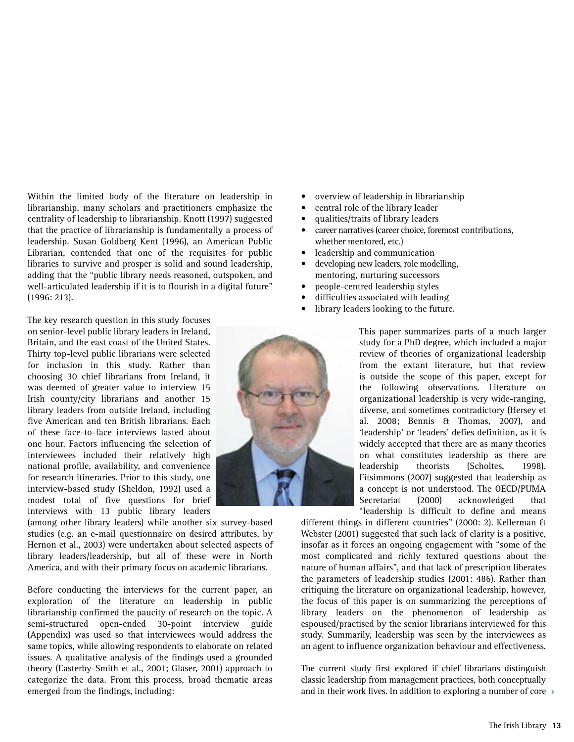Within the limited body of the literature on leadership in librarianship, many scholars and practitioners emphasize the centrality of leadership to librarianship. Knott (1997) suggested that the practice of librarianship is fundamentally a process of leadership. Susan Goldberg Kent (1996), an American Public Librarian, contended that one of the requisites for public libraries to survive and prosper is solid and sound leadership, adding that the "public library needs reasoned, outspoken, and well-articulated leadership if it is to flourish in a digital future" (1996: 213).

The key research question in this study focuses on senior-level public library leaders in Ireland, Britain, and the east coast of the United States. Thirty top-level public librarians were selected for inclusion in this study. Rather than choosing 30 chief librarians from Ireland, it was deemed of greater value to interview 15 Irish county/city librarians and another 15 library leaders from outside Ireland, including five American and ten British librarians. Each of these face-to-face interviews lasted about one hour. Factors influencing the selection of interviewees included their relatively high national profile, availability, and convenience for research itineraries. Prior to this study, one interview-based study (Sheldon, 1992) used a modest total of five questions for brief interviews with 13 public library leaders (among other library leaders) while another six survey-based studies (e.g. an e-mail questionnaire on desired attributes, by Hernon et al., 2003) were undertaken about selected aspects of library leaders/leadership, but all of these were in North America, and with their primary focus on academic librarians.

Before conducting the interviews for the current paper, an exploration of the literature on leadership in public librarianship confirmed the paucity of research on the topic. A semi-structured open-ended 30-point interview guide (Appendix) was used so that interviewees would address the same topics, while allowing respondents to elaborate on related issues. A qualitative analysis of the findings used a grounded theory (Easterby-Smith et al., 2001; Glaser, 2001) approach to categorize the data. From this process, broad thematic areas emerged from the findings, including:

- overview of leadership in librarianship
- central role of the library leader
- qualities/traits of library leaders
- career narratives (career choice, foremost contributions, whether mentored, etc.)
- leadership and communication
- developing new leaders, role modelling, mentoring, nurturing successors
- people-centred leadership styles
- difficulties associated with leading
- library leaders looking to the future.

This paper summarizes parts of a much larger study for a PhD degree, which included a major review of theories of organizational leadership from the extant literature, but that review is outside the scope of this paper, except for the following observations. Literature on organizational leadership is very wide-ranging, diverse, and sometimes contradictory (Hersey et al. 2008; Bennis & Thomas, 2007), and 'leadership' or 'leaders' defies definition, as it is widely accepted that there are as many theories on what constitutes leadership as there are leadership theorists (Scholtes, 1998). Fitsimmons (2007) suggested that leadership as a concept is not understood. The OECD/PUMA Secretariat (2000) acknowledged that "leadership is difficult to define and means different things in different countries" (2000: 2). Kellerman & Webster (2001) suggested that such lack of clarity is a positive, insofar as it forces an ongoing engagement with "some of the most complicated and richly textured questions about the nature of human affairs", and that lack of prescription liberates the parameters of leadership studies (2001: 486). Rather than critiquing the literature on organizational leadership, however, the focus of this paper is on summarizing the perceptions of library leaders on the phenomenon of leadership as espoused/practised by the senior librarians interviewed for this study. Summarily, leadership was seen by the interviewees as an agent to influence organization behaviour and effectiveness.

The current study first explored if chief librarians distinguish classic leadership from management practices, both conceptually and in their work lives. In addition to exploring a number of core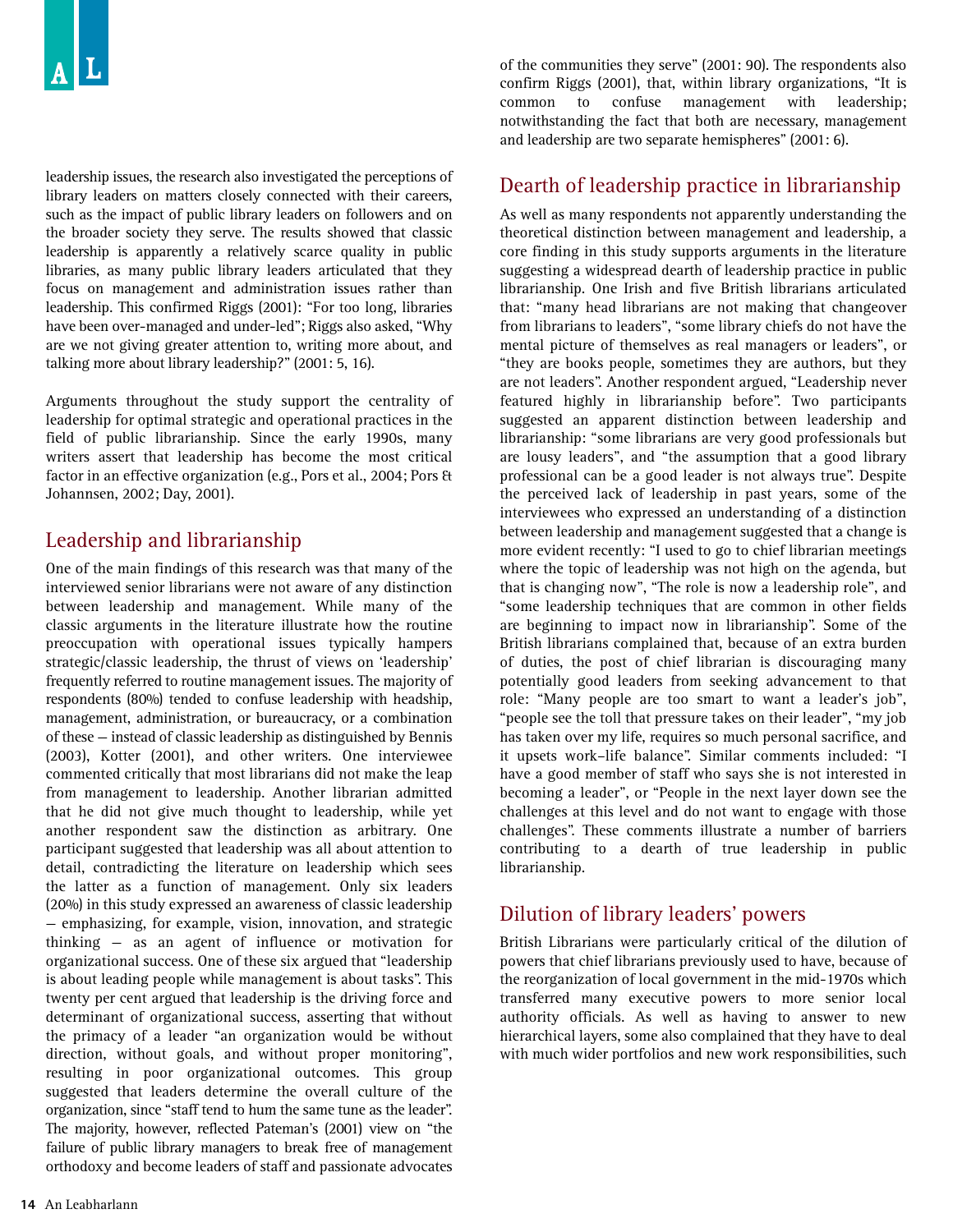leadership issues, the research also investigated the perceptions of library leaders on matters closely connected with their careers, such as the impact of public library leaders on followers and on the broader society they serve. The results showed that classic leadership is apparently a relatively scarce quality in public libraries, as many public library leaders articulated that they focus on management and administration issues rather than leadership. This confirmed Riggs (2001): "For too long, libraries have been over-managed and under-led"; Riggs also asked, "Why are we not giving greater attention to, writing more about, and talking more about library leadership?" (2001: 5, 16).

Arguments throughout the study support the centrality of leadership for optimal strategic and operational practices in the field of public librarianship. Since the early 1990s, many writers assert that leadership has become the most critical factor in an effective organization (e.g., Pors et al., 2004; Pors & Johannsen, 2002; Day, 2001).

## Leadership and librarianship

One of the main findings of this research was that many of the interviewed senior librarians were not aware of any distinction between leadership and management. While many of the classic arguments in the literature illustrate how the routine preoccupation with operational issues typically hampers strategic/classic leadership, the thrust of views on 'leadership' frequently referred to routine management issues. The majority of respondents (80%) tended to confuse leadership with headship, management, administration, or bureaucracy, or a combination of these — instead of classic leadership as distinguished by Bennis (2003), Kotter (2001), and other writers. One interviewee commented critically that most librarians did not make the leap from management to leadership. Another librarian admitted that he did not give much thought to leadership, while yet another respondent saw the distinction as arbitrary. One participant suggested that leadership was all about attention to detail, contradicting the literature on leadership which sees the latter as a function of management. Only six leaders (20%) in this study expressed an awareness of classic leadership — emphasizing, for example, vision, innovation, and strategic thinking — as an agent of influence or motivation for organizational success. One of these six argued that "leadership is about leading people while management is about tasks". This twenty per cent argued that leadership is the driving force and determinant of organizational success, asserting that without the primacy of a leader "an organization would be without direction, without goals, and without proper monitoring", resulting in poor organizational outcomes. This group suggested that leaders determine the overall culture of the organization, since "staff tend to hum the same tune as the leader". The majority, however, reflected Pateman's (2001) view on "the failure of public library managers to break free of management orthodoxy and become leaders of staff and passionate advocates of the communities they serve" (2001: 90). The respondents also confirm Riggs (2001), that, within library organizations, "It is common to confuse management with leadership; notwithstanding the fact that both are necessary, management and leadership are two separate hemispheres" (2001: 6).

## Dearth of leadership practice in librarianship

As well as many respondents not apparently understanding the theoretical distinction between management and leadership, a core finding in this study supports arguments in the literature suggesting a widespread dearth of leadership practice in public librarianship. One Irish and five British librarians articulated that: "many head librarians are not making that changeover from librarians to leaders", "some library chiefs do not have the mental picture of themselves as real managers or leaders", or "they are books people, sometimes they are authors, but they are not leaders". Another respondent argued, "Leadership never featured highly in librarianship before". Two participants suggested an apparent distinction between leadership and librarianship: "some librarians are very good professionals but are lousy leaders", and "the assumption that a good library professional can be a good leader is not always true". Despite the perceived lack of leadership in past years, some of the interviewees who expressed an understanding of a distinction between leadership and management suggested that a change is more evident recently: "I used to go to chief librarian meetings where the topic of leadership was not high on the agenda, but that is changing now", "The role is now a leadership role", and "some leadership techniques that are common in other fields are beginning to impact now in librarianship". Some of the British librarians complained that, because of an extra burden of duties, the post of chief librarian is discouraging many potentially good leaders from seeking advancement to that role: "Many people are too smart to want a leader's job", "people see the toll that pressure takes on their leader", "my job has taken over my life, requires so much personal sacrifice, and it upsets work–life balance". Similar comments included: "I have a good member of staff who says she is not interested in becoming a leader", or "People in the next layer down see the challenges at this level and do not want to engage with those challenges". These comments illustrate a number of barriers contributing to a dearth of true leadership in public librarianship.

## Dilution of library leaders' powers

British Librarians were particularly critical of the dilution of powers that chief librarians previously used to have, because of the reorganization of local government in the mid-1970s which transferred many executive powers to more senior local authority officials. As well as having to answer to new hierarchical layers, some also complained that they have to deal with much wider portfolios and new work responsibilities, such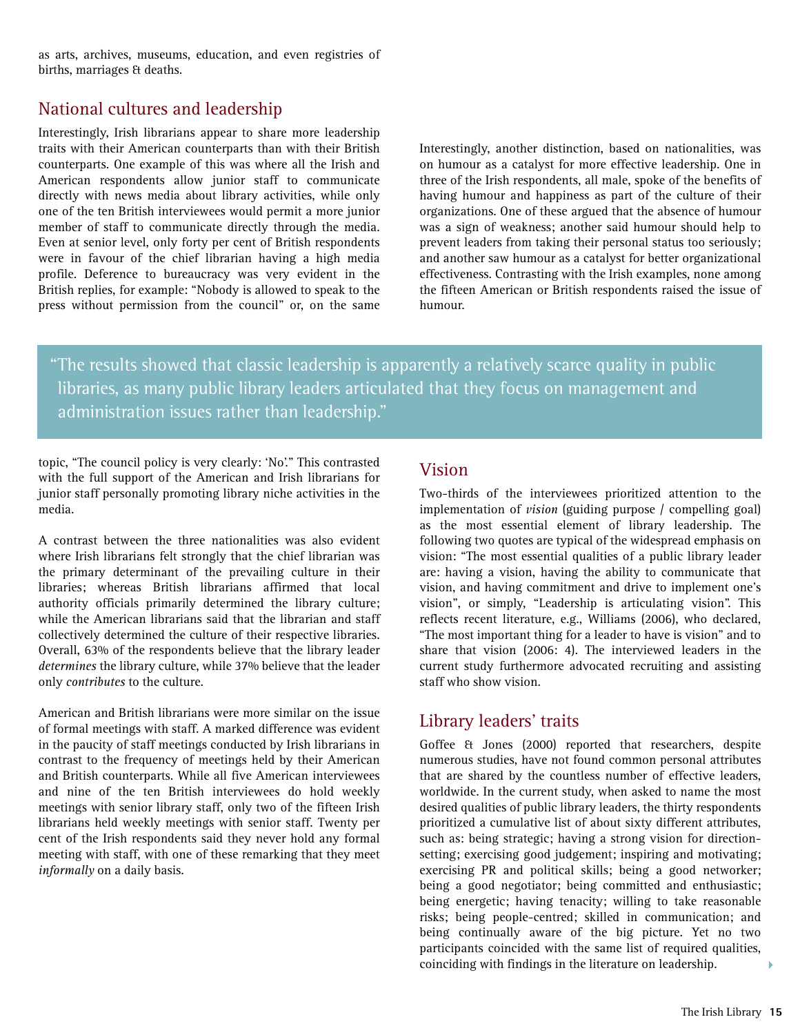as arts, archives, museums, education, and even registries of births, marriages & deaths.

## National cultures and leadership

Interestingly, Irish librarians appear to share more leadership traits with their American counterparts than with their British counterparts. One example of this was where all the Irish and American respondents allow junior staff to communicate directly with news media about library activities, while only one of the ten British interviewees would permit a more junior member of staff to communicate directly through the media. Even at senior level, only forty per cent of British respondents were in favour of the chief librarian having a high media profile. Deference to bureaucracy was very evident in the British replies, for example: "Nobody is allowed to speak to the press without permission from the council" or, on the same topic, "The council policy is very clearly: 'No'." This contrasted with the full support of the American and Irish librarians for junior staff personally promoting library niche activities in the media.

A contrast between the three nationalities was also evident where Irish librarians felt strongly that the chief librarian was the primary determinant of the prevailing culture in their libraries; whereas British librarians affirmed that local authority officials primarily determined the library culture; while the American librarians said that the librarian and staff collectively determined the culture of their respective libraries. Overall, 63% of the respondents believe that the library leader *determines* the library culture, while 37% believe that the leader only *contributes* to the culture.

American and British librarians were more similar on the issue of formal meetings with staff. A marked difference was evident in the paucity of staff meetings conducted by Irish librarians in contrast to the frequency of meetings held by their American and British counterparts. While all five American interviewees and nine of the ten British interviewees do hold weekly meetings with senior library staff, only two of the fifteen Irish librarians held weekly meetings with senior staff. Twenty per cent of the Irish respondents said they never hold any formal meeting with staff, with one of these remarking that they meet *informally* on a daily basis.

Interestingly, another distinction, based on nationalities, was on humour as a catalyst for more effective leadership. One in three of the Irish respondents, all male, spoke of the benefits of having humour and happiness as part of the culture of their organizations. One of these argued that the absence of humour was a sign of weakness; another said humour should help to prevent leaders from taking their personal status too seriously; and another saw humour as a catalyst for better organizational effectiveness. Contrasting with the Irish examples, none among the fifteen American or British respondents raised the issue of humour.

> "The results showed that classic leadership is apparently a relatively scarce quality in public libraries, as many public library leaders articulated that they focus on management and administration issues rather than leadership."

## Vision

Two-thirds of the interviewees prioritized attention to the implementation of *vision* (guiding purpose / compelling goal) as the most essential element of library leadership. The following two quotes are typical of the widespread emphasis on vision: "The most essential qualities of a public library leader are: having a vision, having the ability to communicate that vision, and having commitment and drive to implement one's vision", or simply, "Leadership is articulating vision". This reflects recent literature, e.g., Williams (2006), who declared, "The most important thing for a leader to have is vision" and to share that vision (2006: 4). The interviewed leaders in the current study furthermore advocated recruiting and assisting staff who show vision.

## Library leaders' traits

Goffee & Jones (2000) reported that researchers, despite numerous studies, have not found common personal attributes that are shared by the countless number of effective leaders, worldwide. In the current study, when asked to name the most desired qualities of public library leaders, the thirty respondents prioritized a cumulative list of about sixty different attributes, such as: being strategic; having a strong vision for direction-setting; exercising good judgement; inspiring and motivating; exercising PR and political skills; being a good networker; being a good negotiator; being committed and enthusiastic; being energetic; having tenacity; willing to take reasonable risks; being people-centred; skilled in communication; and being continually aware of the big picture. Yet no two participants coincided with the same list of required qualities, coinciding with findings in the literature on leadership.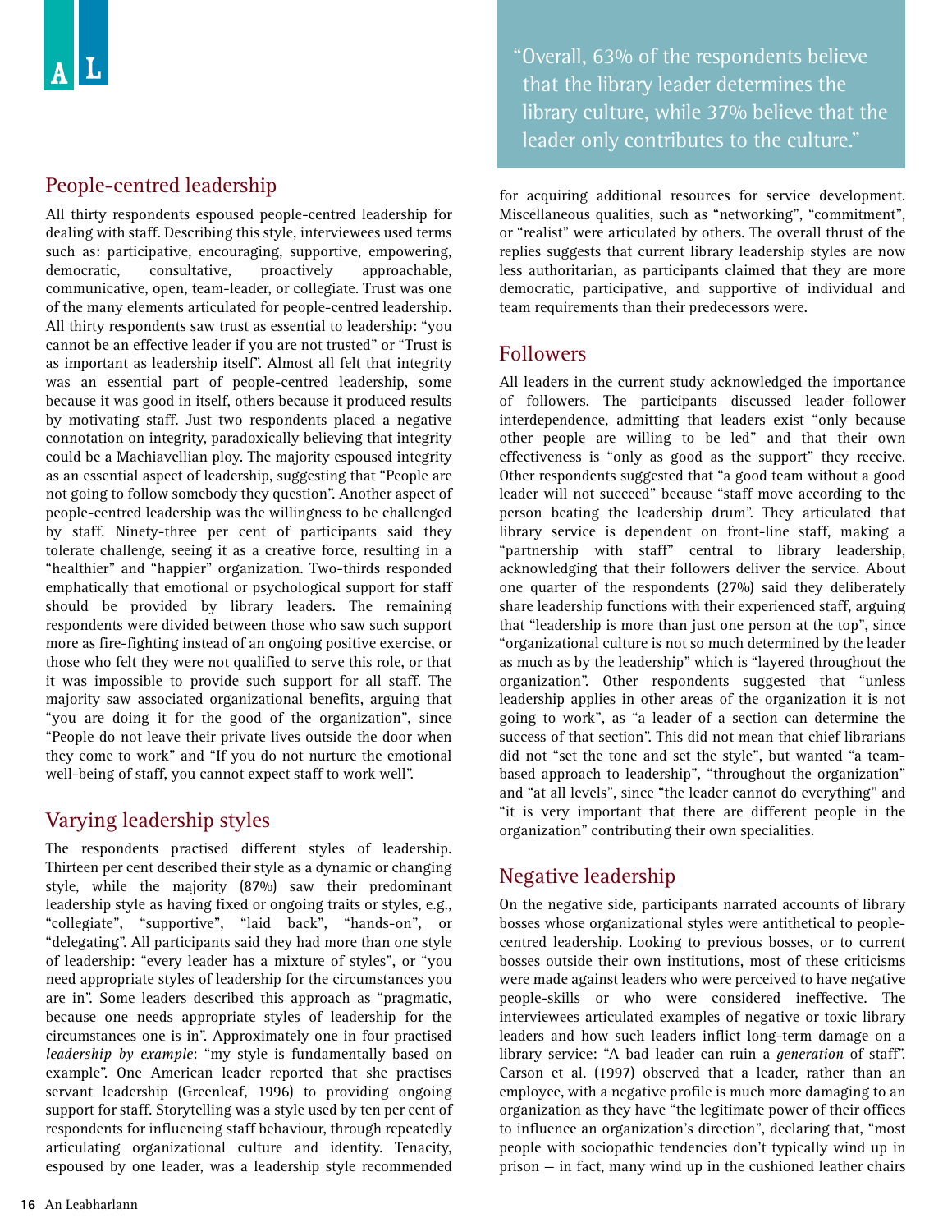> "Overall, 63% of the respondents believe that the library leader determines the library culture, while 37% believe that the leader only contributes to the culture."

## People-centred leadership

All thirty respondents espoused people-centred leadership for dealing with staff. Describing this style, interviewees used terms such as: participative, encouraging, supportive, empowering, democratic, consultative, proactively approachable, communicative, open, team-leader, or collegiate. Trust was one of the many elements articulated for people-centred leadership. All thirty respondents saw trust as essential to leadership: "you cannot be an effective leader if you are not trusted" or "Trust is as important as leadership itself". Almost all felt that integrity was an essential part of people-centred leadership, some because it was good in itself, others because it produced results by motivating staff. Just two respondents placed a negative connotation on integrity, paradoxically believing that integrity could be a Machiavellian ploy. The majority espoused integrity as an essential aspect of leadership, suggesting that "People are not going to follow somebody they question". Another aspect of people-centred leadership was the willingness to be challenged by staff. Ninety-three per cent of participants said they tolerate challenge, seeing it as a creative force, resulting in a "healthier" and "happier" organization. Two-thirds responded emphatically that emotional or psychological support for staff should be provided by library leaders. The remaining respondents were divided between those who saw such support more as fire-fighting instead of an ongoing positive exercise, or those who felt they were not qualified to serve this role, or that it was impossible to provide such support for all staff. The majority saw associated organizational benefits, arguing that "you are doing it for the good of the organization", since "People do not leave their private lives outside the door when they come to work" and "If you do not nurture the emotional well-being of staff, you cannot expect staff to work well".

## Varying leadership styles

The respondents practised different styles of leadership. Thirteen per cent described their style as a dynamic or changing style, while the majority (87%) saw their predominant leadership style as having fixed or ongoing traits or styles, e.g., "collegiate", "supportive", "laid back", "hands-on", or "delegating". All participants said they had more than one style of leadership: "every leader has a mixture of styles", or "you need appropriate styles of leadership for the circumstances you are in". Some leaders described this approach as "pragmatic, because one needs appropriate styles of leadership for the circumstances one is in". Approximately one in four practised *leadership by example*: "my style is fundamentally based on example". One American leader reported that she practises servant leadership (Greenleaf, 1996) to providing ongoing support for staff. Storytelling was a style used by ten per cent of respondents for influencing staff behaviour, through repeatedly articulating organizational culture and identity. Tenacity, espoused by one leader, was a leadership style recommended for acquiring additional resources for service development. Miscellaneous qualities, such as "networking", "commitment", or "realist" were articulated by others. The overall thrust of the replies suggests that current library leadership styles are now less authoritarian, as participants claimed that they are more democratic, participative, and supportive of individual and team requirements than their predecessors were.

## Followers

All leaders in the current study acknowledged the importance of followers. The participants discussed leader–follower interdependence, admitting that leaders exist "only because other people are willing to be led" and that their own effectiveness is "only as good as the support" they receive. Other respondents suggested that "a good team without a good leader will not succeed" because "staff move according to the person beating the leadership drum". They articulated that library service is dependent on front-line staff, making a "partnership with staff" central to library leadership, acknowledging that their followers deliver the service. About one quarter of the respondents (27%) said they deliberately share leadership functions with their experienced staff, arguing that "leadership is more than just one person at the top", since "organizational culture is not so much determined by the leader as much as by the leadership" which is "layered throughout the organization". Other respondents suggested that "unless leadership applies in other areas of the organization it is not going to work", as "a leader of a section can determine the success of that section". This did not mean that chief librarians did not "set the tone and set the style", but wanted "a team-based approach to leadership", "throughout the organization" and "at all levels", since "the leader cannot do everything" and "it is very important that there are different people in the organization" contributing their own specialities.

## Negative leadership

On the negative side, participants narrated accounts of library bosses whose organizational styles were antithetical to people-centred leadership. Looking to previous bosses, or to current bosses outside their own institutions, most of these criticisms were made against leaders who were perceived to have negative people-skills or who were considered ineffective. The interviewees articulated examples of negative or toxic library leaders and how such leaders inflict long-term damage on a library service: "A bad leader can ruin a *generation* of staff". Carson et al. (1997) observed that a leader, rather than an employee, with a negative profile is much more damaging to an organization as they have "the legitimate power of their offices to influence an organization's direction", declaring that, "most people with sociopathic tendencies don't typically wind up in prison – in fact, many wind up in the cushioned leather chairs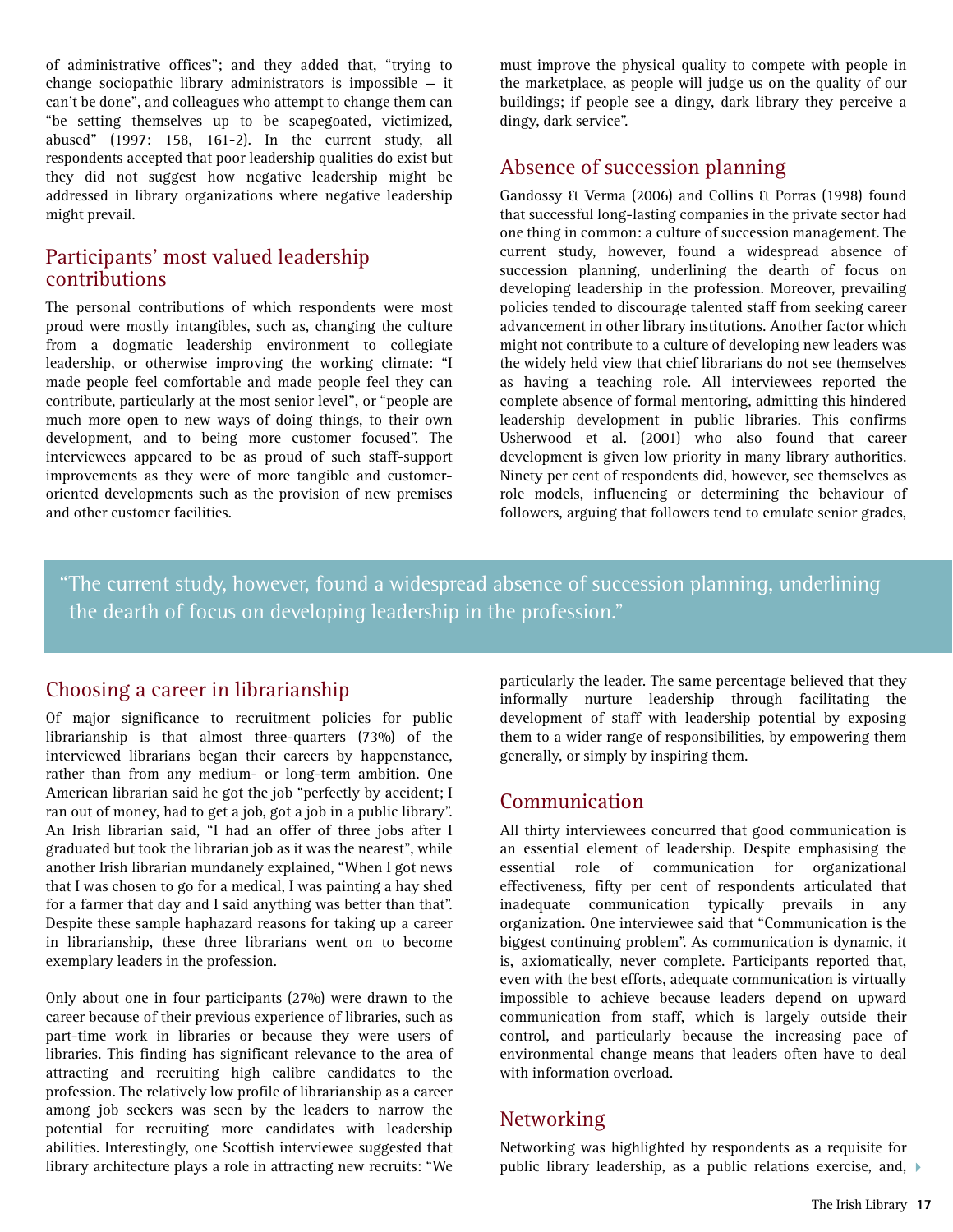of administrative offices"; and they added that, "trying to change sociopathic library administrators is impossible – it can't be done", and colleagues who attempt to change them can "be setting themselves up to be scapegoated, victimized, abused" (1997: 158, 161-2). In the current study, all respondents accepted that poor leadership qualities do exist but they did not suggest how negative leadership might be addressed in library organizations where negative leadership might prevail.

## Participants' most valued leadership contributions

The personal contributions of which respondents were most proud were mostly intangibles, such as, changing the culture from a dogmatic leadership environment to collegiate leadership, or otherwise improving the working climate: "I made people feel comfortable and made people feel they can contribute, particularly at the most senior level", or "people are much more open to new ways of doing things, to their own development, and to being more customer focused". The interviewees appeared to be as proud of such staff-support improvements as they were of more tangible and customer-oriented developments such as the provision of new premises and other customer facilities.

## Absence of succession planning

Gandossy & Verma (2006) and Collins & Porras (1998) found that successful long-lasting companies in the private sector had one thing in common: a culture of succession management. The current study, however, found a widespread absence of succession planning, underlining the dearth of focus on developing leadership in the profession. Moreover, prevailing policies tended to discourage talented staff from seeking career advancement in other library institutions. Another factor which might not contribute to a culture of developing new leaders was the widely held view that chief librarians do not see themselves as having a teaching role. All interviewees reported the complete absence of formal mentoring, admitting this hindered leadership development in public libraries. This confirms Usherwood et al. (2001) who also found that career development is given low priority in many library authorities. Ninety per cent of respondents did, however, see themselves as role models, influencing or determining the behaviour of followers, arguing that followers tend to emulate senior grades, particularly the leader. The same percentage believed that they informally nurture leadership through facilitating the development of staff with leadership potential by exposing them to a wider range of responsibilities, by empowering them generally, or simply by inspiring them.

> "The current study, however, found a widespread absence of succession planning, underlining the dearth of focus on developing leadership in the profession."

## Choosing a career in librarianship

Of major significance to recruitment policies for public librarianship is that almost three-quarters (73%) of the interviewed librarians began their careers by happenstance, rather than from any medium- or long-term ambition. One American librarian said he got the job "perfectly by accident; I ran out of money, had to get a job, got a job in a public library". An Irish librarian said, "I had an offer of three jobs after I graduated but took the librarian job as it was the nearest", while another Irish librarian mundanely explained, "When I got news that I was chosen to go for a medical, I was painting a hay shed for a farmer that day and I said anything was better than that". Despite these sample haphazard reasons for taking up a career in librarianship, these three librarians went on to become exemplary leaders in the profession.

Only about one in four participants (27%) were drawn to the career because of their previous experience of libraries, such as part-time work in libraries or because they were users of libraries. This finding has significant relevance to the area of attracting and recruiting high calibre candidates to the profession. The relatively low profile of librarianship as a career among job seekers was seen by the leaders to narrow the potential for recruiting more candidates with leadership abilities. Interestingly, one Scottish interviewee suggested that library architecture plays a role in attracting new recruits: "We must improve the physical quality to compete with people in the marketplace, as people will judge us on the quality of our buildings; if people see a dingy, dark library they perceive a dingy, dark service".

## Communication

All thirty interviewees concurred that good communication is an essential element of leadership. Despite emphasising the essential role of communication for organizational effectiveness, fifty per cent of respondents articulated that inadequate communication typically prevails in any organization. One interviewee said that "Communication is the biggest continuing problem". As communication is dynamic, it is, axiomatically, never complete. Participants reported that, even with the best efforts, adequate communication is virtually impossible to achieve because leaders depend on upward communication from staff, which is largely outside their control, and particularly because the increasing pace of environmental change means that leaders often have to deal with information overload.

## Networking

Networking was highlighted by respondents as a requisite for public library leadership, as a public relations exercise, and,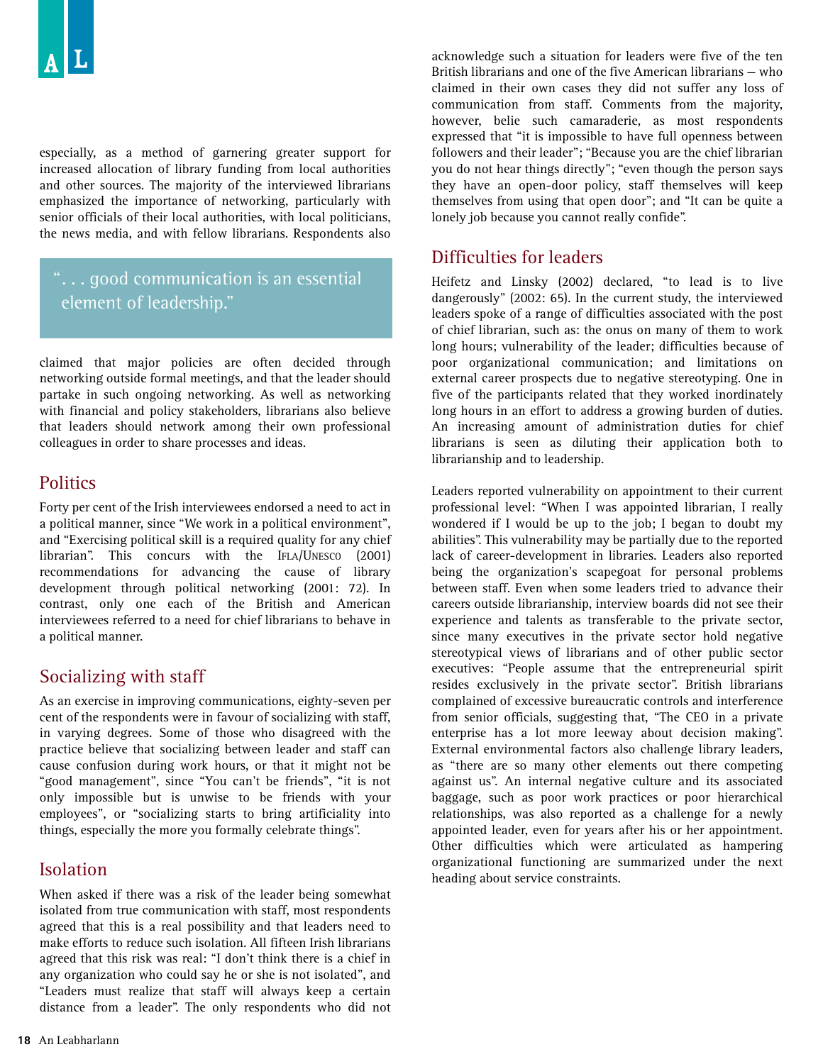especially, as a method of garnering greater support for increased allocation of library funding from local authorities and other sources. The majority of the interviewed librarians emphasized the importance of networking, particularly with senior officials of their local authorities, with local politicians, the news media, and with fellow librarians. Respondents also claimed that major policies are often decided through networking outside formal meetings, and that the leader should partake in such ongoing networking. As well as networking with financial and policy stakeholders, librarians also believe that leaders should network among their own professional colleagues in order to share processes and ideas.

> ". . . good communication is an essential element of leadership."

## Politics

Forty per cent of the Irish interviewees endorsed a need to act in a political manner, since "We work in a political environment", and "Exercising political skill is a required quality for any chief librarian". This concurs with the IFLA/UNESCO (2001) recommendations for advancing the cause of library development through political networking (2001: 72). In contrast, only one each of the British and American interviewees referred to a need for chief librarians to behave in a political manner.

## Socializing with staff

As an exercise in improving communications, eighty-seven per cent of the respondents were in favour of socializing with staff, in varying degrees. Some of those who disagreed with the practice believe that socializing between leader and staff can cause confusion during work hours, or that it might not be "good management", since "You can't be friends", "it is not only impossible but is unwise to be friends with your employees", or "socializing starts to bring artificiality into things, especially the more you formally celebrate things".

## Isolation

When asked if there was a risk of the leader being somewhat isolated from true communication with staff, most respondents agreed that this is a real possibility and that leaders need to make efforts to reduce such isolation. All fifteen Irish librarians agreed that this risk was real: "I don't think there is a chief in any organization who could say he or she is not isolated", and "Leaders must realize that staff will always keep a certain distance from a leader". The only respondents who did not acknowledge such a situation for leaders were five of the ten British librarians and one of the five American librarians — who claimed in their own cases they did not suffer any loss of communication from staff. Comments from the majority, however, belie such camaraderie, as most respondents expressed that "it is impossible to have full openness between followers and their leader"; "Because you are the chief librarian you do not hear things directly"; "even though the person says they have an open-door policy, staff themselves will keep themselves from using that open door"; and "It can be quite a lonely job because you cannot really confide".

## Difficulties for leaders

Heifetz and Linsky (2002) declared, "to lead is to live dangerously" (2002: 65). In the current study, the interviewed leaders spoke of a range of difficulties associated with the post of chief librarian, such as: the onus on many of them to work long hours; vulnerability of the leader; difficulties because of poor organizational communication; and limitations on external career prospects due to negative stereotyping. One in five of the participants related that they worked inordinately long hours in an effort to address a growing burden of duties. An increasing amount of administration duties for chief librarians is seen as diluting their application both to librarianship and to leadership.

Leaders reported vulnerability on appointment to their current professional level: "When I was appointed librarian, I really wondered if I would be up to the job; I began to doubt my abilities". This vulnerability may be partially due to the reported lack of career-development in libraries. Leaders also reported being the organization's scapegoat for personal problems between staff. Even when some leaders tried to advance their careers outside librarianship, interview boards did not see their experience and talents as transferable to the private sector, since many executives in the private sector hold negative stereotypical views of librarians and of other public sector executives: "People assume that the entrepreneurial spirit resides exclusively in the private sector". British librarians complained of excessive bureaucratic controls and interference from senior officials, suggesting that, "The CEO in a private enterprise has a lot more leeway about decision making". External environmental factors also challenge library leaders, as "there are so many other elements out there competing against us". An internal negative culture and its associated baggage, such as poor work practices or poor hierarchical relationships, was also reported as a challenge for a newly appointed leader, even for years after his or her appointment. Other difficulties which were articulated as hampering organizational functioning are summarized under the next heading about service constraints.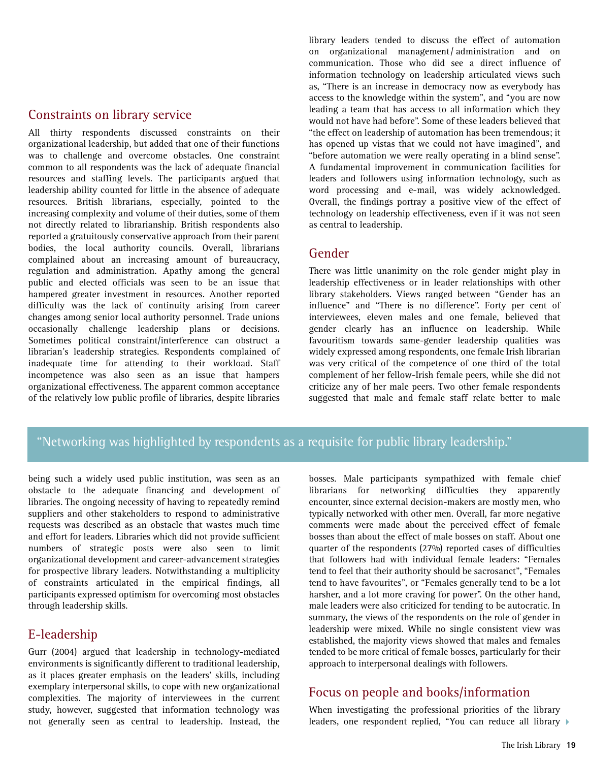## Constraints on library service

All thirty respondents discussed constraints on their organizational leadership, but added that one of their functions was to challenge and overcome obstacles. One constraint common to all respondents was the lack of adequate financial resources and staffing levels. The participants argued that leadership ability counted for little in the absence of adequate resources. British librarians, especially, pointed to the increasing complexity and volume of their duties, some of them not directly related to librarianship. British respondents also reported a gratuitously conservative approach from their parent bodies, the local authority councils. Overall, librarians complained about an increasing amount of bureaucracy, regulation and administration. Apathy among the general public and elected officials was seen to be an issue that hampered greater investment in resources. Another reported difficulty was the lack of continuity arising from career changes among senior local authority personnel. Trade unions occasionally challenge leadership plans or decisions. Sometimes political constraint/interference can obstruct a librarian's leadership strategies. Respondents complained of inadequate time for attending to their workload. Staff incompetence was also seen as an issue that hampers organizational effectiveness. The apparent common acceptance of the relatively low public profile of libraries, despite libraries being such a widely used public institution, was seen as an obstacle to the adequate financing and development of libraries. The ongoing necessity of having to repeatedly remind suppliers and other stakeholders to respond to administrative requests was described as an obstacle that wastes much time and effort for leaders. Libraries which did not provide sufficient numbers of strategic posts were also seen to limit organizational development and career-advancement strategies for prospective library leaders. Notwithstanding a multiplicity of constraints articulated in the empirical findings, all participants expressed optimism for overcoming most obstacles through leadership skills.

## E-leadership

Gurr (2004) argued that leadership in technology-mediated environments is significantly different to traditional leadership, as it places greater emphasis on the leaders' skills, including exemplary interpersonal skills, to cope with new organizational complexities. The majority of interviewees in the current study, however, suggested that information technology was not generally seen as central to leadership. Instead, the library leaders tended to discuss the effect of automation on organizational management/administration and on communication. Those who did see a direct influence of information technology on leadership articulated views such as, "There is an increase in democracy now as everybody has access to the knowledge within the system", and "you are now leading a team that has access to all information which they would not have had before". Some of these leaders believed that "the effect on leadership of automation has been tremendous; it has opened up vistas that we could not have imagined", and "before automation we were really operating in a blind sense". A fundamental improvement in communication facilities for leaders and followers using information technology, such as word processing and e-mail, was widely acknowledged. Overall, the findings portray a positive view of the effect of technology on leadership effectiveness, even if it was not seen as central to leadership.

## Gender

There was little unanimity on the role gender might play in leadership effectiveness or in leader relationships with other library stakeholders. Views ranged between "Gender has an influence" and "There is no difference". Forty per cent of interviewees, eleven males and one female, believed that gender clearly has an influence on leadership. While favouritism towards same-gender leadership qualities was widely expressed among respondents, one female Irish librarian was very critical of the competence of one third of the total complement of her fellow-Irish female peers, while she did not criticize any of her male peers. Two other female respondents suggested that male and female staff relate better to male bosses. Male participants sympathized with female chief librarians for networking difficulties they apparently encounter, since external decision-makers are mostly men, who typically networked with other men. Overall, far more negative comments were made about the perceived effect of female bosses than about the effect of male bosses on staff. About one quarter of the respondents (27%) reported cases of difficulties that followers had with individual female leaders: "Females tend to feel that their authority should be sacrosanct", "Females tend to have favourites", or "Females generally tend to be a lot harsher, and a lot more craving for power". On the other hand, male leaders were also criticized for tending to be autocratic. In summary, the views of the respondents on the role of gender in leadership were mixed. While no single consistent view was established, the majority views showed that males and females tended to be more critical of female bosses, particularly for their approach to interpersonal dealings with followers.

> "Networking was highlighted by respondents as a requisite for public library leadership."

## Focus on people and books/information

When investigating the professional priorities of the library leaders, one respondent replied, "You can reduce all library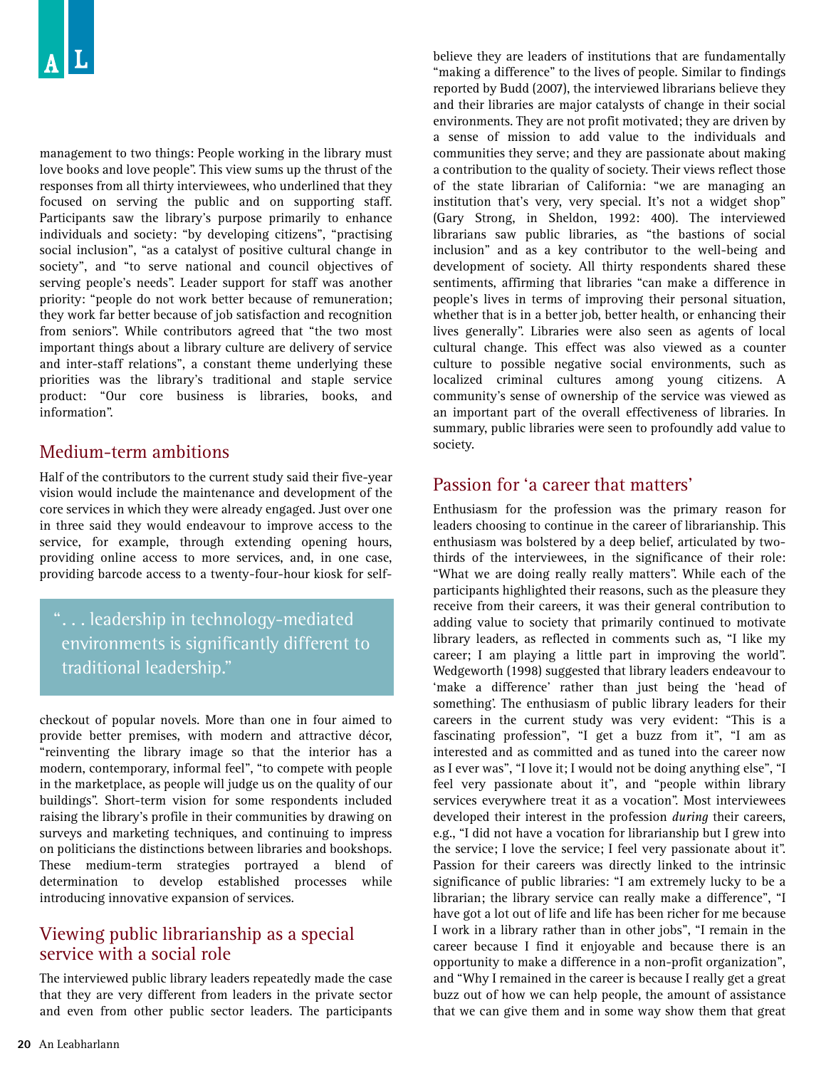management to two things: People working in the library must love books and love people". This view sums up the thrust of the responses from all thirty interviewees, who underlined that they focused on serving the public and on supporting staff. Participants saw the library's purpose primarily to enhance individuals and society: "by developing citizens", "practising social inclusion", "as a catalyst of positive cultural change in society", and "to serve national and council objectives of serving people's needs". Leader support for staff was another priority: "people do not work better because of remuneration; they work far better because of job satisfaction and recognition from seniors". While contributors agreed that "the two most important things about a library culture are delivery of service and inter-staff relations", a constant theme underlying these priorities was the library's traditional and staple service product: "Our core business is libraries, books, and information".

## Medium-term ambitions

Half of the contributors to the current study said their five-year vision would include the maintenance and development of the core services in which they were already engaged. Just over one in three said they would endeavour to improve access to the service, for example, through extending opening hours, providing online access to more services, and, in one case, providing barcode access to a twenty-four-hour kiosk for self-checkout of popular novels. More than one in four aimed to provide better premises, with modern and attractive décor, "reinventing the library image so that the interior has a modern, contemporary, informal feel", "to compete with people in the marketplace, as people will judge us on the quality of our buildings". Short-term vision for some respondents included raising the library's profile in their communities by drawing on surveys and marketing techniques, and continuing to impress on politicians the distinctions between libraries and bookshops. These medium-term strategies portrayed a blend of determination to develop established processes while introducing innovative expansion of services.

> ". . . leadership in technology-mediated environments is significantly different to traditional leadership."

## Viewing public librarianship as a special service with a social role

The interviewed public library leaders repeatedly made the case that they are very different from leaders in the private sector and even from other public sector leaders. The participants believe they are leaders of institutions that are fundamentally "making a difference" to the lives of people. Similar to findings reported by Budd (2007), the interviewed librarians believe they and their libraries are major catalysts of change in their social environments. They are not profit motivated; they are driven by a sense of mission to add value to the individuals and communities they serve; and they are passionate about making a contribution to the quality of society. Their views reflect those of the state librarian of California: "we are managing an institution that's very, very special. It's not a widget shop" (Gary Strong, in Sheldon, 1992: 400). The interviewed librarians saw public libraries, as "the bastions of social inclusion" and as a key contributor to the well-being and development of society. All thirty respondents shared these sentiments, affirming that libraries "can make a difference in people's lives in terms of improving their personal situation, whether that is in a better job, better health, or enhancing their lives generally". Libraries were also seen as agents of local cultural change. This effect was also viewed as a counter culture to possible negative social environments, such as localized criminal cultures among young citizens. A community's sense of ownership of the service was viewed as an important part of the overall effectiveness of libraries. In summary, public libraries were seen to profoundly add value to society.

## Passion for 'a career that matters'

Enthusiasm for the profession was the primary reason for leaders choosing to continue in the career of librarianship. This enthusiasm was bolstered by a deep belief, articulated by two-thirds of the interviewees, in the significance of their role: "What we are doing really really matters". While each of the participants highlighted their reasons, such as the pleasure they receive from their careers, it was their general contribution to adding value to society that primarily continued to motivate library leaders, as reflected in comments such as, "I like my career; I am playing a little part in improving the world". Wedgeworth (1998) suggested that library leaders endeavour to 'make a difference' rather than just being the 'head of something'. The enthusiasm of public library leaders for their careers in the current study was very evident: "This is a fascinating profession", "I get a buzz from it", "I am as interested and as committed and as tuned into the career now as I ever was", "I love it; I would not be doing anything else", "I feel very passionate about it", and "people within library services everywhere treat it as a vocation". Most interviewees developed their interest in the profession *during* their careers, e.g., "I did not have a vocation for librarianship but I grew into the service; I love the service; I feel very passionate about it". Passion for their careers was directly linked to the intrinsic significance of public libraries: "I am extremely lucky to be a librarian; the library service can really make a difference", "I have got a lot out of life and life has been richer for me because I work in a library rather than in other jobs", "I remain in the career because I find it enjoyable and because there is an opportunity to make a difference in a non-profit organization", and "Why I remained in the career is because I really get a great buzz out of how we can help people, the amount of assistance that we can give them and in some way show them that great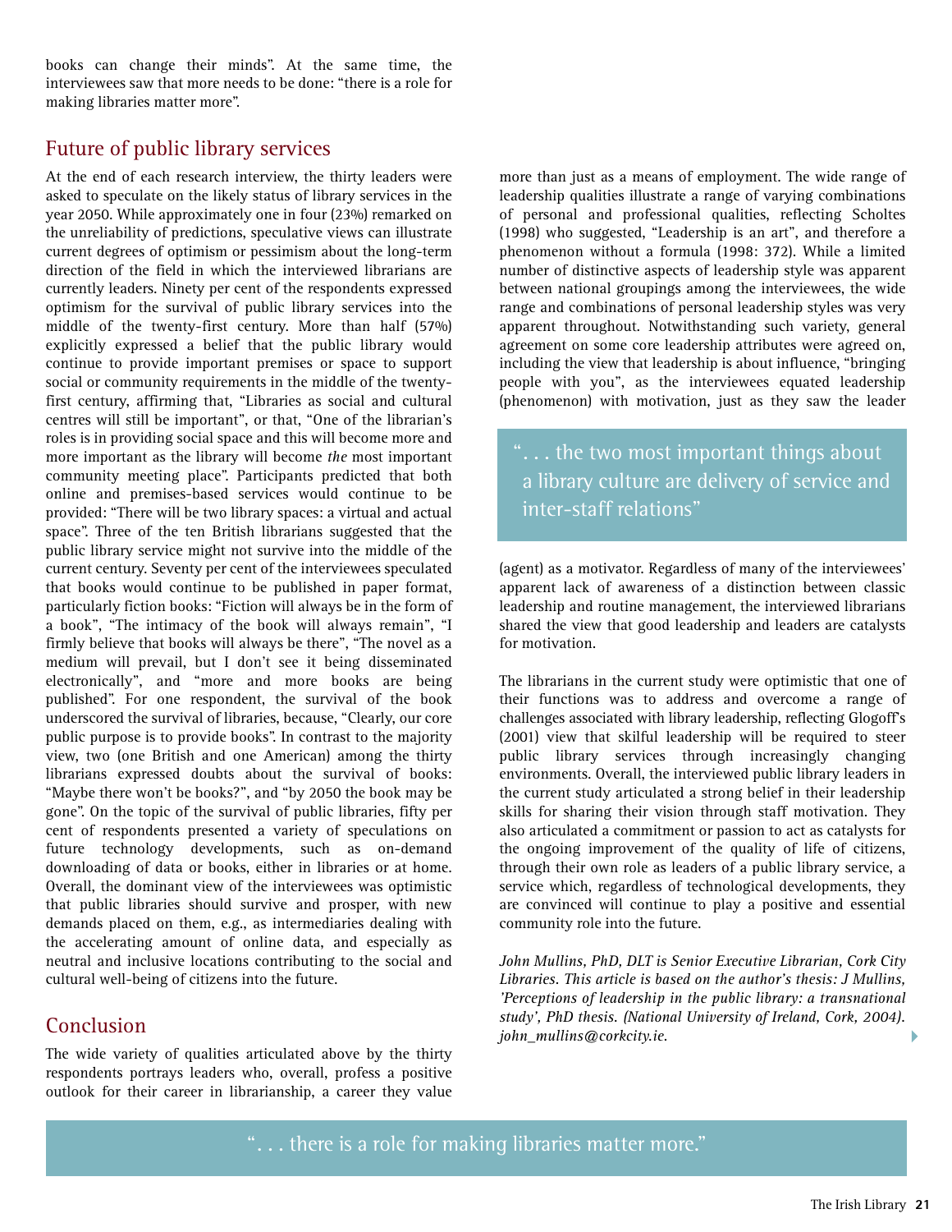books can change their minds". At the same time, the interviewees saw that more needs to be done: "there is a role for making libraries matter more".

## Future of public library services

At the end of each research interview, the thirty leaders were asked to speculate on the likely status of library services in the year 2050. While approximately one in four (23%) remarked on the unreliability of predictions, speculative views can illustrate current degrees of optimism or pessimism about the long-term direction of the field in which the interviewed librarians are currently leaders. Ninety per cent of the respondents expressed optimism for the survival of public library services into the middle of the twenty-first century. More than half (57%) explicitly expressed a belief that the public library would continue to provide important premises or space to support social or community requirements in the middle of the twenty-first century, affirming that, "Libraries as social and cultural centres will still be important", or that, "One of the librarian's roles is in providing social space and this will become more and more important as the library will become *the* most important community meeting place". Participants predicted that both online and premises-based services would continue to be provided: "There will be two library spaces: a virtual and actual space". Three of the ten British librarians suggested that the public library service might not survive into the middle of the current century. Seventy per cent of the interviewees speculated that books would continue to be published in paper format, particularly fiction books: "Fiction will always be in the form of a book", "The intimacy of the book will always remain", "I firmly believe that books will always be there", "The novel as a medium will prevail, but I don't see it being disseminated electronically", and "more and more books are being published". For one respondent, the survival of the book underscored the survival of libraries, because, "Clearly, our core public purpose is to provide books". In contrast to the majority view, two (one British and one American) among the thirty librarians expressed doubts about the survival of books: "Maybe there won't be books?", and "by 2050 the book may be gone". On the topic of the survival of public libraries, fifty per cent of respondents presented a variety of speculations on future technology developments, such as on-demand downloading of data or books, either in libraries or at home. Overall, the dominant view of the interviewees was optimistic that public libraries should survive and prosper, with new demands placed on them, e.g., as intermediaries dealing with the accelerating amount of online data, and especially as neutral and inclusive locations contributing to the social and cultural well-being of citizens into the future.

## Conclusion

The wide variety of qualities articulated above by the thirty respondents portrays leaders who, overall, profess a positive outlook for their career in librarianship, a career they value more than just as a means of employment. The wide range of leadership qualities illustrate a range of varying combinations of personal and professional qualities, reflecting Scholtes (1998) who suggested, "Leadership is an art", and therefore a phenomenon without a formula (1998: 372). While a limited number of distinctive aspects of leadership style was apparent between national groupings among the interviewees, the wide range and combinations of personal leadership styles was very apparent throughout. Notwithstanding such variety, general agreement on some core leadership attributes were agreed on, including the view that leadership is about influence, "bringing people with you", as the interviewees equated leadership (phenomenon) with motivation, just as they saw the leader (agent) as a motivator. Regardless of many of the interviewees' apparent lack of awareness of a distinction between classic leadership and routine management, the interviewed librarians shared the view that good leadership and leaders are catalysts for motivation.

> ". . . the two most important things about a library culture are delivery of service and inter-staff relations"

The librarians in the current study were optimistic that one of their functions was to address and overcome a range of challenges associated with library leadership, reflecting Glogoff's (2001) view that skilful leadership will be required to steer public library services through increasingly changing environments. Overall, the interviewed public library leaders in the current study articulated a strong belief in their leadership skills for sharing their vision through staff motivation. They also articulated a commitment or passion to act as catalysts for the ongoing improvement of the quality of life of citizens, through their own role as leaders of a public library service, a service which, regardless of technological developments, they are convinced will continue to play a positive and essential community role into the future.

*John Mullins, PhD, DLT is Senior Executive Librarian, Cork City Libraries. This article is based on the author's thesis: J Mullins, 'Perceptions of leadership in the public library: a transnational study', PhD thesis. (National University of Ireland, Cork, 2004). john_mullins@corkcity.ie.*

> ". . . there is a role for making libraries matter more."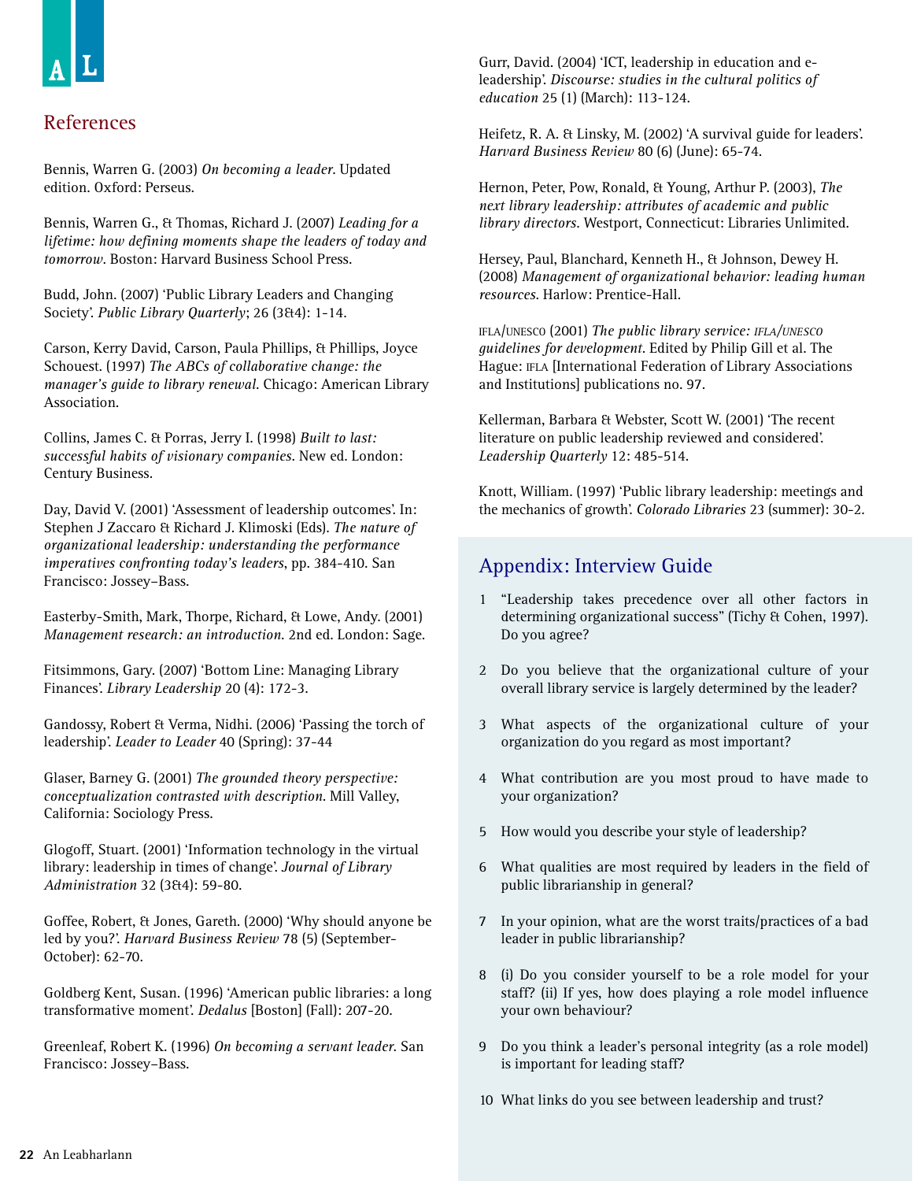## References

Bennis, Warren G. (2003) *On becoming a leader*. Updated edition. Oxford: Perseus.

Bennis, Warren G., & Thomas, Richard J. (2007) *Leading for a lifetime: how defining moments shape the leaders of today and tomorrow*. Boston: Harvard Business School Press.

Budd, John. (2007) 'Public Library Leaders and Changing Society'. *Public Library Quarterly*; 26 (3&4): 1-14.

Carson, Kerry David, Carson, Paula Phillips, & Phillips, Joyce Schouest. (1997) *The ABCs of collaborative change: the manager's guide to library renewal*. Chicago: American Library Association.

Collins, James C. & Porras, Jerry I. (1998) *Built to last: successful habits of visionary companies*. New ed. London: Century Business.

Day, David V. (2001) 'Assessment of leadership outcomes'. In: Stephen J Zaccaro & Richard J. Klimoski (Eds). *The nature of organizational leadership: understanding the performance imperatives confronting today's leaders*, pp. 384-410. San Francisco: Jossey–Bass.

Easterby-Smith, Mark, Thorpe, Richard, & Lowe, Andy. (2001) *Management research: an introduction*. 2nd ed. London: Sage.

Fitsimmons, Gary. (2007) 'Bottom Line: Managing Library Finances'. *Library Leadership* 20 (4): 172-3.

Gandossy, Robert & Verma, Nidhi. (2006) 'Passing the torch of leadership'. *Leader to Leader* 40 (Spring): 37-44

Glaser, Barney G. (2001) *The grounded theory perspective: conceptualization contrasted with description*. Mill Valley, California: Sociology Press.

Glogoff, Stuart. (2001) 'Information technology in the virtual library: leadership in times of change'. *Journal of Library Administration* 32 (3&4): 59-80.

Goffee, Robert, & Jones, Gareth. (2000) 'Why should anyone be led by you?'. *Harvard Business Review* 78 (5) (September-October): 62-70.

Goldberg Kent, Susan. (1996) 'American public libraries: a long transformative moment'. *Dedalus* [Boston] (Fall): 207-20.

Greenleaf, Robert K. (1996) *On becoming a servant leader*. San Francisco: Jossey–Bass.

Gurr, David. (2004) 'ICT, leadership in education and e-leadership'. *Discourse: studies in the cultural politics of education* 25 (1) (March): 113-124.

Heifetz, R. A. & Linsky, M. (2002) 'A survival guide for leaders'. *Harvard Business Review* 80 (6) (June): 65-74.

Hernon, Peter, Pow, Ronald, & Young, Arthur P. (2003), *The next library leadership: attributes of academic and public library directors*. Westport, Connecticut: Libraries Unlimited.

Hersey, Paul, Blanchard, Kenneth H., & Johnson, Dewey H. (2008) *Management of organizational behavior: leading human resources*. Harlow: Prentice-Hall.

IFLA/UNESCO (2001) *The public library service: IFLA/UNESCO guidelines for development*. Edited by Philip Gill et al. The Hague: IFLA [International Federation of Library Associations and Institutions] publications no. 97.

Kellerman, Barbara & Webster, Scott W. (2001) 'The recent literature on public leadership reviewed and considered'. *Leadership Quarterly* 12: 485-514.

Knott, William. (1997) 'Public library leadership: meetings and the mechanics of growth'. *Colorado Libraries* 23 (summer): 30-2.

## Appendix: Interview Guide

1. "Leadership takes precedence over all other factors in determining organizational success" (Tichy & Cohen, 1997). Do you agree?
2. Do you believe that the organizational culture of your overall library service is largely determined by the leader?
3. What aspects of the organizational culture of your organization do you regard as most important?
4. What contribution are you most proud to have made to your organization?
5. How would you describe your style of leadership?
6. What qualities are most required by leaders in the field of public librarianship in general?
7. In your opinion, what are the worst traits/practices of a bad leader in public librarianship?
8. (i) Do you consider yourself to be a role model for your staff? (ii) If yes, how does playing a role model influence your own behaviour?
9. Do you think a leader's personal integrity (as a role model) is important for leading staff?
10. What links do you see between leadership and trust?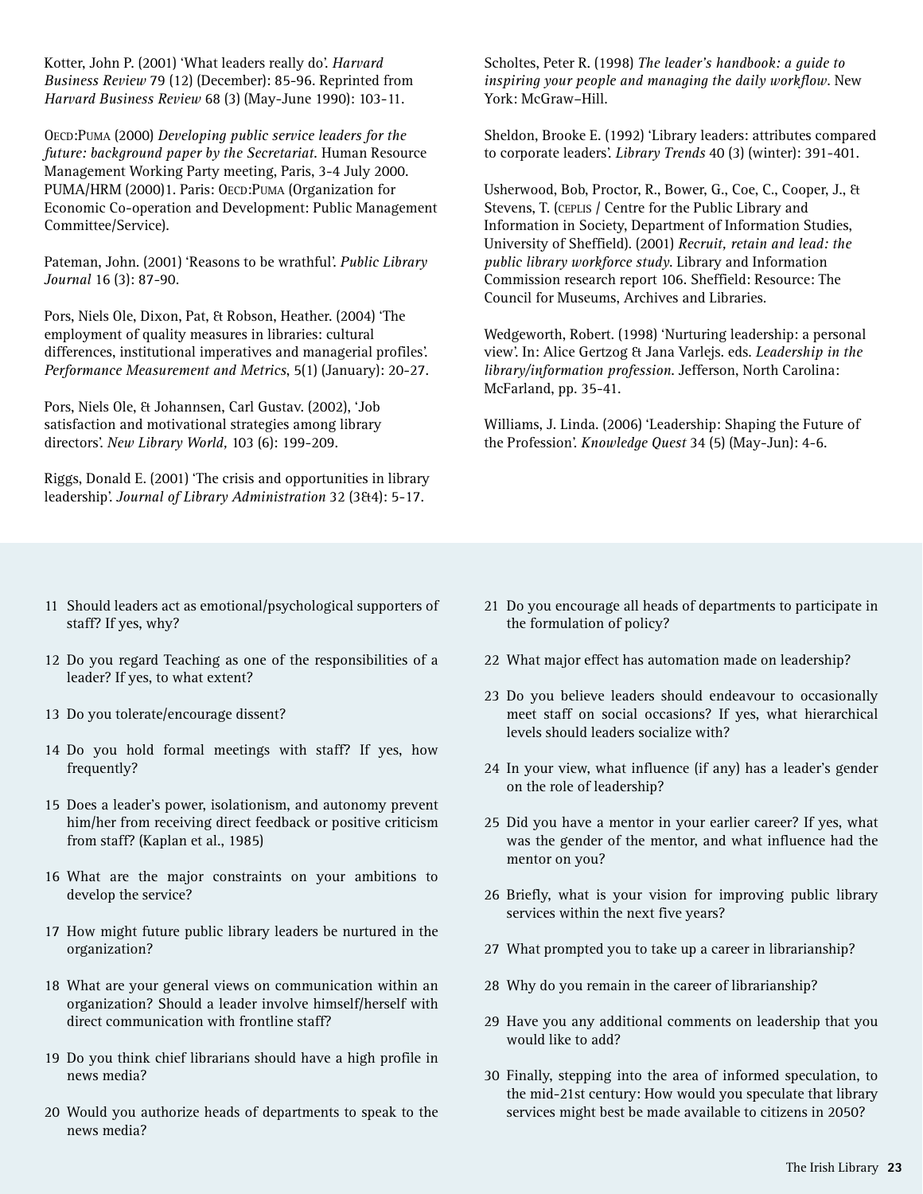Kotter, John P. (2001) 'What leaders really do'. *Harvard Business Review* 79 (12) (December): 85-96. Reprinted from *Harvard Business Review* 68 (3) (May-June 1990): 103-11.

OECD:PUMA (2000) *Developing public service leaders for the future: background paper by the Secretariat.* Human Resource Management Working Party meeting, Paris, 3-4 July 2000. PUMA/HRM (2000)1. Paris: OECD:PUMA (Organization for Economic Co-operation and Development: Public Management Committee/Service).

Pateman, John. (2001) 'Reasons to be wrathful'. *Public Library Journal* 16 (3): 87-90.

Pors, Niels Ole, Dixon, Pat, & Robson, Heather. (2004) 'The employment of quality measures in libraries: cultural differences, institutional imperatives and managerial profiles'. *Performance Measurement and Metrics*, 5(1) (January): 20-27.

Pors, Niels Ole, & Johannsen, Carl Gustav. (2002), 'Job satisfaction and motivational strategies among library directors'. *New Library World,* 103 (6): 199-209.

Riggs, Donald E. (2001) 'The crisis and opportunities in library leadership'. *Journal of Library Administration* 32 (3&4): 5-17.

Scholtes, Peter R. (1998) *The leader's handbook: a guide to inspiring your people and managing the daily workflow*. New York: McGraw–Hill.

Sheldon, Brooke E. (1992) 'Library leaders: attributes compared to corporate leaders'. *Library Trends* 40 (3) (winter): 391-401.

Usherwood, Bob, Proctor, R., Bower, G., Coe, C., Cooper, J., & Stevens, T. (CEPLIS / Centre for the Public Library and Information in Society, Department of Information Studies, University of Sheffield). (2001) *Recruit, retain and lead: the public library workforce study*. Library and Information Commission research report 106. Sheffield: Resource: The Council for Museums, Archives and Libraries.

Wedgeworth, Robert. (1998) 'Nurturing leadership: a personal view'. In: Alice Gertzog & Jana Varlejs. eds. *Leadership in the library/information profession*. Jefferson, North Carolina: McFarland, pp. 35-41.

Williams, J. Linda. (2006) 'Leadership: Shaping the Future of the Profession'. *Knowledge Quest* 34 (5) (May-Jun): 4-6.

11. Should leaders act as emotional/psychological supporters of staff? If yes, why?
12. Do you regard Teaching as one of the responsibilities of a leader? If yes, to what extent?
13. Do you tolerate/encourage dissent?
14. Do you hold formal meetings with staff? If yes, how frequently?
15. Does a leader's power, isolationism, and autonomy prevent him/her from receiving direct feedback or positive criticism from staff? (Kaplan et al., 1985)
16. What are the major constraints on your ambitions to develop the service?
17. How might future public library leaders be nurtured in the organization?
18. What are your general views on communication within an organization? Should a leader involve himself/herself with direct communication with frontline staff?
19. Do you think chief librarians should have a high profile in news media?
20. Would you authorize heads of departments to speak to the news media?
21. Do you encourage all heads of departments to participate in the formulation of policy?
22. What major effect has automation made on leadership?
23. Do you believe leaders should endeavour to occasionally meet staff on social occasions? If yes, what hierarchical levels should leaders socialize with?
24. In your view, what influence (if any) has a leader's gender on the role of leadership?
25. Did you have a mentor in your earlier career? If yes, what was the gender of the mentor, and what influence had the mentor on you?
26. Briefly, what is your vision for improving public library services within the next five years?
27. What prompted you to take up a career in librarianship?
28. Why do you remain in the career of librarianship?
29. Have you any additional comments on leadership that you would like to add?
30. Finally, stepping into the area of informed speculation, to the mid-21st century: How would you speculate that library services might best be made available to citizens in 2050?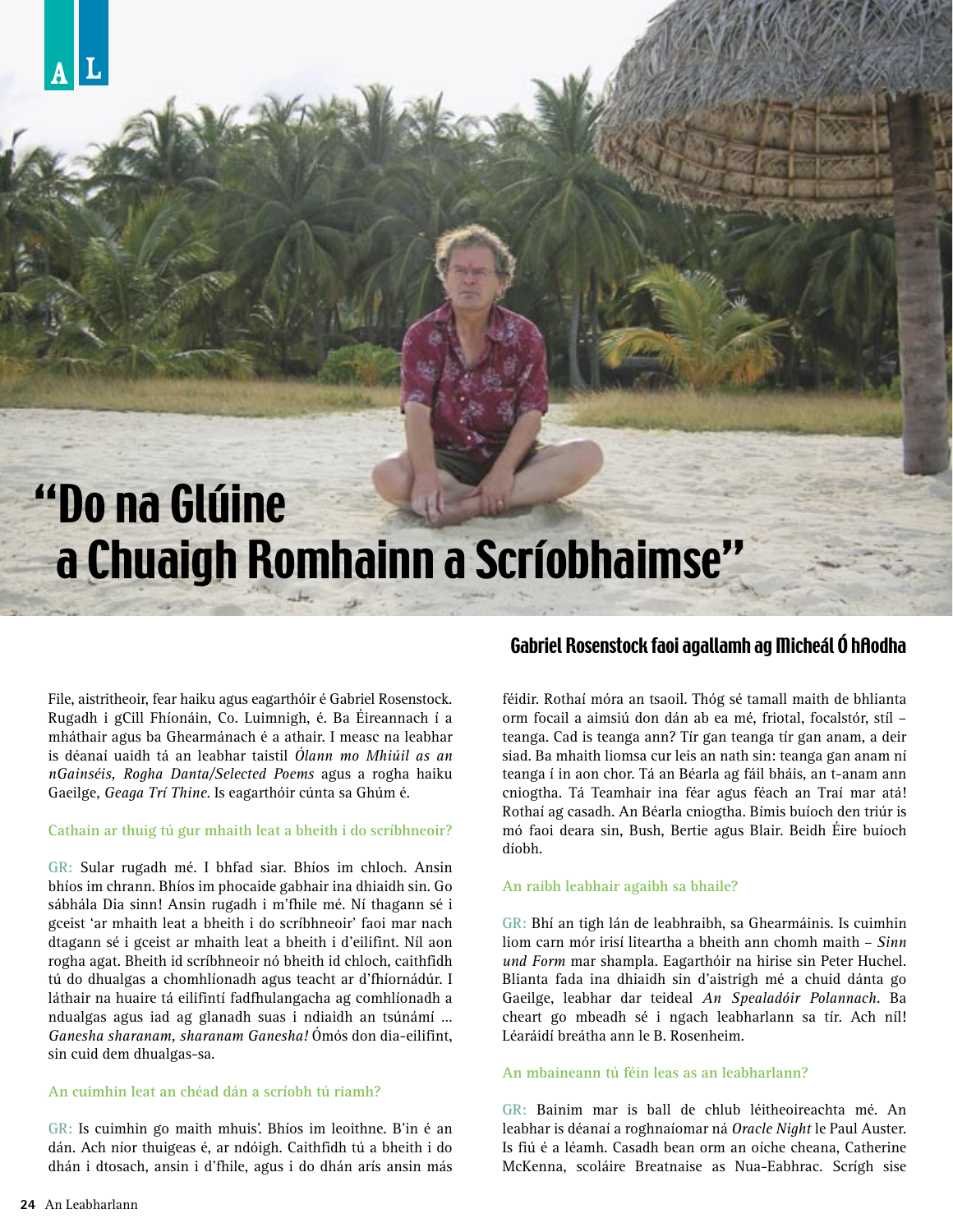# "Do na Glúine a Chuaigh Romhainn a Scríobhaimse"

## Gabriel Rosenstock faoi agallamh ag Micheál Ó hAodha

File, aistritheoir, fear haiku agus eagarthóir é Gabriel Rosenstock. Rugadh i gCill Fhíonáin, Co. Luimnigh, é. Ba Éireannach í a mháthair agus ba Ghearmánach é a athair. I measc na leabhar is déanaí uaidh tá an leabhar taistil *Ólann mo Mhiúil as an nGainséis, Rogha Danta/Selected Poems* agus a rogha haiku Gaeilge, *Geaga Trí Thine*. Is eagarthóir cúnta sa Ghúm é.

**Cathain ar thuig tú gur mhaith leat a bheith i do scríbhneoir?**

**GR:** Sular rugadh mé. I bhfad siar. Bhíos im chloch. Ansin bhíos im chrann. Bhíos im phocaide gabhair ina dhiaidh sin. Go sábhála Dia sinn! Ansin rugadh i m'fhile mé. Ní thagann sé i gceist 'ar mhaith leat a bheith i do scríbhneoir' faoi mar nach dtagann sé i gceist ar mhaith leat a bheith i d'eilifint. Níl aon rogha agat. Bheith id scríbhneoir nó bheith id chloch, caithfidh tú do dhualgas a chomhlíonadh agus teacht ar d'fhiornádúr. I láthair na huaire tá eilifintí fadfhulangacha ag comhlíonadh a ndualgas agus iad ag glanadh suas i ndiaidh an tsúnámí ... *Ganesha sharanam, sharanam Ganesha!* Ómós don dia-eilifint, sin cuid dem dhualgas-sa.

**An cuimhin leat an chéad dán a scríobh tú riamh?**

**GR:** Is cuimhin go maith mhuis'. Bhíos im leoithne. B'in é an dán. Ach níor thuigeas é, ar ndóigh. Caithfidh tú a bheith i do dhán i dtosach, ansin i d'fhile, agus i do dhán arís ansin más féidir. Rothaí móra an tsaoil. Thóg sé tamall maith de bhlianta orm focail a aimsiú don dán ab ea mé, friotal, focalstór, stíl – teanga. Cad is teanga ann? Tír gan teanga tír gan anam, a deir siad. Ba mhaith liomsa cur leis an nath sin: teanga gan anam ní teanga í in aon chor. Tá an Béarla ag fáil bháis, an t-anam ann cniogtha. Tá Teamhair ina féar agus féach an Traí mar atá! Rothaí ag casadh. An Béarla cniogtha. Bímis buíoch den triúr is mó faoi deara sin, Bush, Bertie agus Blair. Beidh Éire buíoch díobh.

**An raibh leabhair agaibh sa bhaile?**

**GR:** Bhí an tigh lán de leabhraibh, sa Ghearmáinis. Is cuimhin liom carn mór irisí liteartha a bheith ann chomh maith – *Sinn und Form* mar shampla. Eagarthóir na hirise sin Peter Huchel. Blianta fada ina dhiaidh sin d'aistrigh mé a chuid dánta go Gaeilge, leabhar dar teideal *An Spealadóir Polannach*. Ba cheart go mbeadh sé i ngach leabharlann sa tír. Ach níl! Léaráidí breátha ann le B. Rosenheim.

**An mbaineann tú féin leas as an leabharlann?**

**GR:** Bainim mar is ball de chlub léitheoireachta mé. An leabhar is déanaí a roghnaíomar ná *Oracle Night* le Paul Auster. Is fiú é a léamh. Casadh bean orm an oíche cheana, Catherine McKenna, scoláire Breatnaise as Nua-Eabhrac. Scrígh sise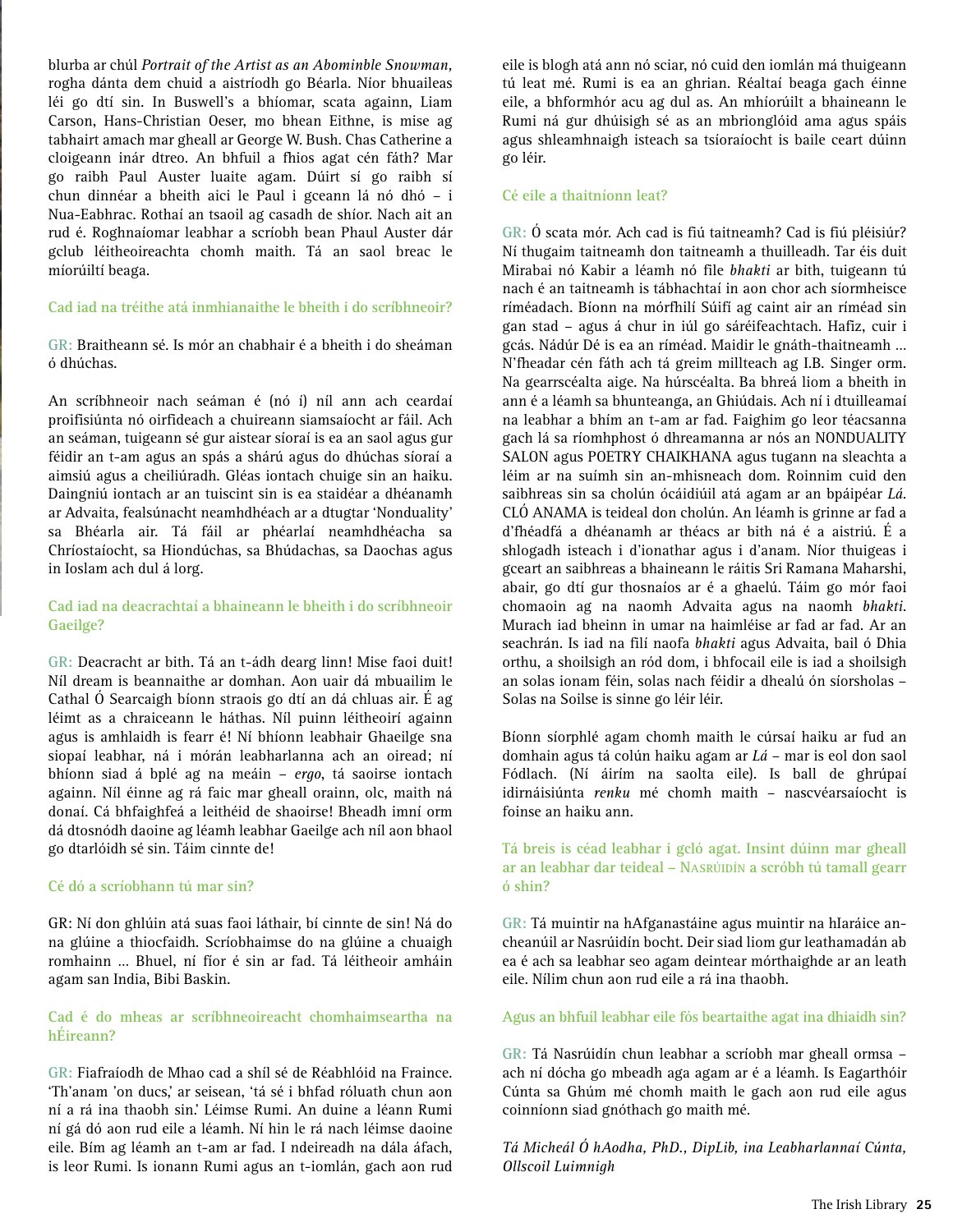blurba ar chúl *Portrait of the Artist as an Abominble Snowman,* rogha dánta dem chuid a aistríodh go Béarla. Níor bhuaileas léi go dtí sin. In Buswell's a bhíomar, scata againn, Liam Carson, Hans-Christian Oeser, mo bhean Eithne, is mise ag tabhairt amach mar gheall ar George W. Bush. Chas Catherine a cloigeann inár dtreo. An bhfuil a fhios agat cén fáth? Mar go raibh Paul Auster luaite agam. Dúirt sí go raibh sí chun dinnéar a bheith aici le Paul i gceann lá nó dhó – i Nua-Eabhrac. Rothaí an tsaoil ag casadh de shíor. Nach ait an rud é. Roghnaíomar leabhar a scríobh bean Phaul Auster dár gclub léitheoireachta chomh maith. Tá an saol breac le míorúiltí beaga.

**Cad iad na tréithe atá inmhianaithe le bheith i do scríbhneoir?**

**GR:** Braitheann sé. Is mór an chabhair é a bheith i do sheáman ó dhúchas.

An scríbhneoir nach seáman é (nó í) níl ann ach ceardaí proifisiúnta nó oirfideach a chuireann siamsaíocht ar fáil. Ach an seáman, tuigeann sé gur aistear síoraí is ea an saol agus gur féidir an t-am agus an spás a shárú agus do dhúchas síoraí a aimsiú agus a cheiliúradh. Gléas iontach chuige sin an haiku. Daingniú iontach ar an tuiscint sin is ea staidéar a dhéanamh ar Advaita, fealsúnacht neamhdhéach ar a dtugtar 'Nonduality' sa Bhéarla air. Tá fáil ar phéarlaí neamhdhéacha sa Chríostaíocht, sa Hiondúchas, sa Bhúdachas, sa Daochas agus in Ioslam ach dul á lorg.

**Cad iad na deacrachtaí a bhaineann le bheith i do scríbhneoir Gaeilge?**

**GR:** Deacracht ar bith. Tá an t-ádh dearg linn! Mise faoi duit! Níl dream is beannaithe ar domhan. Aon uair dá mbuailim le Cathal Ó Searcaigh bíonn straois go dtí an dá chluas air. É ag léimt as a chraiceann le háthas. Níl puinn léitheoirí againn agus is amhlaidh is fearr é! Ní bhíonn leabhair Ghaeilge sna siopaí leabhar, ná i mórán leabharlanna ach an oiread; ní bhíonn siad á bplé ag na meáin – *ergo*, tá saoirse iontach againn. Níl éinne ag rá faic mar gheall orainn, olc, maith ná donaí. Cá bhfaighfeá a leithéid de shaoirse! Bheadh imní orm dá dtosnódh daoine ag léamh leabhar Gaeilge ach níl aon bhaol go dtarlóidh sé sin. Táim cinnte de!

**Cé dó a scríobhann tú mar sin?**

GR: Ní don ghlúin atá suas faoi láthair, bí cinnte de sin! Ná do na glúine a thiocfaidh. Scríobhaimse do na glúine a chuaigh romhainn ... Bhuel, ní fíor é sin ar fad. Tá léitheoir amháin agam san India, Bibi Baskin.

**Cad é do mheas ar scríbhneoireacht chomhaimseartha na hÉireann?**

**GR:** Fiafraíodh de Mhao cad a shíl sé de Réabhlóid na Fraince. 'Th'anam 'on ducs,' ar seisean, 'tá sé i bhfad róluath chun aon ní a rá ina thaobh sin.' Léimse Rumi. An duine a léann Rumi ní gá dó aon rud eile a léamh. Ní hin le rá nach léimse daoine eile. Bím ag léamh an t-am ar fad. I ndeireadh na dála áfach, is leor Rumi. Is ionann Rumi agus an t-iomlán, gach aon rud eile is blogh atá ann nó sciar, nó cuid den iomlán má thuigeann tú leat mé. Rumi is ea an ghrian. Réaltaí beaga gach éinne eile, a bhformhór acu ag dul as. An mhíorúilt a bhaineann le Rumi ná gur dhúisigh sé as an mbrionglóid ama agus spáis agus shleamhnaigh isteach sa tsíoraíocht is baile ceart dúinn go léir.

**Cé eile a thaitníonn leat?**

**GR:** Ó scata mór. Ach cad is fiú taitneamh? Cad is fiú pléisiúr? Ní thugaim taitneamh don taitneamh a thuilleadh. Tar éis duit Mirabai nó Kabir a léamh nó file *bhakti* ar bith, tuigeann tú nach é an taitneamh is tábhachtaí in aon chor ach síormheisce ríméadach. Bíonn na mórfhilí Súifí ag caint air an ríméad sin gan stad – agus á chur in iúl go sáréifeachtach. Hafiz, cuir i gcás. Nádúr Dé is ea an ríméad. Maidir le gnáth-thaitneamh ... N'fheadar cén fáth ach tá greim millteach ag I.B. Singer orm. Na gearrscéalta aige. Na húrscéalta. Ba bhreá liom a bheith in ann é a léamh sa bhunteanga, an Ghiúdais. Ach ní i dtuilleamaí na leabhar a bhím an t-am ar fad. Faighim go leor téacsanna gach lá sa ríomhphost ó dhreamanna ar nós an NONDUALITY SALON agus POETRY CHAIKHANA agus tugann na sleachta a léim ar na suímh sin an-mhisneach dom. Roinnim cuid den saibhreas sin sa cholún ócáidiúil atá agam ar an bpáipéar *Lá*. CLÓ ANAMA is teideal don cholún. An léamh is grinne ar fad a d'fhéadfá a dhéanamh ar théacs ar bith ná é a aistriú. É a shlogadh isteach i d'ionathar agus i d'anam. Níor thuigeas i gceart an saibhreas a bhaineann le ráitis Sri Ramana Maharshi, abair, go dtí gur thosnaíos ar é a ghaelú. Táim go mór faoi chomaoin ag na naomh Advaita agus na naomh *bhakti*. Murach iad bheinn in umar na haimléise ar fad ar fad. Ar an seachrán. Is iad na filí naofa *bhakti* agus Advaita, bail ó Dhia orthu, a shoilsigh an ród dom, i bhfocail eile is iad a shoilsigh an solas ionam féin, solas nach féidir a dhealú ón síorsholas – Solas na Soilse is sinne go léir léir.

Bíonn síorphlé agam chomh maith le cúrsaí haiku ar fud an domhain agus tá colún haiku agam ar *Lá* – mar is eol don saol Fódlach. (Ní áirím na saolta eile). Is ball de ghrúpaí idirnáisiúnta *renku* mé chomh maith – nascvéarsaíocht is foinse an haiku ann.

**Tá breis is céad leabhar i gcló agat. Insint dúinn mar gheall ar an leabhar dar teideal – NASRÚIDÍN a scróbh tú tamall gearr ó shin?**

**GR:** Tá muintir na hAfganastáine agus muintir na hIaráice an-cheanúil ar Nasrúidín bocht. Deir siad liom gur leathamadán ab ea é ach sa leabhar seo agam deintear mórthaighde ar an leath eile. Nílim chun aon rud eile a rá ina thaobh.

**Agus an bhfuil leabhar eile fós beartaithe agat ina dhiaidh sin?**

**GR:** Tá Nasrúidín chun leabhar a scríobh mar gheall ormsa – ach ní dócha go mbeadh aga agam ar é a léamh. Is Eagarthóir Cúnta sa Ghúm mé chomh maith le gach aon rud eile agus coinníonn siad gnóthach go maith mé.

*Tá Micheál Ó hAodha, PhD., DipLib, ina Leabharlannaí Cúnta, Ollscoil Luimnigh*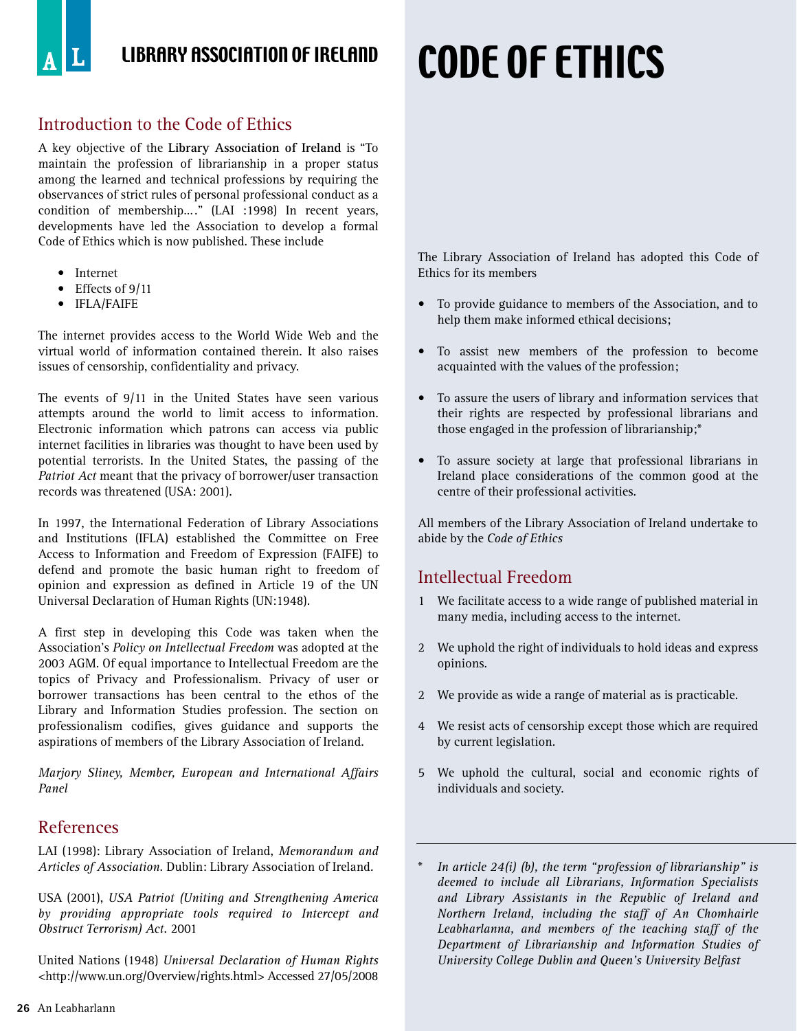# LIBRARY ASSOCIATION OF IRELAND

# CODE OF ETHICS

## Introduction to the Code of Ethics

A key objective of the **Library Association of Ireland** is "To maintain the profession of librarianship in a proper status among the learned and technical professions by requiring the observances of strict rules of personal professional conduct as a condition of membership…." (LAI :1998) In recent years, developments have led the Association to develop a formal Code of Ethics which is now published. These include

- Internet
- Effects of 9/11
- IFLA/FAIFE

The internet provides access to the World Wide Web and the virtual world of information contained therein. It also raises issues of censorship, confidentiality and privacy.

The events of 9/11 in the United States have seen various attempts around the world to limit access to information. Electronic information which patrons can access via public internet facilities in libraries was thought to have been used by potential terrorists. In the United States, the passing of the *Patriot Act* meant that the privacy of borrower/user transaction records was threatened (USA: 2001).

In 1997, the International Federation of Library Associations and Institutions (IFLA) established the Committee on Free Access to Information and Freedom of Expression (FAIFE) to defend and promote the basic human right to freedom of opinion and expression as defined in Article 19 of the UN Universal Declaration of Human Rights (UN:1948).

A first step in developing this Code was taken when the Association's *Policy on Intellectual Freedom* was adopted at the 2003 AGM. Of equal importance to Intellectual Freedom are the topics of Privacy and Professionalism. Privacy of user or borrower transactions has been central to the ethos of the Library and Information Studies profession. The section on professionalism codifies, gives guidance and supports the aspirations of members of the Library Association of Ireland.

*Marjory Sliney, Member, European and International Affairs Panel*

## References

LAI (1998): Library Association of Ireland, *Memorandum and Articles of Association*. Dublin: Library Association of Ireland.

USA (2001), *USA Patriot (Uniting and Strengthening America by providing appropriate tools required to Intercept and Obstruct Terrorism) Act*. 2001

United Nations (1948) *Universal Declaration of Human Rights* <http://www.un.org/Overview/rights.html> Accessed 27/05/2008

The Library Association of Ireland has adopted this Code of Ethics for its members

- To provide guidance to members of the Association, and to help them make informed ethical decisions;
- To assist new members of the profession to become acquainted with the values of the profession;
- To assure the users of library and information services that their rights are respected by professional librarians and those engaged in the profession of librarianship;*
- To assure society at large that professional librarians in Ireland place considerations of the common good at the centre of their professional activities.

All members of the Library Association of Ireland undertake to abide by the *Code of Ethics*

## Intellectual Freedom

1 We facilitate access to a wide range of published material in many media, including access to the internet.

2 We uphold the right of individuals to hold ideas and express opinions.

2 We provide as wide a range of material as is practicable.

4 We resist acts of censorship except those which are required by current legislation.

5 We uphold the cultural, social and economic rights of individuals and society.

---

\* *In article 24(i) (b), the term "profession of librarianship" is deemed to include all Librarians, Information Specialists and Library Assistants in the Republic of Ireland and Northern Ireland, including the staff of An Chomhairle Leabharlanna, and members of the teaching staff of the Department of Librarianship and Information Studies of University College Dublin and Queen's University Belfast*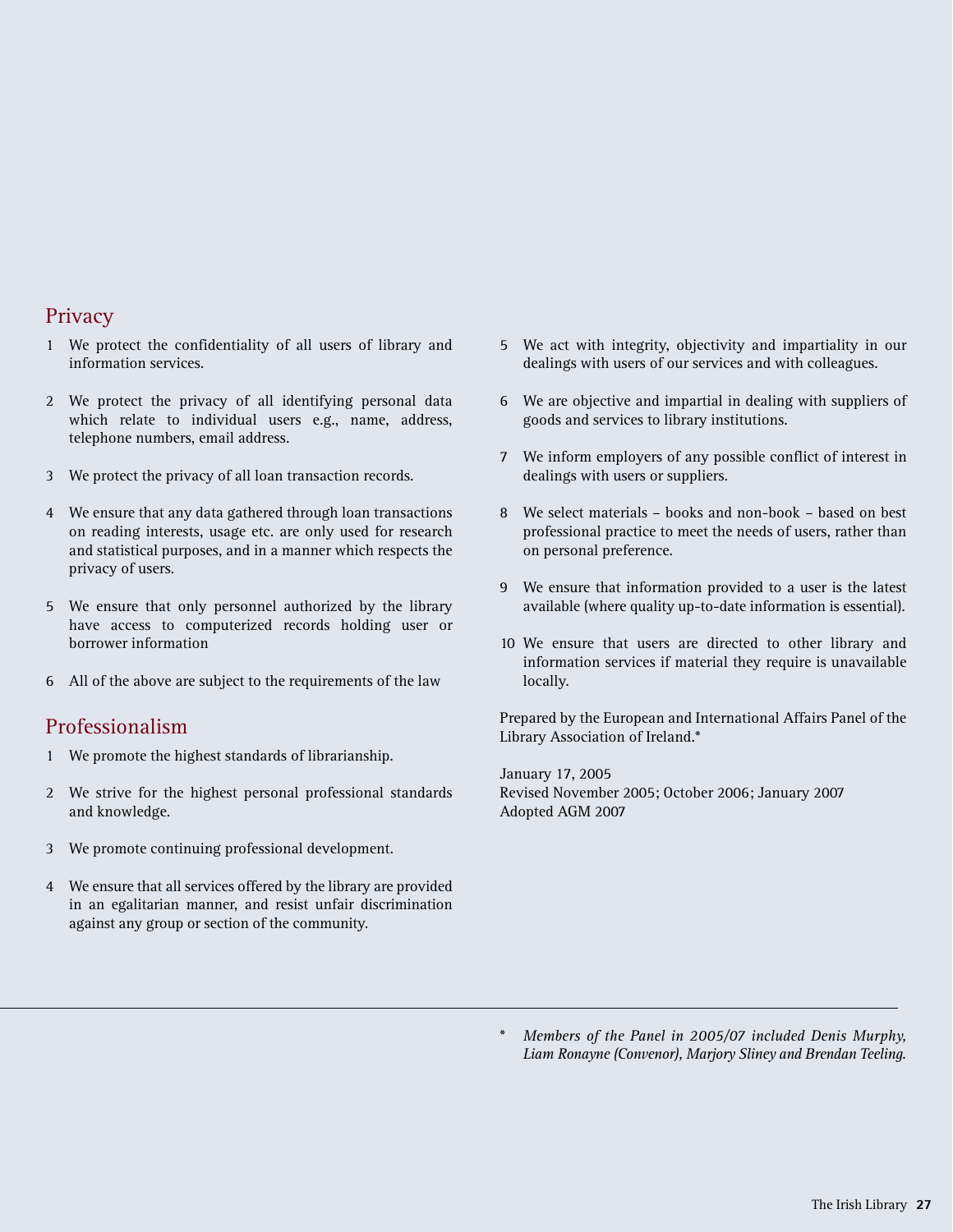## Privacy

1. We protect the confidentiality of all users of library and information services.

2. We protect the privacy of all identifying personal data which relate to individual users e.g., name, address, telephone numbers, email address.

3. We protect the privacy of all loan transaction records.

4. We ensure that any data gathered through loan transactions on reading interests, usage etc. are only used for research and statistical purposes, and in a manner which respects the privacy of users.

5. We ensure that only personnel authorized by the library have access to computerized records holding user or borrower information

6. All of the above are subject to the requirements of the law

## Professionalism

1. We promote the highest standards of librarianship.

2. We strive for the highest personal professional standards and knowledge.

3. We promote continuing professional development.

4. We ensure that all services offered by the library are provided in an egalitarian manner, and resist unfair discrimination against any group or section of the community.

5. We act with integrity, objectivity and impartiality in our dealings with users of our services and with colleagues.

6. We are objective and impartial in dealing with suppliers of goods and services to library institutions.

7. We inform employers of any possible conflict of interest in dealings with users or suppliers.

8. We select materials – books and non-book – based on best professional practice to meet the needs of users, rather than on personal preference.

9. We ensure that information provided to a user is the latest available (where quality up-to-date information is essential).

10. We ensure that users are directed to other library and information services if material they require is unavailable locally.

Prepared by the European and International Affairs Panel of the Library Association of Ireland.*

January 17, 2005
Revised November 2005; October 2006; January 2007
Adopted AGM 2007

---

\* *Members of the Panel in 2005/07 included Denis Murphy, Liam Ronayne (Convenor), Marjory Sliney and Brendan Teeling.*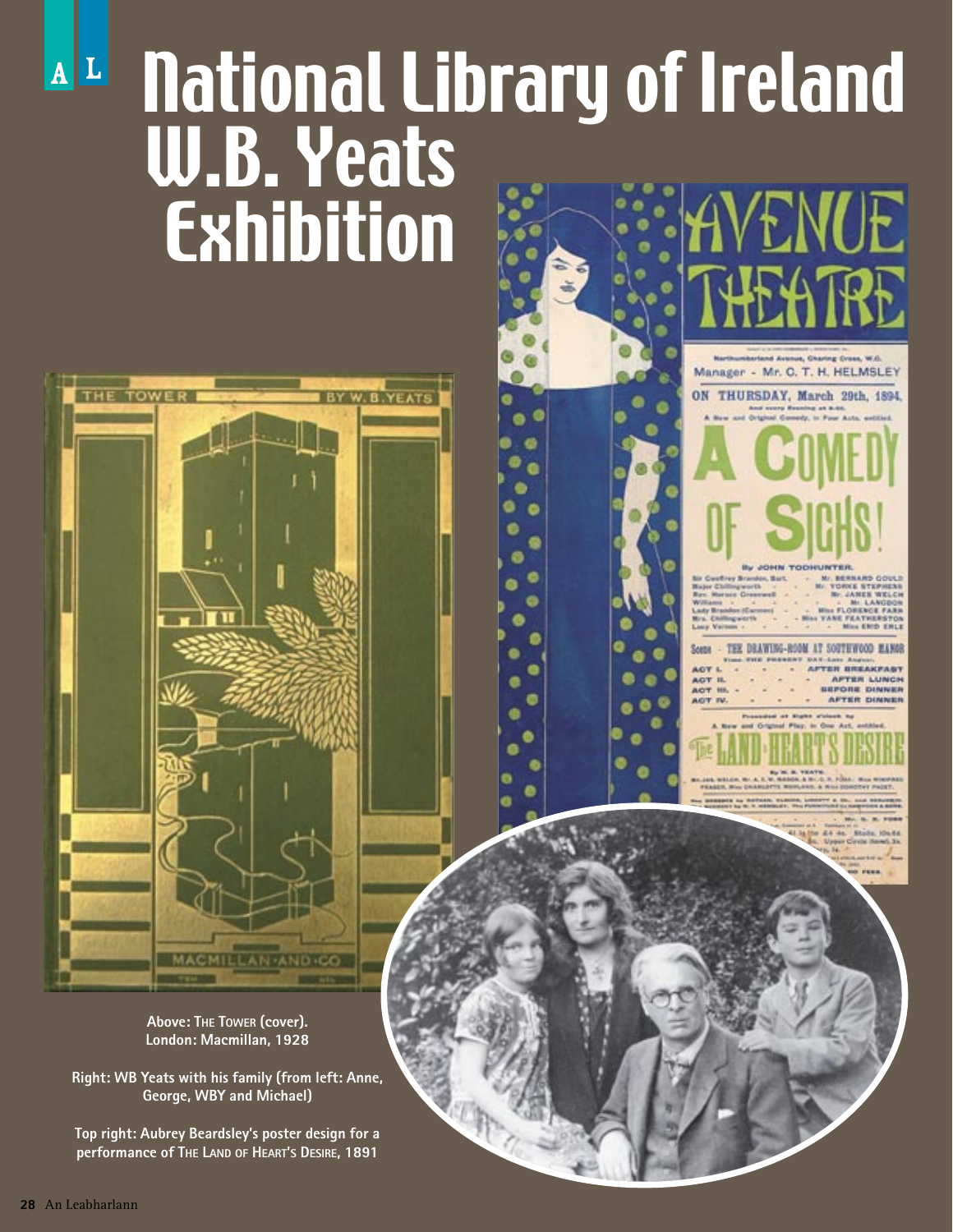# National Library of Ireland W.B. Yeats Exhibition

Above: The Tower (cover). London: Macmillan, 1928

Right: WB Yeats with his family (from left: Anne, George, WBY and Michael)

Top right: Aubrey Beardsley's poster design for a performance of The Land of Heart's Desire, 1891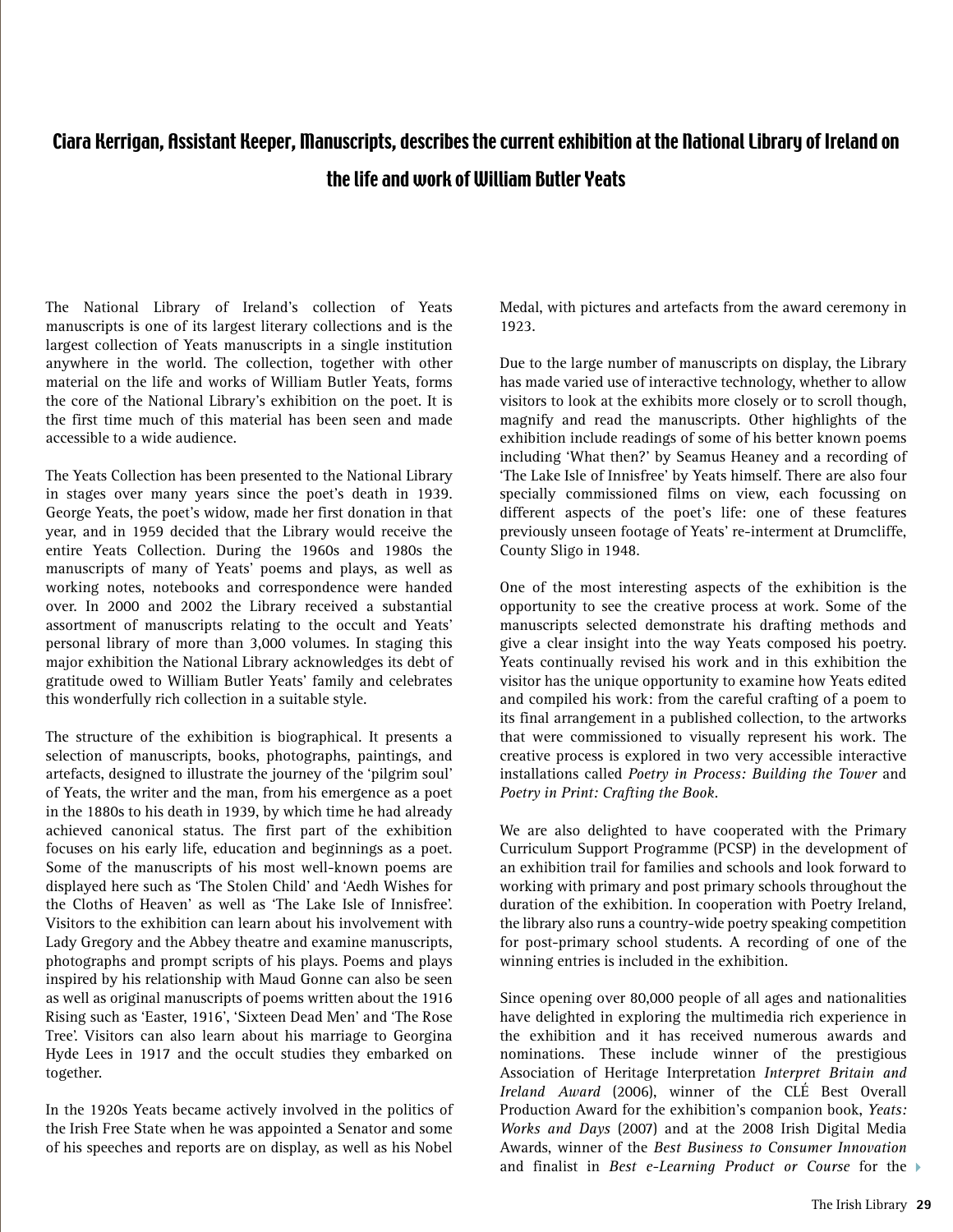## Ciara Kerrigan, Assistant Keeper, Manuscripts, describes the current exhibition at the National Library of Ireland on the life and work of William Butler Yeats

The National Library of Ireland's collection of Yeats manuscripts is one of its largest literary collections and is the largest collection of Yeats manuscripts in a single institution anywhere in the world. The collection, together with other material on the life and works of William Butler Yeats, forms the core of the National Library's exhibition on the poet. It is the first time much of this material has been seen and made accessible to a wide audience.

The Yeats Collection has been presented to the National Library in stages over many years since the poet's death in 1939. George Yeats, the poet's widow, made her first donation in that year, and in 1959 decided that the Library would receive the entire Yeats Collection. During the 1960s and 1980s the manuscripts of many of Yeats' poems and plays, as well as working notes, notebooks and correspondence were handed over. In 2000 and 2002 the Library received a substantial assortment of manuscripts relating to the occult and Yeats' personal library of more than 3,000 volumes. In staging this major exhibition the National Library acknowledges its debt of gratitude owed to William Butler Yeats' family and celebrates this wonderfully rich collection in a suitable style.

The structure of the exhibition is biographical. It presents a selection of manuscripts, books, photographs, paintings, and artefacts, designed to illustrate the journey of the 'pilgrim soul' of Yeats, the writer and the man, from his emergence as a poet in the 1880s to his death in 1939, by which time he had already achieved canonical status. The first part of the exhibition focuses on his early life, education and beginnings as a poet. Some of the manuscripts of his most well-known poems are displayed here such as 'The Stolen Child' and 'Aedh Wishes for the Cloths of Heaven' as well as 'The Lake Isle of Innisfree'. Visitors to the exhibition can learn about his involvement with Lady Gregory and the Abbey theatre and examine manuscripts, photographs and prompt scripts of his plays. Poems and plays inspired by his relationship with Maud Gonne can also be seen as well as original manuscripts of poems written about the 1916 Rising such as 'Easter, 1916', 'Sixteen Dead Men' and 'The Rose Tree'. Visitors can also learn about his marriage to Georgina Hyde Lees in 1917 and the occult studies they embarked on together.

In the 1920s Yeats became actively involved in the politics of the Irish Free State when he was appointed a Senator and some of his speeches and reports are on display, as well as his Nobel Medal, with pictures and artefacts from the award ceremony in 1923.

Due to the large number of manuscripts on display, the Library has made varied use of interactive technology, whether to allow visitors to look at the exhibits more closely or to scroll though, magnify and read the manuscripts. Other highlights of the exhibition include readings of some of his better known poems including 'What then?' by Seamus Heaney and a recording of 'The Lake Isle of Innisfree' by Yeats himself. There are also four specially commissioned films on view, each focussing on different aspects of the poet's life: one of these features previously unseen footage of Yeats' re-interment at Drumcliffe, County Sligo in 1948.

One of the most interesting aspects of the exhibition is the opportunity to see the creative process at work. Some of the manuscripts selected demonstrate his drafting methods and give a clear insight into the way Yeats composed his poetry. Yeats continually revised his work and in this exhibition the visitor has the unique opportunity to examine how Yeats edited and compiled his work: from the careful crafting of a poem to its final arrangement in a published collection, to the artworks that were commissioned to visually represent his work. The creative process is explored in two very accessible interactive installations called *Poetry in Process: Building the Tower* and *Poetry in Print: Crafting the Book*.

We are also delighted to have cooperated with the Primary Curriculum Support Programme (PCSP) in the development of an exhibition trail for families and schools and look forward to working with primary and post primary schools throughout the duration of the exhibition. In cooperation with Poetry Ireland, the library also runs a country-wide poetry speaking competition for post-primary school students. A recording of one of the winning entries is included in the exhibition.

Since opening over 80,000 people of all ages and nationalities have delighted in exploring the multimedia rich experience in the exhibition and it has received numerous awards and nominations. These include winner of the prestigious Association of Heritage Interpretation *Interpret Britain and Ireland Award* (2006), winner of the CLÉ Best Overall Production Award for the exhibition's companion book, *Yeats: Works and Days* (2007) and at the 2008 Irish Digital Media Awards, winner of the *Best Business to Consumer Innovation* and finalist in *Best e-Learning Product or Course* for the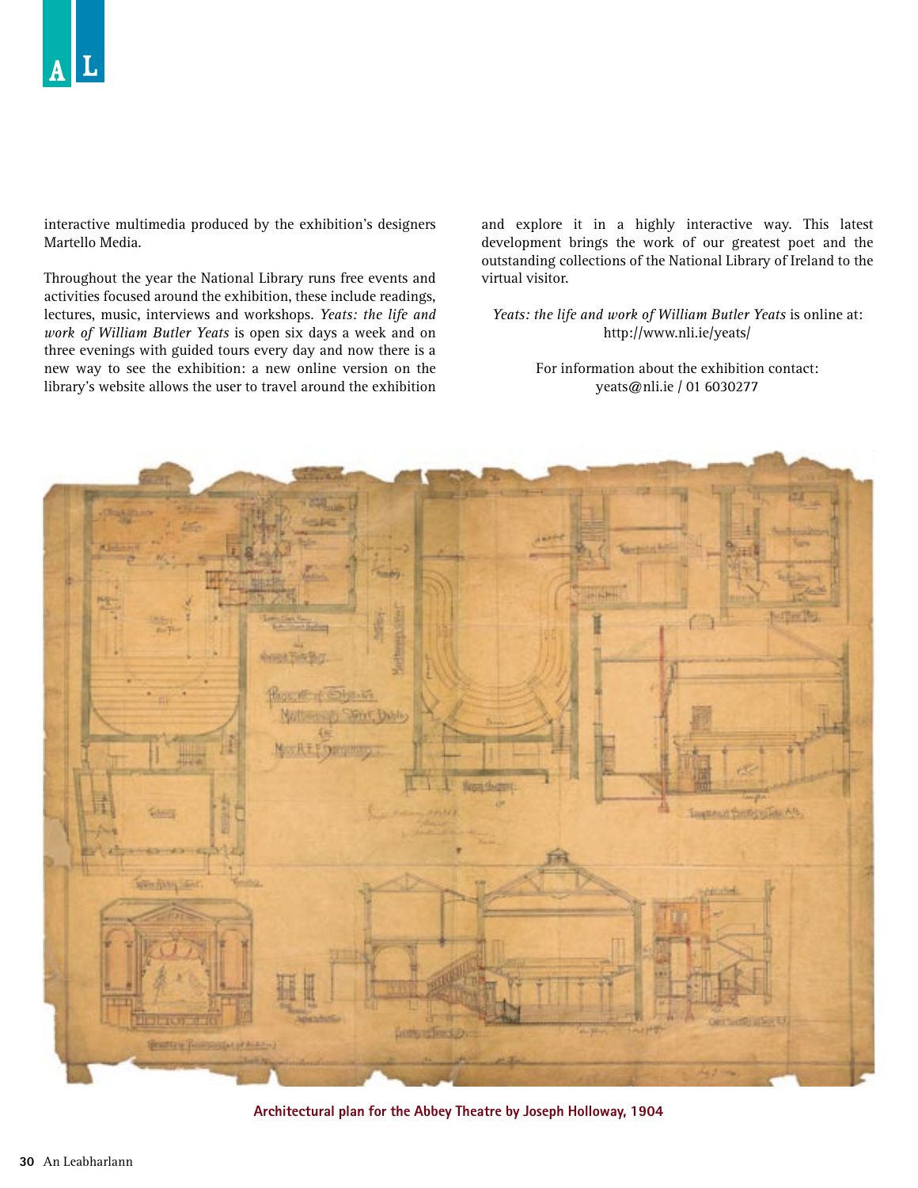interactive multimedia produced by the exhibition's designers Martello Media.

Throughout the year the National Library runs free events and activities focused around the exhibition, these include readings, lectures, music, interviews and workshops. *Yeats: the life and work of William Butler Yeats* is open six days a week and on three evenings with guided tours every day and now there is a new way to see the exhibition: a new online version on the library's website allows the user to travel around the exhibition and explore it in a highly interactive way. This latest development brings the work of our greatest poet and the outstanding collections of the National Library of Ireland to the virtual visitor.

*Yeats: the life and work of William Butler Yeats* is online at: http://www.nli.ie/yeats/

For information about the exhibition contact:
yeats@nli.ie / 01 6030277

**Architectural plan for the Abbey Theatre by Joseph Holloway, 1904**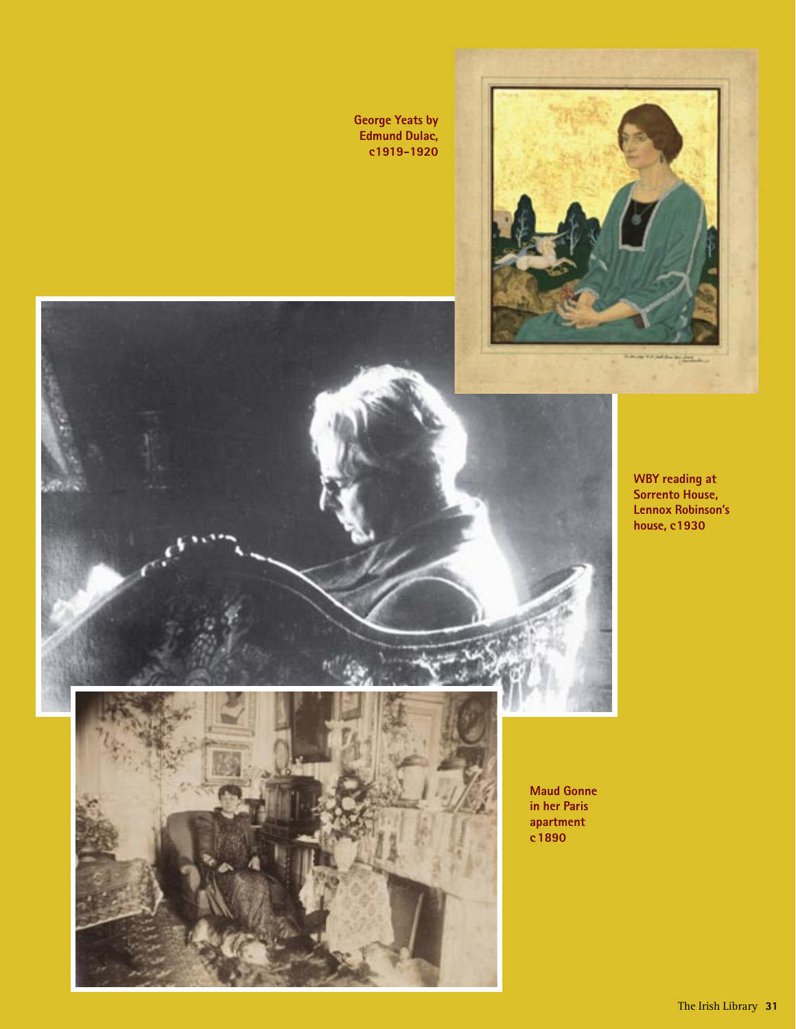George Yeats by Edmund Dulac, c1919-1920

WBY reading at Sorrento House, Lennox Robinson's house, c1930

Maud Gonne in her Paris apartment c1890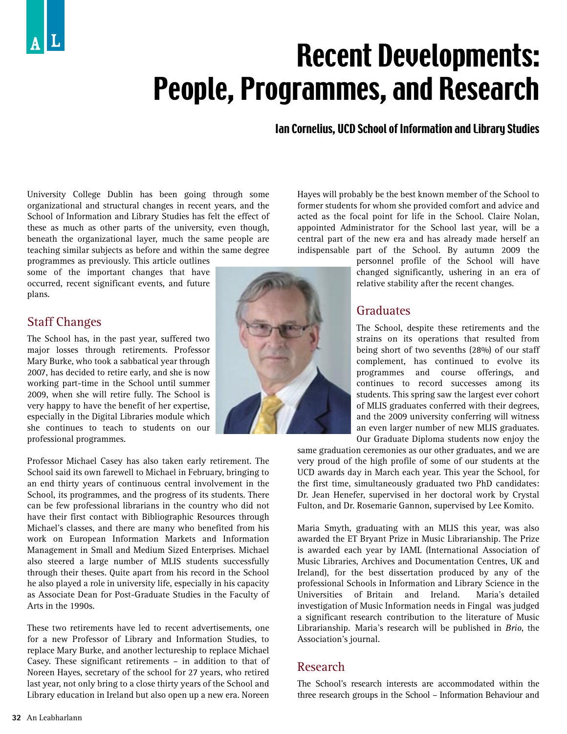# Recent Developments: People, Programmes, and Research

**Ian Cornelius, UCD School of Information and Library Studies**

University College Dublin has been going through some organizational and structural changes in recent years, and the School of Information and Library Studies has felt the effect of these as much as other parts of the university, even though, beneath the organizational layer, much the same people are teaching similar subjects as before and within the same degree programmes as previously. This article outlines some of the important changes that have occurred, recent significant events, and future plans.

## Staff Changes

The School has, in the past year, suffered two major losses through retirements. Professor Mary Burke, who took a sabbatical year through 2007, has decided to retire early, and she is now working part-time in the School until summer 2009, when she will retire fully. The School is very happy to have the benefit of her expertise, especially in the Digital Libraries module which she continues to teach to students on our professional programmes.

Professor Michael Casey has also taken early retirement. The School said its own farewell to Michael in February, bringing to an end thirty years of continuous central involvement in the School, its programmes, and the progress of its students. There can be few professional librarians in the country who did not have their first contact with Bibliographic Resources through Michael's classes, and there are many who benefited from his work on European Information Markets and Information Management in Small and Medium Sized Enterprises. Michael also steered a large number of MLIS students successfully through their theses. Quite apart from his record in the School he also played a role in university life, especially in his capacity as Associate Dean for Post-Graduate Studies in the Faculty of Arts in the 1990s.

These two retirements have led to recent advertisements, one for a new Professor of Library and Information Studies, to replace Mary Burke, and another lectureship to replace Michael Casey. These significant retirements – in addition to that of Noreen Hayes, secretary of the school for 27 years, who retired last year, not only bring to a close thirty years of the School and Library education in Ireland but also open up a new era. Noreen Hayes will probably be the best known member of the School to former students for whom she provided comfort and advice and acted as the focal point for life in the School. Claire Nolan, appointed Administrator for the School last year, will be a central part of the new era and has already made herself an indispensable part of the School. By autumn 2009 the personnel profile of the School will have changed significantly, ushering in an era of relative stability after the recent changes.

## Graduates

The School, despite these retirements and the strains on its operations that resulted from being short of two sevenths (28%) of our staff complement, has continued to evolve its programmes and course offerings, and continues to record successes among its students. This spring saw the largest ever cohort of MLIS graduates conferred with their degrees, and the 2009 university conferring will witness an even larger number of new MLIS graduates. Our Graduate Diploma students now enjoy the same graduation ceremonies as our other graduates, and we are very proud of the high profile of some of our students at the UCD awards day in March each year. This year the School, for the first time, simultaneously graduated two PhD candidates: Dr. Jean Henefer, supervised in her doctoral work by Crystal Fulton, and Dr. Rosemarie Gannon, supervised by Lee Komito.

Maria Smyth, graduating with an MLIS this year, was also awarded the ET Bryant Prize in Music Librarianship. The Prize is awarded each year by IAML (International Association of Music Libraries, Archives and Documentation Centres, UK and Ireland), for the best dissertation produced by any of the professional Schools in Information and Library Science in the Universities of Britain and Ireland. Maria's detailed investigation of Music Information needs in Fingal was judged a significant research contribution to the literature of Music Librarianship. Maria's research will be published in *Brio*, the Association's journal.

## Research

The School's research interests are accommodated within the three research groups in the School – Information Behaviour and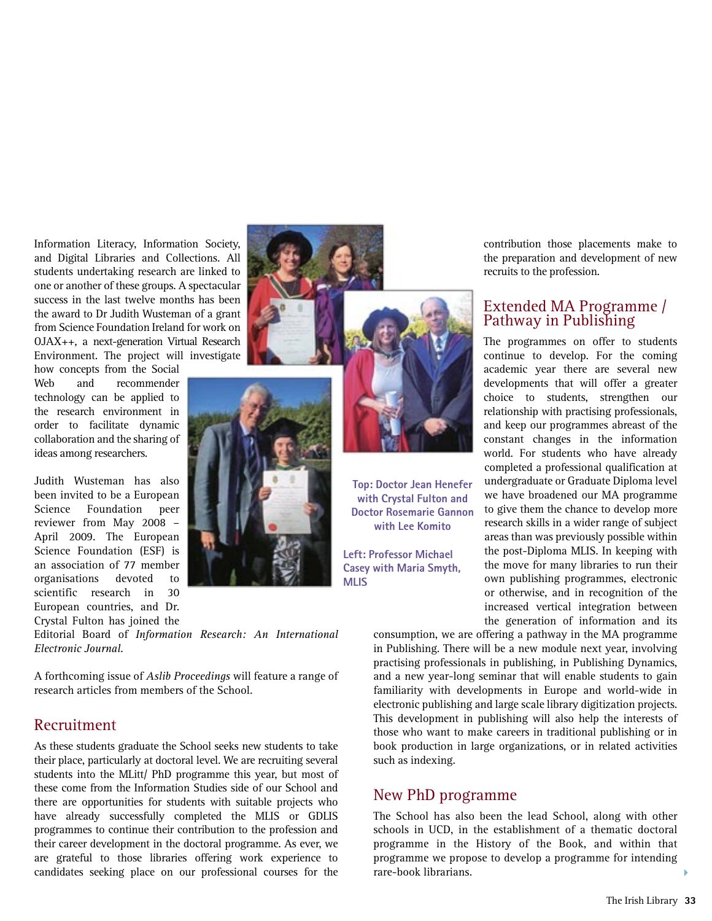Information Literacy, Information Society, and Digital Libraries and Collections. All students undertaking research are linked to one or another of these groups. A spectacular success in the last twelve months has been the award to Dr Judith Wusteman of a grant from Science Foundation Ireland for work on OJAX++, a next-generation Virtual Research Environment. The project will investigate how concepts from the Social Web and recommender technology can be applied to the research environment in order to facilitate dynamic collaboration and the sharing of ideas among researchers.

Judith Wusteman has also been invited to be a European Science Foundation peer reviewer from May 2008 – April 2009. The European Science Foundation (ESF) is an association of 77 member organisations devoted to scientific research in 30 European countries, and Dr. Crystal Fulton has joined the Editorial Board of *Information Research: An International Electronic Journal.*

A forthcoming issue of *Aslib Proceedings* will feature a range of research articles from members of the School.

Top: Doctor Jean Henefer with Crystal Fulton and Doctor Rosemarie Gannon with Lee Komito

Left: Professor Michael Casey with Maria Smyth, MLIS

## Recruitment

As these students graduate the School seeks new students to take their place, particularly at doctoral level. We are recruiting several students into the MLitt/ PhD programme this year, but most of these come from the Information Studies side of our School and there are opportunities for students with suitable projects who have already successfully completed the MLIS or GDLIS programmes to continue their contribution to the profession and their career development in the doctoral programme. As ever, we are grateful to those libraries offering work experience to candidates seeking place on our professional courses for the contribution those placements make to the preparation and development of new recruits to the profession.

## Extended MA Programme / Pathway in Publishing

The programmes on offer to students continue to develop. For the coming academic year there are several new developments that will offer a greater choice to students, strengthen our relationship with practising professionals, and keep our programmes abreast of the constant changes in the information world. For students who have already completed a professional qualification at undergraduate or Graduate Diploma level we have broadened our MA programme to give them the chance to develop more research skills in a wider range of subject areas than was previously possible within the post-Diploma MLIS. In keeping with the move for many libraries to run their own publishing programmes, electronic or otherwise, and in recognition of the increased vertical integration between the generation of information and its consumption, we are offering a pathway in the MA programme in Publishing. There will be a new module next year, involving practising professionals in publishing, in Publishing Dynamics, and a new year-long seminar that will enable students to gain familiarity with developments in Europe and world-wide in electronic publishing and large scale library digitization projects. This development in publishing will also help the interests of those who want to make careers in traditional publishing or in book production in large organizations, or in related activities such as indexing.

## New PhD programme

The School has also been the lead School, along with other schools in UCD, in the establishment of a thematic doctoral programme in the History of the Book, and within that programme we propose to develop a programme for intending rare-book librarians.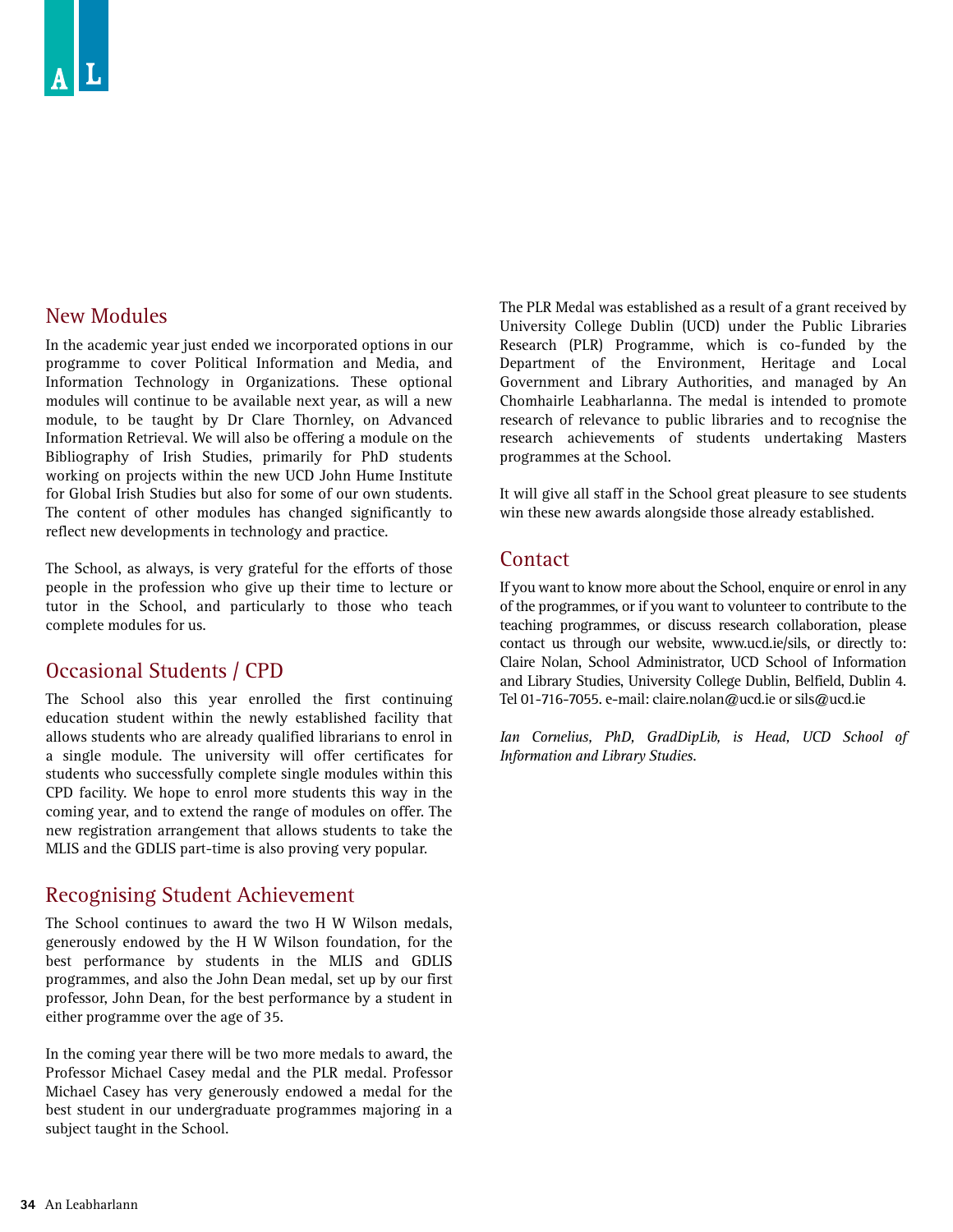## New Modules

In the academic year just ended we incorporated options in our programme to cover Political Information and Media, and Information Technology in Organizations. These optional modules will continue to be available next year, as will a new module, to be taught by Dr Clare Thornley, on Advanced Information Retrieval. We will also be offering a module on the Bibliography of Irish Studies, primarily for PhD students working on projects within the new UCD John Hume Institute for Global Irish Studies but also for some of our own students. The content of other modules has changed significantly to reflect new developments in technology and practice.

The School, as always, is very grateful for the efforts of those people in the profession who give up their time to lecture or tutor in the School, and particularly to those who teach complete modules for us.

## Occasional Students / CPD

The School also this year enrolled the first continuing education student within the newly established facility that allows students who are already qualified librarians to enrol in a single module. The university will offer certificates for students who successfully complete single modules within this CPD facility. We hope to enrol more students this way in the coming year, and to extend the range of modules on offer. The new registration arrangement that allows students to take the MLIS and the GDLIS part-time is also proving very popular.

## Recognising Student Achievement

The School continues to award the two H W Wilson medals, generously endowed by the H W Wilson foundation, for the best performance by students in the MLIS and GDLIS programmes, and also the John Dean medal, set up by our first professor, John Dean, for the best performance by a student in either programme over the age of 35.

In the coming year there will be two more medals to award, the Professor Michael Casey medal and the PLR medal. Professor Michael Casey has very generously endowed a medal for the best student in our undergraduate programmes majoring in a subject taught in the School.

The PLR Medal was established as a result of a grant received by University College Dublin (UCD) under the Public Libraries Research (PLR) Programme, which is co-funded by the Department of the Environment, Heritage and Local Government and Library Authorities, and managed by An Chomhairle Leabharlanna. The medal is intended to promote research of relevance to public libraries and to recognise the research achievements of students undertaking Masters programmes at the School.

It will give all staff in the School great pleasure to see students win these new awards alongside those already established.

## Contact

If you want to know more about the School, enquire or enrol in any of the programmes, or if you want to volunteer to contribute to the teaching programmes, or discuss research collaboration, please contact us through our website, www.ucd.ie/sils, or directly to: Claire Nolan, School Administrator, UCD School of Information and Library Studies, University College Dublin, Belfield, Dublin 4. Tel 01-716-7055. e-mail: claire.nolan@ucd.ie or sils@ucd.ie

*Ian Cornelius, PhD, GradDipLib, is Head, UCD School of Information and Library Studies.*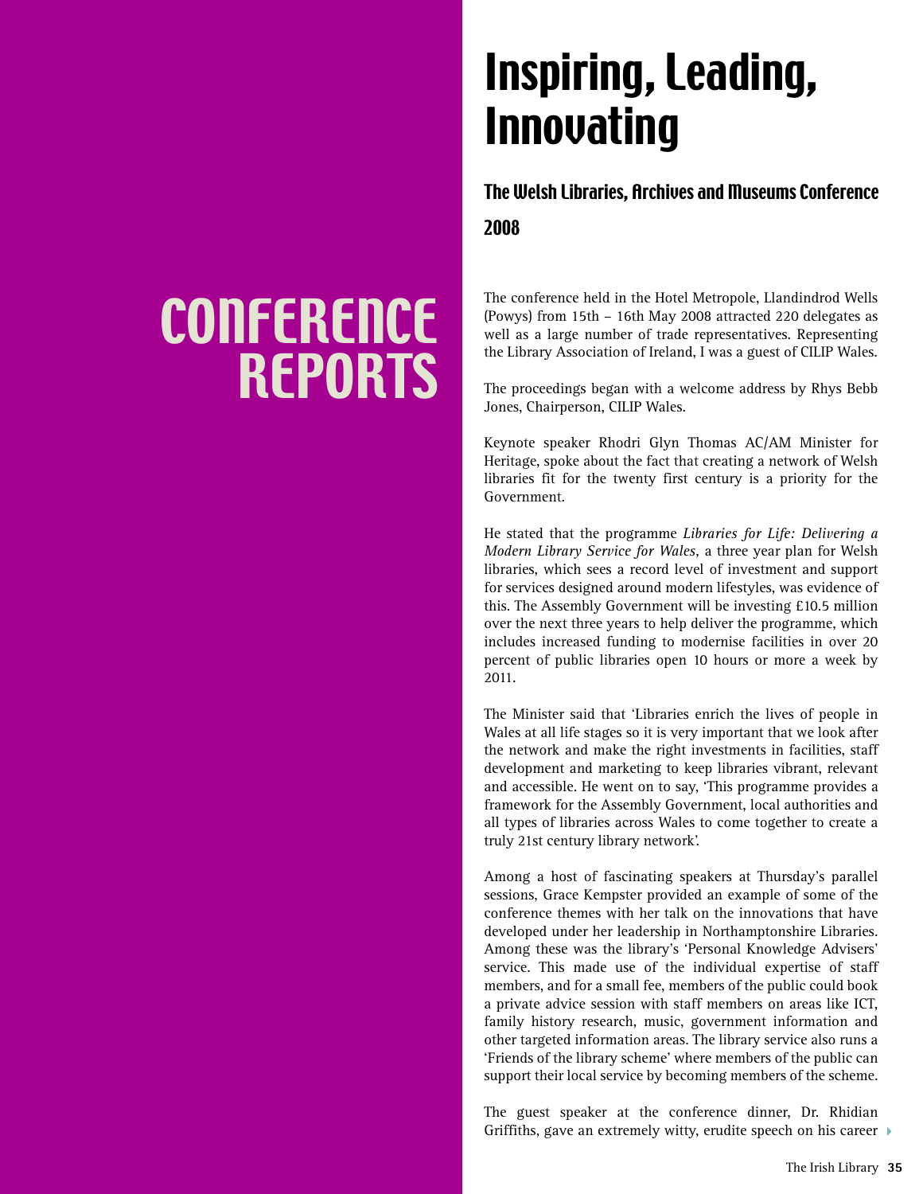# CONFERENCE REPORTS

# Inspiring, Leading, Innovating

## The Welsh Libraries, Archives and Museums Conference 2008

The conference held in the Hotel Metropole, Llandindrod Wells (Powys) from 15th – 16th May 2008 attracted 220 delegates as well as a large number of trade representatives. Representing the Library Association of Ireland, I was a guest of CILIP Wales.

The proceedings began with a welcome address by Rhys Bebb Jones, Chairperson, CILIP Wales.

Keynote speaker Rhodri Glyn Thomas AC/AM Minister for Heritage, spoke about the fact that creating a network of Welsh libraries fit for the twenty first century is a priority for the Government.

He stated that the programme *Libraries for Life: Delivering a Modern Library Service for Wales,* a three year plan for Welsh libraries, which sees a record level of investment and support for services designed around modern lifestyles, was evidence of this. The Assembly Government will be investing £10.5 million over the next three years to help deliver the programme, which includes increased funding to modernise facilities in over 20 percent of public libraries open 10 hours or more a week by 2011.

The Minister said that 'Libraries enrich the lives of people in Wales at all life stages so it is very important that we look after the network and make the right investments in facilities, staff development and marketing to keep libraries vibrant, relevant and accessible. He went on to say, 'This programme provides a framework for the Assembly Government, local authorities and all types of libraries across Wales to come together to create a truly 21st century library network'.

Among a host of fascinating speakers at Thursday's parallel sessions, Grace Kempster provided an example of some of the conference themes with her talk on the innovations that have developed under her leadership in Northamptonshire Libraries. Among these was the library's 'Personal Knowledge Advisers' service. This made use of the individual expertise of staff members, and for a small fee, members of the public could book a private advice session with staff members on areas like ICT, family history research, music, government information and other targeted information areas. The library service also runs a 'Friends of the library scheme' where members of the public can support their local service by becoming members of the scheme.

The guest speaker at the conference dinner, Dr. Rhidian Griffiths, gave an extremely witty, erudite speech on his career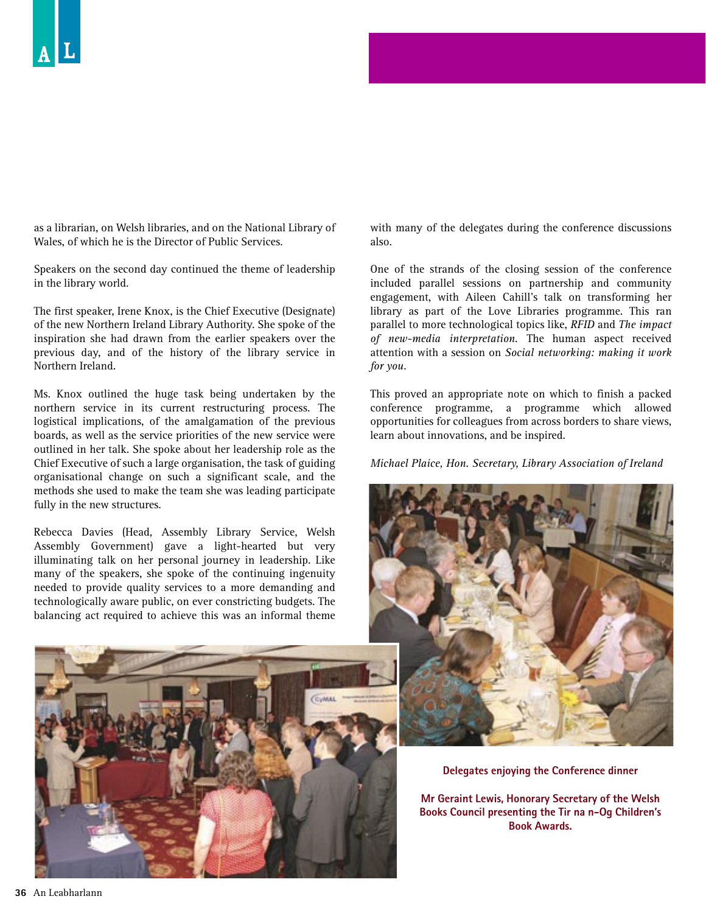as a librarian, on Welsh libraries, and on the National Library of Wales, of which he is the Director of Public Services.

Speakers on the second day continued the theme of leadership in the library world.

The first speaker, Irene Knox, is the Chief Executive (Designate) of the new Northern Ireland Library Authority. She spoke of the inspiration she had drawn from the earlier speakers over the previous day, and of the history of the library service in Northern Ireland.

Ms. Knox outlined the huge task being undertaken by the northern service in its current restructuring process. The logistical implications, of the amalgamation of the previous boards, as well as the service priorities of the new service were outlined in her talk. She spoke about her leadership role as the Chief Executive of such a large organisation, the task of guiding organisational change on such a significant scale, and the methods she used to make the team she was leading participate fully in the new structures.

Rebecca Davies (Head, Assembly Library Service, Welsh Assembly Government) gave a light-hearted but very illuminating talk on her personal journey in leadership. Like many of the speakers, she spoke of the continuing ingenuity needed to provide quality services to a more demanding and technologically aware public, on ever constricting budgets. The balancing act required to achieve this was an informal theme with many of the delegates during the conference discussions also.

One of the strands of the closing session of the conference included parallel sessions on partnership and community engagement, with Aileen Cahill's talk on transforming her library as part of the Love Libraries programme. This ran parallel to more technological topics like, *RFID* and *The impact of new-media interpretation.* The human aspect received attention with a session on *Social networking: making it work for you*.

This proved an appropriate note on which to finish a packed conference programme, a programme which allowed opportunities for colleagues from across borders to share views, learn about innovations, and be inspired.

*Michael Plaice, Hon. Secretary, Library Association of Ireland*

**Delegates enjoying the Conference dinner**

**Mr Geraint Lewis, Honorary Secretary of the Welsh Books Council presenting the Tir na n-Og Children's Book Awards.**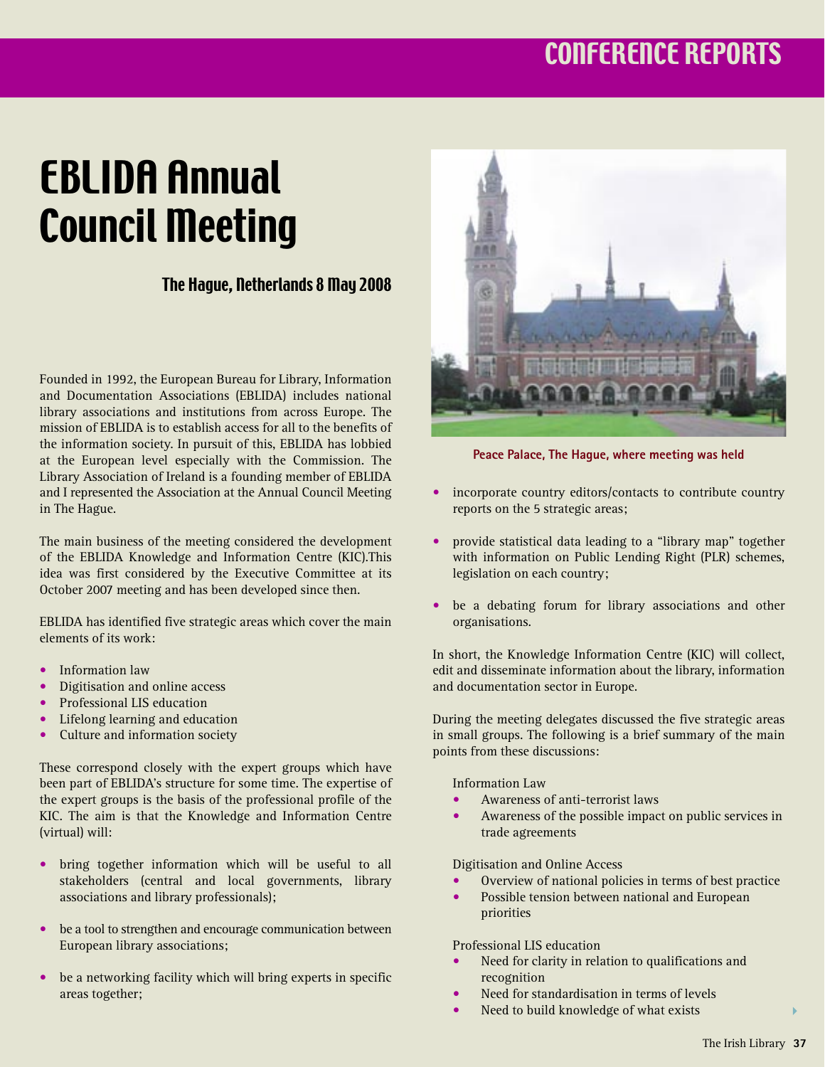# EBLIDA Annual Council Meeting

### The Hague, Netherlands 8 May 2008

Founded in 1992, the European Bureau for Library, Information and Documentation Associations (EBLIDA) includes national library associations and institutions from across Europe. The mission of EBLIDA is to establish access for all to the benefits of the information society. In pursuit of this, EBLIDA has lobbied at the European level especially with the Commission. The Library Association of Ireland is a founding member of EBLIDA and I represented the Association at the Annual Council Meeting in The Hague.

The main business of the meeting considered the development of the EBLIDA Knowledge and Information Centre (KIC).This idea was first considered by the Executive Committee at its October 2007 meeting and has been developed since then.

EBLIDA has identified five strategic areas which cover the main elements of its work:

- Information law
- Digitisation and online access
- Professional LIS education
- Lifelong learning and education
- Culture and information society

These correspond closely with the expert groups which have been part of EBLIDA's structure for some time. The expertise of the expert groups is the basis of the professional profile of the KIC. The aim is that the Knowledge and Information Centre (virtual) will:

- bring together information which will be useful to all stakeholders (central and local governments, library associations and library professionals);
- be a tool to strengthen and encourage communication between European library associations;
- be a networking facility which will bring experts in specific areas together;

Peace Palace, The Hague, where meeting was held

- incorporate country editors/contacts to contribute country reports on the 5 strategic areas;
- provide statistical data leading to a "library map" together with information on Public Lending Right (PLR) schemes, legislation on each country;
- be a debating forum for library associations and other organisations.

In short, the Knowledge Information Centre (KIC) will collect, edit and disseminate information about the library, information and documentation sector in Europe.

During the meeting delegates discussed the five strategic areas in small groups. The following is a brief summary of the main points from these discussions:

Information Law
- Awareness of anti-terrorist laws
- Awareness of the possible impact on public services in trade agreements

Digitisation and Online Access
- Overview of national policies in terms of best practice
- Possible tension between national and European priorities

Professional LIS education
- Need for clarity in relation to qualifications and recognition
- Need for standardisation in terms of levels
- Need to build knowledge of what exists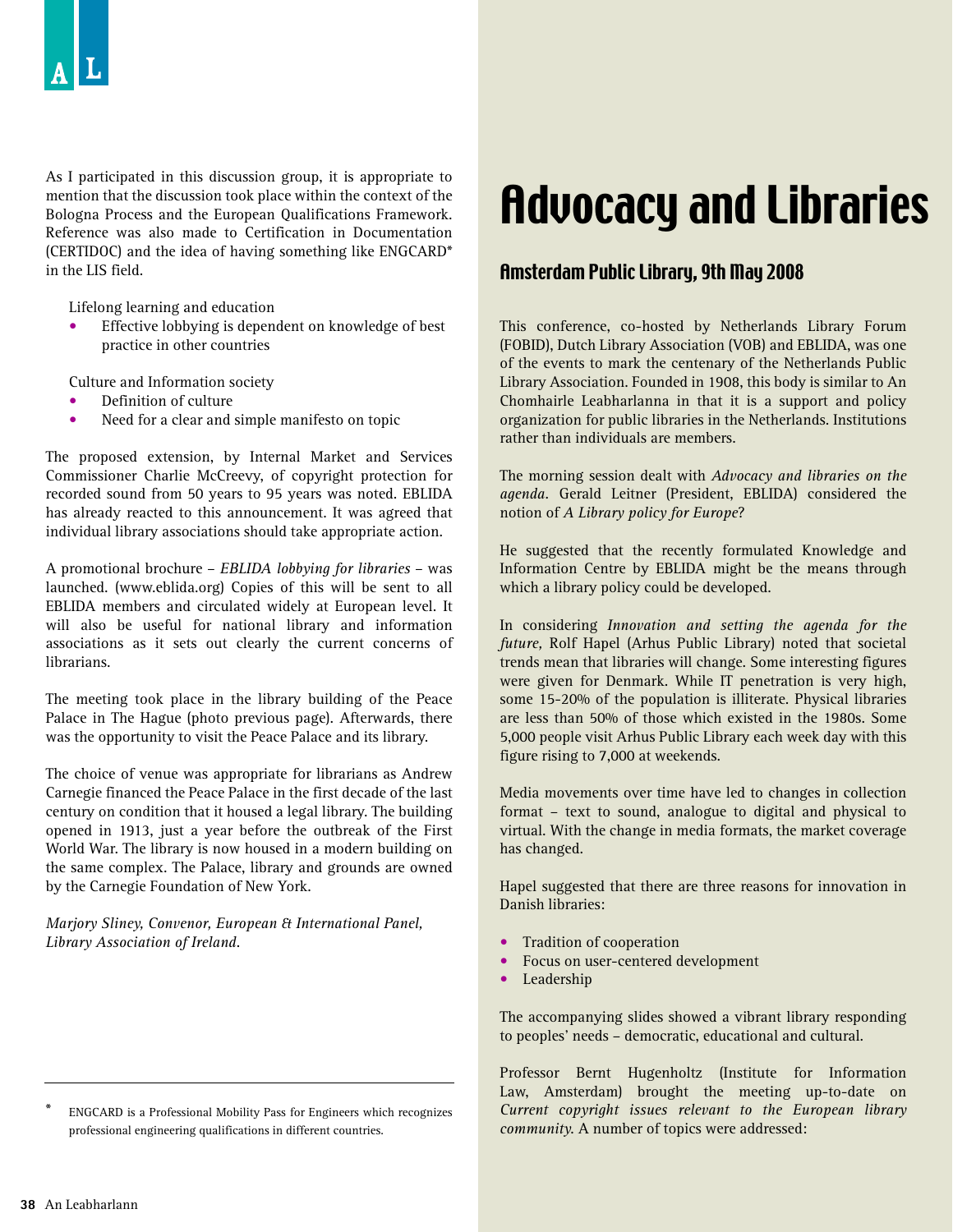As I participated in this discussion group, it is appropriate to mention that the discussion took place within the context of the Bologna Process and the European Qualifications Framework. Reference was also made to Certification in Documentation (CERTIDOC) and the idea of having something like ENGCARD* in the LIS field.

Lifelong learning and education

- Effective lobbying is dependent on knowledge of best practice in other countries

Culture and Information society

- Definition of culture
- Need for a clear and simple manifesto on topic

The proposed extension, by Internal Market and Services Commissioner Charlie McCreevy, of copyright protection for recorded sound from 50 years to 95 years was noted. EBLIDA has already reacted to this announcement. It was agreed that individual library associations should take appropriate action.

A promotional brochure – *EBLIDA lobbying for libraries* – was launched. (www.eblida.org) Copies of this will be sent to all EBLIDA members and circulated widely at European level. It will also be useful for national library and information associations as it sets out clearly the current concerns of librarians.

The meeting took place in the library building of the Peace Palace in The Hague (photo previous page). Afterwards, there was the opportunity to visit the Peace Palace and its library.

The choice of venue was appropriate for librarians as Andrew Carnegie financed the Peace Palace in the first decade of the last century on condition that it housed a legal library. The building opened in 1913, just a year before the outbreak of the First World War. The library is now housed in a modern building on the same complex. The Palace, library and grounds are owned by the Carnegie Foundation of New York.

*Marjory Sliney, Convenor, European & International Panel, Library Association of Ireland.*

* ENGCARD is a Professional Mobility Pass for Engineers which recognizes professional engineering qualifications in different countries.

# Advocacy and Libraries

## Amsterdam Public Library, 9th May 2008

This conference, co-hosted by Netherlands Library Forum (FOBID), Dutch Library Association (VOB) and EBLIDA, was one of the events to mark the centenary of the Netherlands Public Library Association. Founded in 1908, this body is similar to An Chomhairle Leabharlanna in that it is a support and policy organization for public libraries in the Netherlands. Institutions rather than individuals are members.

The morning session dealt with *Advocacy and libraries on the agenda*. Gerald Leitner (President, EBLIDA) considered the notion of *A Library policy for Europe*?

He suggested that the recently formulated Knowledge and Information Centre by EBLIDA might be the means through which a library policy could be developed.

In considering *Innovation and setting the agenda for the future,* Rolf Hapel (Arhus Public Library) noted that societal trends mean that libraries will change. Some interesting figures were given for Denmark. While IT penetration is very high, some 15-20% of the population is illiterate. Physical libraries are less than 50% of those which existed in the 1980s. Some 5,000 people visit Arhus Public Library each week day with this figure rising to 7,000 at weekends.

Media movements over time have led to changes in collection format – text to sound, analogue to digital and physical to virtual. With the change in media formats, the market coverage has changed.

Hapel suggested that there are three reasons for innovation in Danish libraries:

- Tradition of cooperation
- Focus on user-centered development
- Leadership

The accompanying slides showed a vibrant library responding to peoples' needs – democratic, educational and cultural.

Professor Bernt Hugenholtz (Institute for Information Law, Amsterdam) brought the meeting up-to-date on *Current copyright issues relevant to the European library community.* A number of topics were addressed: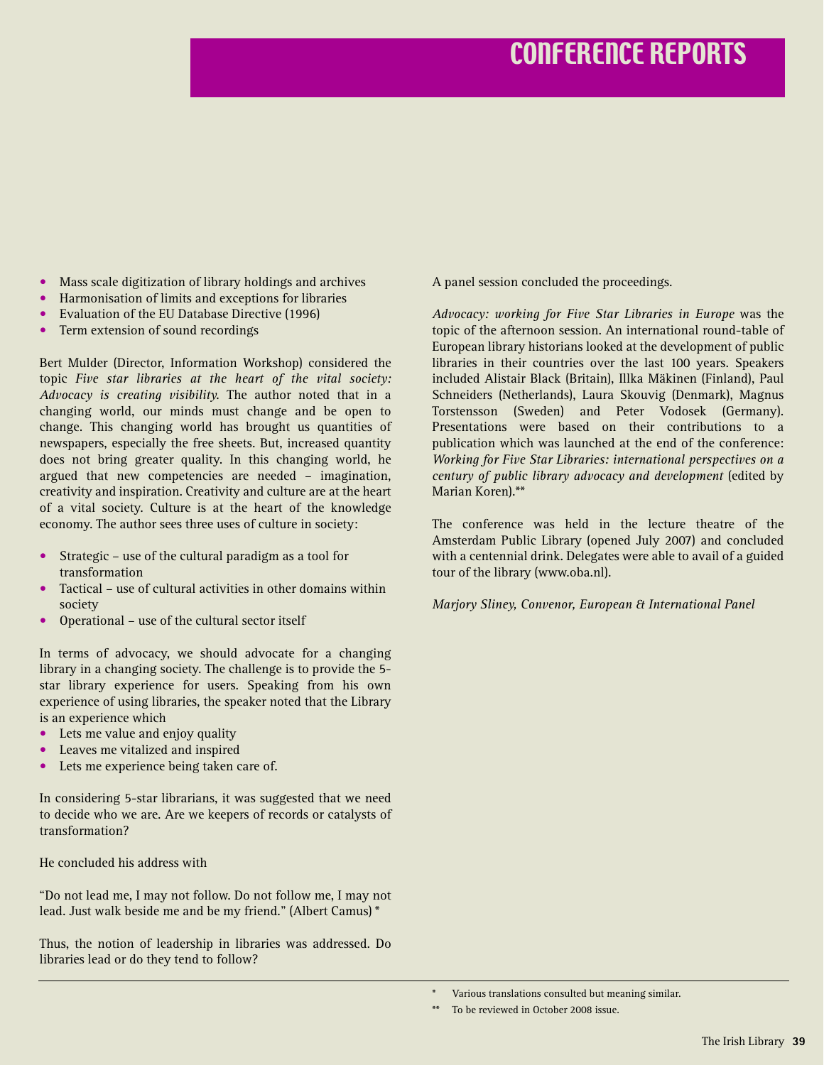# CONFERENCE REPORTS

- Mass scale digitization of library holdings and archives
- Harmonisation of limits and exceptions for libraries
- Evaluation of the EU Database Directive (1996)
- Term extension of sound recordings

Bert Mulder (Director, Information Workshop) considered the topic *Five star libraries at the heart of the vital society: Advocacy is creating visibility.* The author noted that in a changing world, our minds must change and be open to change. This changing world has brought us quantities of newspapers, especially the free sheets. But, increased quantity does not bring greater quality. In this changing world, he argued that new competencies are needed – imagination, creativity and inspiration. Creativity and culture are at the heart of a vital society. Culture is at the heart of the knowledge economy. The author sees three uses of culture in society:

- Strategic – use of the cultural paradigm as a tool for transformation
- Tactical – use of cultural activities in other domains within society
- Operational – use of the cultural sector itself

In terms of advocacy, we should advocate for a changing library in a changing society. The challenge is to provide the 5-star library experience for users. Speaking from his own experience of using libraries, the speaker noted that the Library is an experience which

- Lets me value and enjoy quality
- Leaves me vitalized and inspired
- Lets me experience being taken care of.

In considering 5-star librarians, it was suggested that we need to decide who we are. Are we keepers of records or catalysts of transformation?

He concluded his address with

"Do not lead me, I may not follow. Do not follow me, I may not lead. Just walk beside me and be my friend." (Albert Camus) *

Thus, the notion of leadership in libraries was addressed. Do libraries lead or do they tend to follow?

A panel session concluded the proceedings.

*Advocacy: working for Five Star Libraries in Europe* was the topic of the afternoon session. An international round-table of European library historians looked at the development of public libraries in their countries over the last 100 years. Speakers included Alistair Black (Britain), Illka Mäkinen (Finland), Paul Schneiders (Netherlands), Laura Skouvig (Denmark), Magnus Torstensson (Sweden) and Peter Vodosek (Germany). Presentations were based on their contributions to a publication which was launched at the end of the conference: *Working for Five Star Libraries: international perspectives on a century of public library advocacy and development* (edited by Marian Koren).**

The conference was held in the lecture theatre of the Amsterdam Public Library (opened July 2007) and concluded with a centennial drink. Delegates were able to avail of a guided tour of the library (www.oba.nl).

*Marjory Sliney, Convenor, European & International Panel*

---

\* Various translations consulted but meaning similar.

\** To be reviewed in October 2008 issue.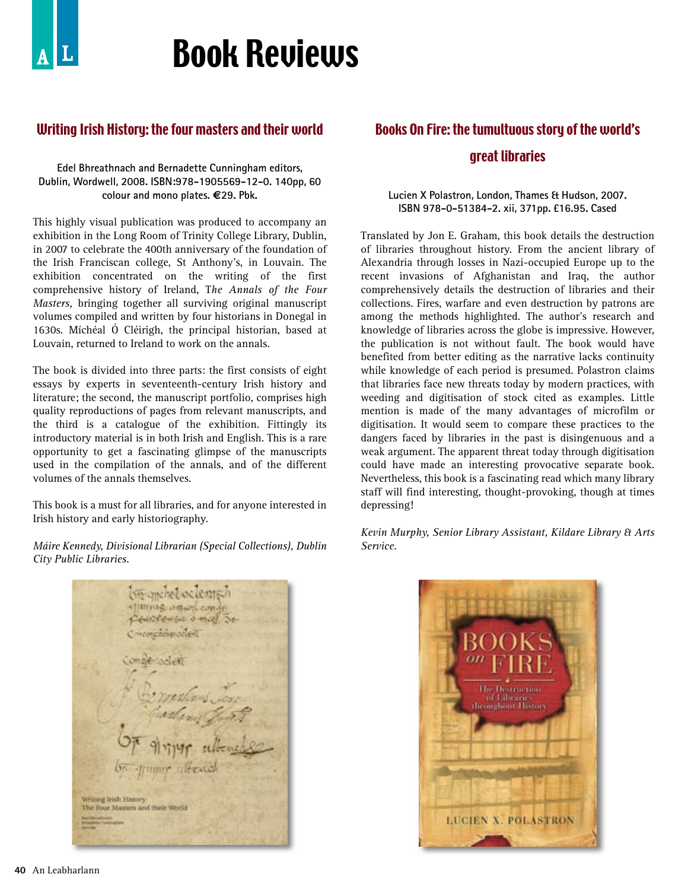# Book Reviews

## Writing Irish History: the four masters and their world

**Edel Bhreathnach and Bernadette Cunningham editors, Dublin, Wordwell, 2008. ISBN:978-1905569-12-0. 140pp, 60 colour and mono plates. €29. Pbk.**

This highly visual publication was produced to accompany an exhibition in the Long Room of Trinity College Library, Dublin, in 2007 to celebrate the 400th anniversary of the foundation of the Irish Franciscan college, St Anthony's, in Louvain. The exhibition concentrated on the writing of the first comprehensive history of Ireland, T*he Annals of the Four Masters*, bringing together all surviving original manuscript volumes compiled and written by four historians in Donegal in 1630s. Míchéal Ó Cléirigh, the principal historian, based at Louvain, returned to Ireland to work on the annals.

The book is divided into three parts: the first consists of eight essays by experts in seventeenth-century Irish history and literature; the second, the manuscript portfolio, comprises high quality reproductions of pages from relevant manuscripts, and the third is a catalogue of the exhibition. Fittingly its introductory material is in both Irish and English. This is a rare opportunity to get a fascinating glimpse of the manuscripts used in the compilation of the annals, and of the different volumes of the annals themselves.

This book is a must for all libraries, and for anyone interested in Irish history and early historiography.

*Máire Kennedy, Divisional Librarian (Special Collections), Dublin City Public Libraries.*

## Books On Fire: the tumultuous story of the world's great libraries

**Lucien X Polastron, London, Thames & Hudson, 2007. ISBN 978-0-51384-2. xii, 371pp. £16.95. Cased**

Translated by Jon E. Graham, this book details the destruction of libraries throughout history. From the ancient library of Alexandria through losses in Nazi-occupied Europe up to the recent invasions of Afghanistan and Iraq, the author comprehensively details the destruction of libraries and their collections. Fires, warfare and even destruction by patrons are among the methods highlighted. The author's research and knowledge of libraries across the globe is impressive. However, the publication is not without fault. The book would have benefited from better editing as the narrative lacks continuity while knowledge of each period is presumed. Polastron claims that libraries face new threats today by modern practices, with weeding and digitisation of stock cited as examples. Little mention is made of the many advantages of microfilm or digitisation. It would seem to compare these practices to the dangers faced by libraries in the past is disingenuous and a weak argument. The apparent threat today through digitisation could have made an interesting provocative separate book. Nevertheless, this book is a fascinating read which many library staff will find interesting, thought-provoking, though at times depressing!

*Kevin Murphy, Senior Library Assistant, Kildare Library & Arts Service.*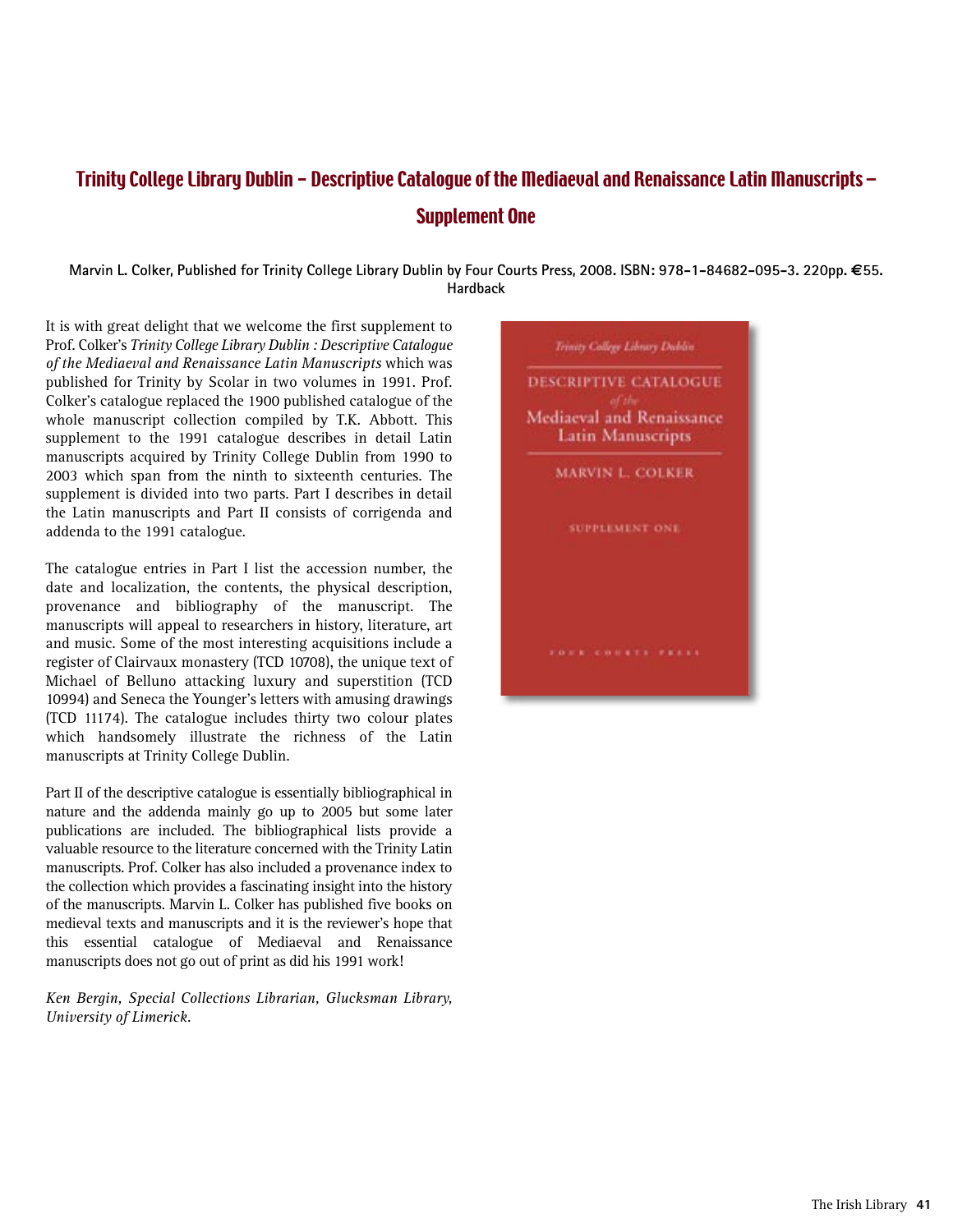# Trinity College Library Dublin – Descriptive Catalogue of the Mediaeval and Renaissance Latin Manuscripts – Supplement One

**Marvin L. Colker, Published for Trinity College Library Dublin by Four Courts Press, 2008. ISBN: 978-1-84682-095-3. 220pp. €55. Hardback**

It is with great delight that we welcome the first supplement to Prof. Colker's *Trinity College Library Dublin : Descriptive Catalogue of the Mediaeval and Renaissance Latin Manuscripts* which was published for Trinity by Scolar in two volumes in 1991. Prof. Colker's catalogue replaced the 1900 published catalogue of the whole manuscript collection compiled by T.K. Abbott. This supplement to the 1991 catalogue describes in detail Latin manuscripts acquired by Trinity College Dublin from 1990 to 2003 which span from the ninth to sixteenth centuries. The supplement is divided into two parts. Part I describes in detail the Latin manuscripts and Part II consists of corrigenda and addenda to the 1991 catalogue.

The catalogue entries in Part I list the accession number, the date and localization, the contents, the physical description, provenance and bibliography of the manuscript. The manuscripts will appeal to researchers in history, literature, art and music. Some of the most interesting acquisitions include a register of Clairvaux monastery (TCD 10708), the unique text of Michael of Belluno attacking luxury and superstition (TCD 10994) and Seneca the Younger's letters with amusing drawings (TCD 11174). The catalogue includes thirty two colour plates which handsomely illustrate the richness of the Latin manuscripts at Trinity College Dublin.

Part II of the descriptive catalogue is essentially bibliographical in nature and the addenda mainly go up to 2005 but some later publications are included. The bibliographical lists provide a valuable resource to the literature concerned with the Trinity Latin manuscripts. Prof. Colker has also included a provenance index to the collection which provides a fascinating insight into the history of the manuscripts. Marvin L. Colker has published five books on medieval texts and manuscripts and it is the reviewer's hope that this essential catalogue of Mediaeval and Renaissance manuscripts does not go out of print as did his 1991 work!

*Ken Bergin, Special Collections Librarian, Glucksman Library, University of Limerick.*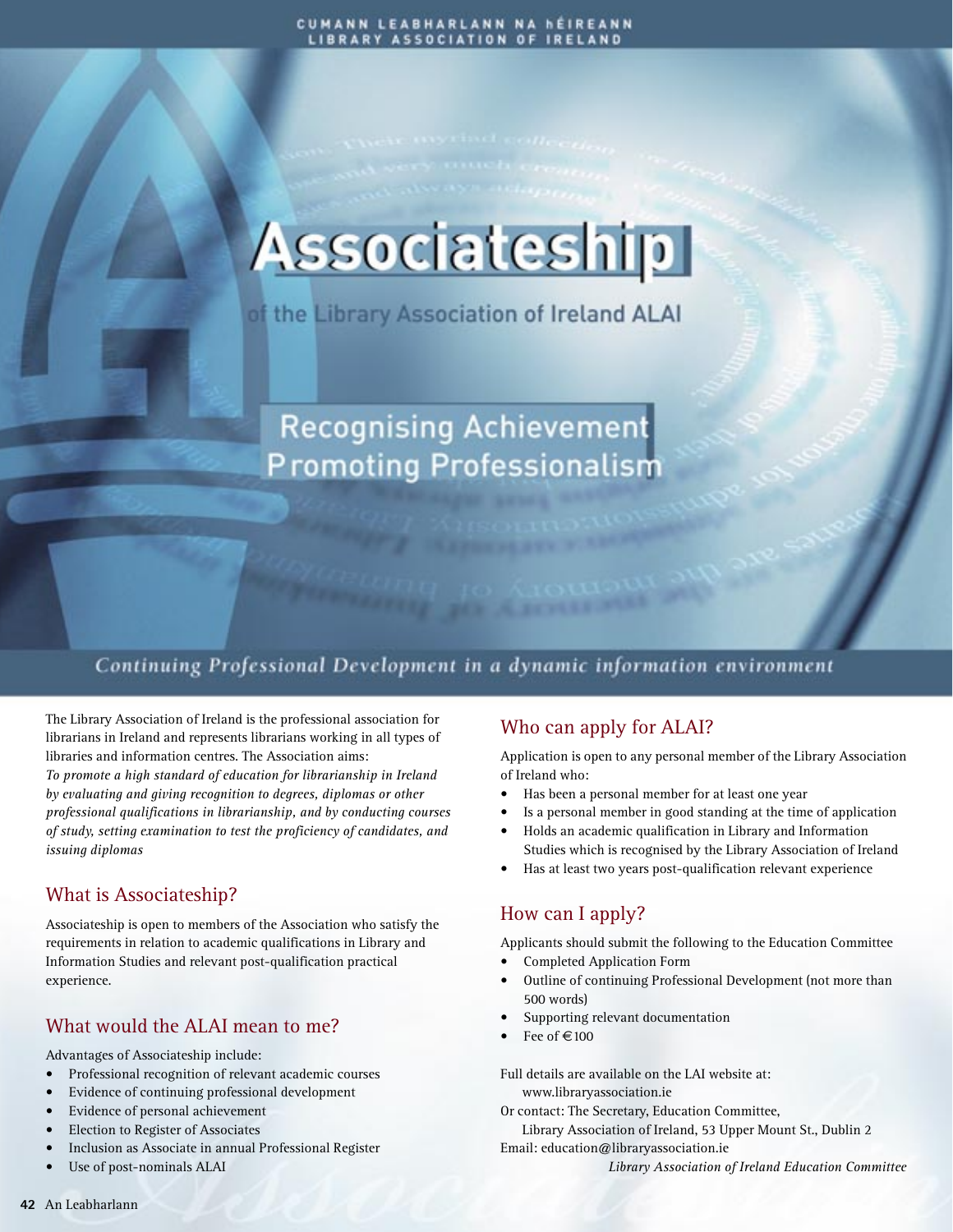CUMANN LEABHARLANN NA hÉIREANN
LIBRARY ASSOCIATION OF IRELAND

# Associateship

## of the Library Association of Ireland ALAI

## Recognising Achievement
## Promoting Professionalism

*Continuing Professional Development in a dynamic information environment*

The Library Association of Ireland is the professional association for librarians in Ireland and represents librarians working in all types of libraries and information centres. The Association aims:
*To promote a high standard of education for librarianship in Ireland by evaluating and giving recognition to degrees, diplomas or other professional qualifications in librarianship, and by conducting courses of study, setting examination to test the proficiency of candidates, and issuing diplomas*

### What is Associateship?

Associateship is open to members of the Association who satisfy the requirements in relation to academic qualifications in Library and Information Studies and relevant post-qualification practical experience.

### What would the ALAI mean to me?

Advantages of Associateship include:

- Professional recognition of relevant academic courses
- Evidence of continuing professional development
- Evidence of personal achievement
- Election to Register of Associates
- Inclusion as Associate in annual Professional Register
- Use of post-nominals ALAI

### Who can apply for ALAI?

Application is open to any personal member of the Library Association of Ireland who:

- Has been a personal member for at least one year
- Is a personal member in good standing at the time of application
- Holds an academic qualification in Library and Information Studies which is recognised by the Library Association of Ireland
- Has at least two years post-qualification relevant experience

### How can I apply?

Applicants should submit the following to the Education Committee

- Completed Application Form
- Outline of continuing Professional Development (not more than 500 words)
- Supporting relevant documentation
- Fee of €100

Full details are available on the LAI website at:
www.libraryassociation.ie
Or contact: The Secretary, Education Committee,
Library Association of Ireland, 53 Upper Mount St., Dublin 2
Email: education@libraryassociation.ie

*Library Association of Ireland Education Committee*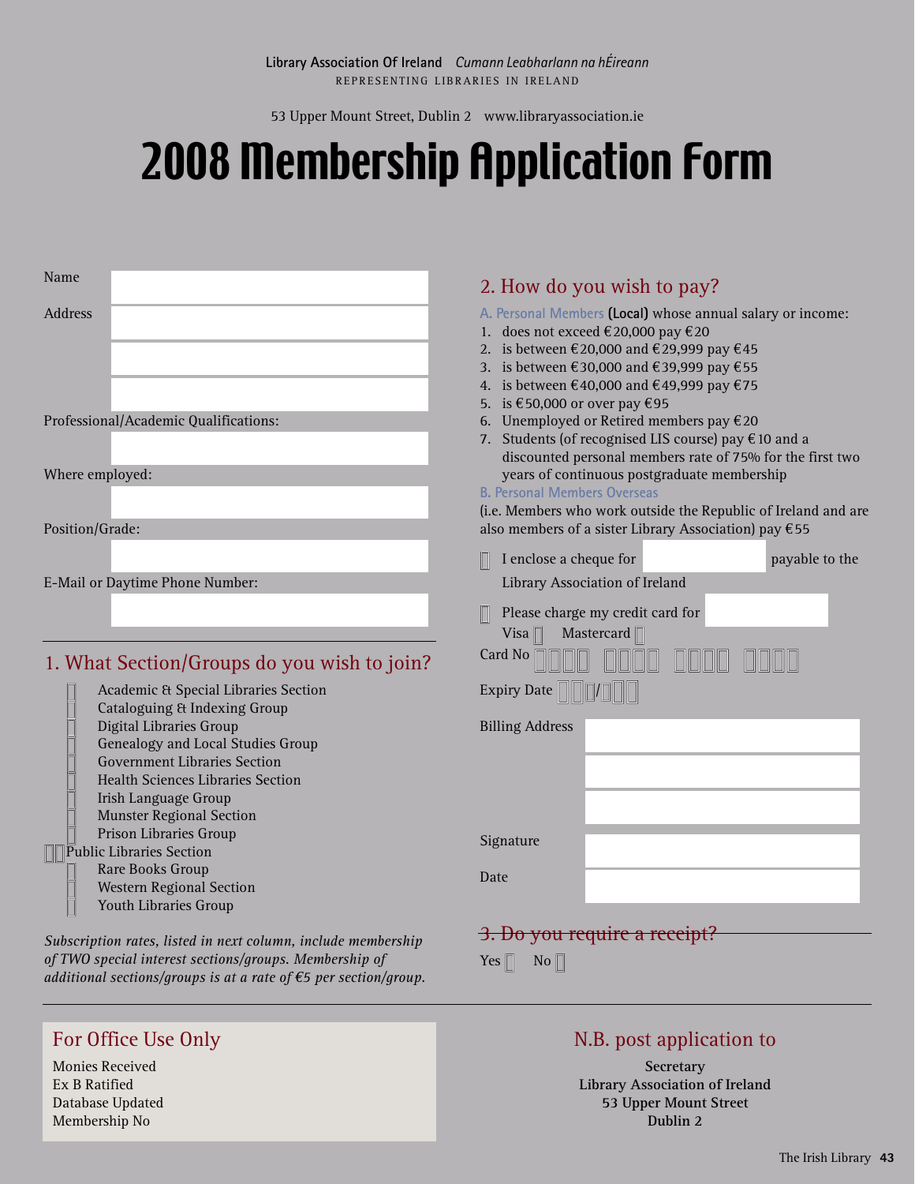Library Association Of Ireland *Cumann Leabharlann na hÉireann*

REPRESENTING LIBRARIES IN IRELAND

53 Upper Mount Street, Dublin 2 www.libraryassociation.ie

# 2008 Membership Application Form

Name

Address

Professional/Academic Qualifications:

Where employed:

Position/Grade:

E-Mail or Daytime Phone Number:

## 1. What Section/Groups do you wish to join?

- Academic & Special Libraries Section
- Cataloguing & Indexing Group
- Digital Libraries Group
- Genealogy and Local Studies Group
- Government Libraries Section
- Health Sciences Libraries Section
- Irish Language Group
- Munster Regional Section
- Prison Libraries Group
- Public Libraries Section
- Rare Books Group
- Western Regional Section
- Youth Libraries Group

*Subscription rates, listed in next column, include membership of TWO special interest sections/groups. Membership of additional sections/groups is at a rate of €5 per section/group.*

## 2. How do you wish to pay?

A. Personal Members **(Local)** whose annual salary or income:

1. does not exceed €20,000 pay €20
2. is between €20,000 and €29,999 pay €45
3. is between €30,000 and €39,999 pay €55
4. is between €40,000 and €49,999 pay €75
5. is €50,000 or over pay €95
6. Unemployed or Retired members pay €20
7. Students (of recognised LIS course) pay €10 and a discounted personal members rate of 75% for the first two years of continuous postgraduate membership

B. Personal Members Overseas

(i.e. Members who work outside the Republic of Ireland and are also members of a sister Library Association) pay €55

I enclose a cheque for ______ payable to the Library Association of Ireland

Please charge my credit card for ______

Visa Mastercard

Card No

Expiry Date /

Billing Address

Signature

Date

## 3. Do you require a receipt?

Yes No

## For Office Use Only

Monies Received
Ex B Ratified
Database Updated
Membership No

## N.B. post application to

**Secretary**
**Library Association of Ireland**
**53 Upper Mount Street**
**Dublin 2**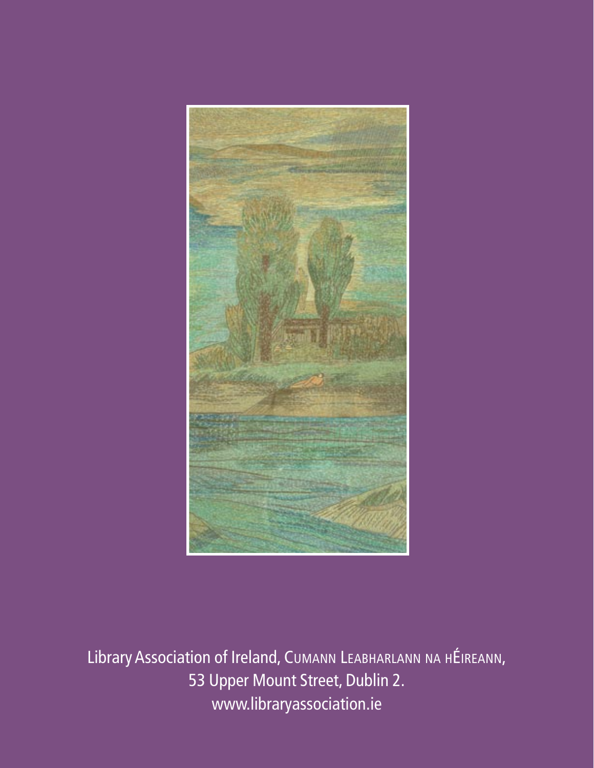Library Association of Ireland, Cumann Leabharlann na hÉireann,
53 Upper Mount Street, Dublin 2.
www.libraryassociation.ie